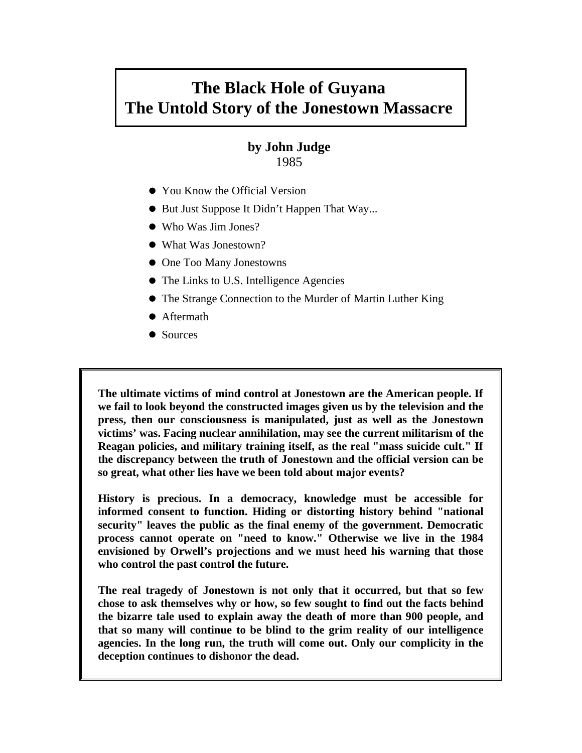# The Black Hole of Guyana
# The Untold Story of the Jonestown Massacre

**by John Judge**
1985

- You Know the Official Version
- But Just Suppose It Didn't Happen That Way...
- Who Was Jim Jones?
- What Was Jonestown?
- One Too Many Jonestowns
- The Links to U.S. Intelligence Agencies
- The Strange Connection to the Murder of Martin Luther King
- Aftermath
- Sources

**The ultimate victims of mind control at Jonestown are the American people. If we fail to look beyond the constructed images given us by the television and the press, then our consciousness is manipulated, just as well as the Jonestown victims' was. Facing nuclear annihilation, may see the current militarism of the Reagan policies, and military training itself, as the real "mass suicide cult." If the discrepancy between the truth of Jonestown and the official version can be so great, what other lies have we been told about major events?**

**History is precious. In a democracy, knowledge must be accessible for informed consent to function. Hiding or distorting history behind "national security" leaves the public as the final enemy of the government. Democratic process cannot operate on "need to know." Otherwise we live in the 1984 envisioned by Orwell's projections and we must heed his warning that those who control the past control the future.**

**The real tragedy of Jonestown is not only that it occurred, but that so few chose to ask themselves why or how, so few sought to find out the facts behind the bizarre tale used to explain away the death of more than 900 people, and that so many will continue to be blind to the grim reality of our intelligence agencies. In the long run, the truth will come out. Only our complicity in the deception continues to dishonor the dead.**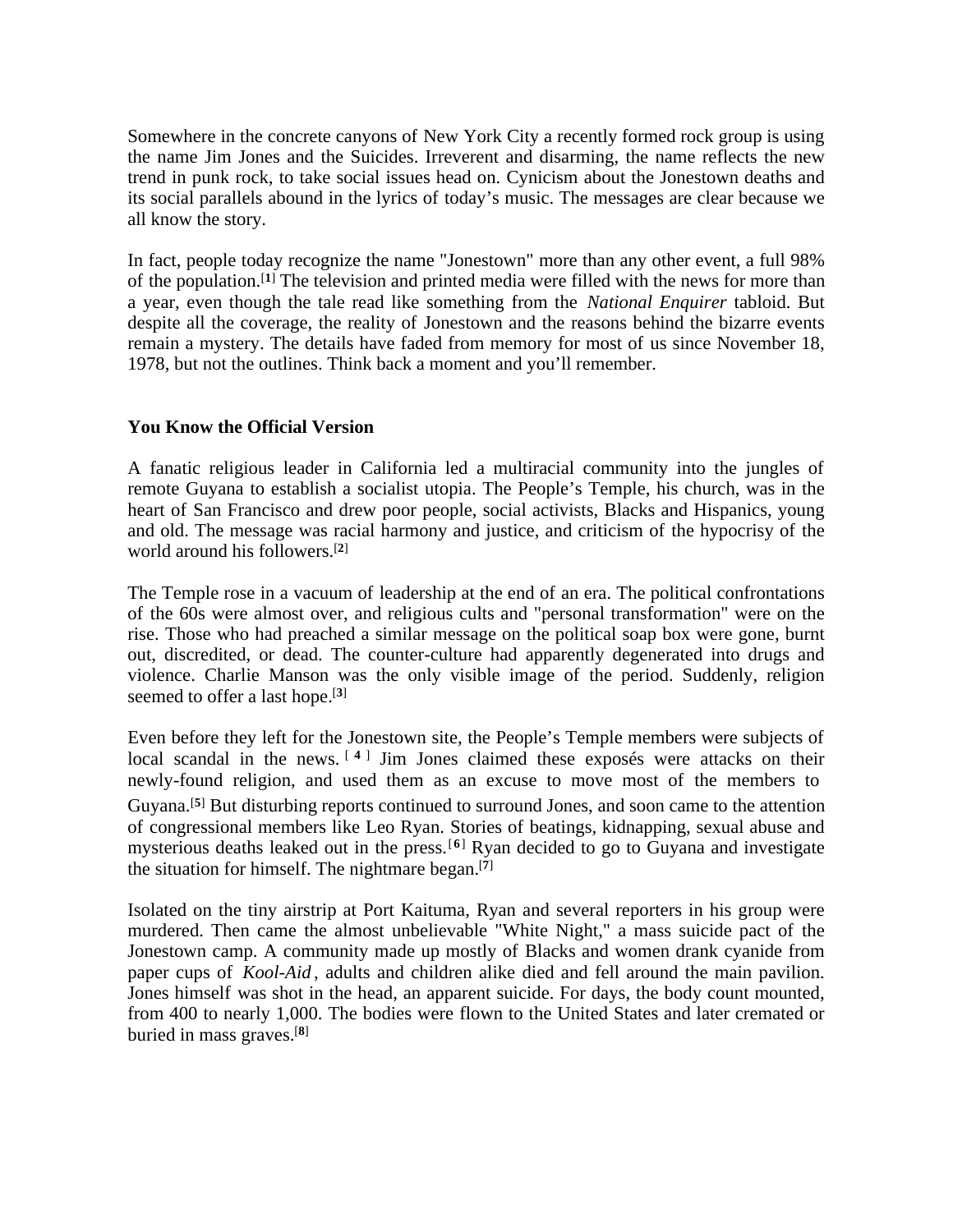Somewhere in the concrete canyons of New York City a recently formed rock group is using the name Jim Jones and the Suicides. Irreverent and disarming, the name reflects the new trend in punk rock, to take social issues head on. Cynicism about the Jonestown deaths and its social parallels abound in the lyrics of today's music. The messages are clear because we all know the story.

In fact, people today recognize the name "Jonestown" more than any other event, a full 98% of the population.[1] The television and printed media were filled with the news for more than a year, even though the tale read like something from the *National Enquirer* tabloid. But despite all the coverage, the reality of Jonestown and the reasons behind the bizarre events remain a mystery. The details have faded from memory for most of us since November 18, 1978, but not the outlines. Think back a moment and you'll remember.

**You Know the Official Version**

A fanatic religious leader in California led a multiracial community into the jungles of remote Guyana to establish a socialist utopia. The People's Temple, his church, was in the heart of San Francisco and drew poor people, social activists, Blacks and Hispanics, young and old. The message was racial harmony and justice, and criticism of the hypocrisy of the world around his followers.[2]

The Temple rose in a vacuum of leadership at the end of an era. The political confrontations of the 60s were almost over, and religious cults and "personal transformation" were on the rise. Those who had preached a similar message on the political soap box were gone, burnt out, discredited, or dead. The counter-culture had apparently degenerated into drugs and violence. Charlie Manson was the only visible image of the period. Suddenly, religion seemed to offer a last hope.[3]

Even before they left for the Jonestown site, the People's Temple members were subjects of local scandal in the news.[4] Jim Jones claimed these exposés were attacks on their newly-found religion, and used them as an excuse to move most of the members to Guyana.[5] But disturbing reports continued to surround Jones, and soon came to the attention of congressional members like Leo Ryan. Stories of beatings, kidnapping, sexual abuse and mysterious deaths leaked out in the press.[6] Ryan decided to go to Guyana and investigate the situation for himself. The nightmare began.[7]

Isolated on the tiny airstrip at Port Kaituma, Ryan and several reporters in his group were murdered. Then came the almost unbelievable "White Night," a mass suicide pact of the Jonestown camp. A community made up mostly of Blacks and women drank cyanide from paper cups of *Kool-Aid*, adults and children alike died and fell around the main pavilion. Jones himself was shot in the head, an apparent suicide. For days, the body count mounted, from 400 to nearly 1,000. The bodies were flown to the United States and later cremated or buried in mass graves.[8]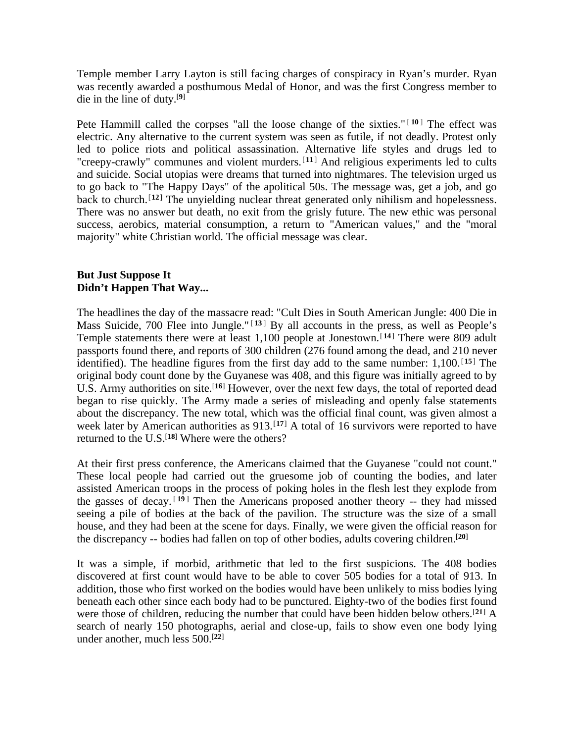Temple member Larry Layton is still facing charges of conspiracy in Ryan's murder. Ryan was recently awarded a posthumous Medal of Honor, and was the first Congress member to die in the line of duty.[9]

Pete Hammill called the corpses "all the loose change of the sixties."[10] The effect was electric. Any alternative to the current system was seen as futile, if not deadly. Protest only led to police riots and political assassination. Alternative life styles and drugs led to "creepy-crawly" communes and violent murders.[11] And religious experiments led to cults and suicide. Social utopias were dreams that turned into nightmares. The television urged us to go back to "The Happy Days" of the apolitical 50s. The message was, get a job, and go back to church.[12] The unyielding nuclear threat generated only nihilism and hopelessness. There was no answer but death, no exit from the grisly future. The new ethic was personal success, aerobics, material consumption, a return to "American values," and the "moral majority" white Christian world. The official message was clear.

**But Just Suppose It**
**Didn't Happen That Way...**

The headlines the day of the massacre read: "Cult Dies in South American Jungle: 400 Die in Mass Suicide, 700 Flee into Jungle."[13] By all accounts in the press, as well as People's Temple statements there were at least 1,100 people at Jonestown.[14] There were 809 adult passports found there, and reports of 300 children (276 found among the dead, and 210 never identified). The headline figures from the first day add to the same number: 1,100.[15] The original body count done by the Guyanese was 408, and this figure was initially agreed to by U.S. Army authorities on site.[16] However, over the next few days, the total of reported dead began to rise quickly. The Army made a series of misleading and openly false statements about the discrepancy. The new total, which was the official final count, was given almost a week later by American authorities as 913.[17] A total of 16 survivors were reported to have returned to the U.S.[18] Where were the others?

At their first press conference, the Americans claimed that the Guyanese "could not count." These local people had carried out the gruesome job of counting the bodies, and later assisted American troops in the process of poking holes in the flesh lest they explode from the gasses of decay.[19] Then the Americans proposed another theory -- they had missed seeing a pile of bodies at the back of the pavilion. The structure was the size of a small house, and they had been at the scene for days. Finally, we were given the official reason for the discrepancy -- bodies had fallen on top of other bodies, adults covering children.[20]

It was a simple, if morbid, arithmetic that led to the first suspicions. The 408 bodies discovered at first count would have to be able to cover 505 bodies for a total of 913. In addition, those who first worked on the bodies would have been unlikely to miss bodies lying beneath each other since each body had to be punctured. Eighty-two of the bodies first found were those of children, reducing the number that could have been hidden below others.[21] A search of nearly 150 photographs, aerial and close-up, fails to show even one body lying under another, much less 500.[22]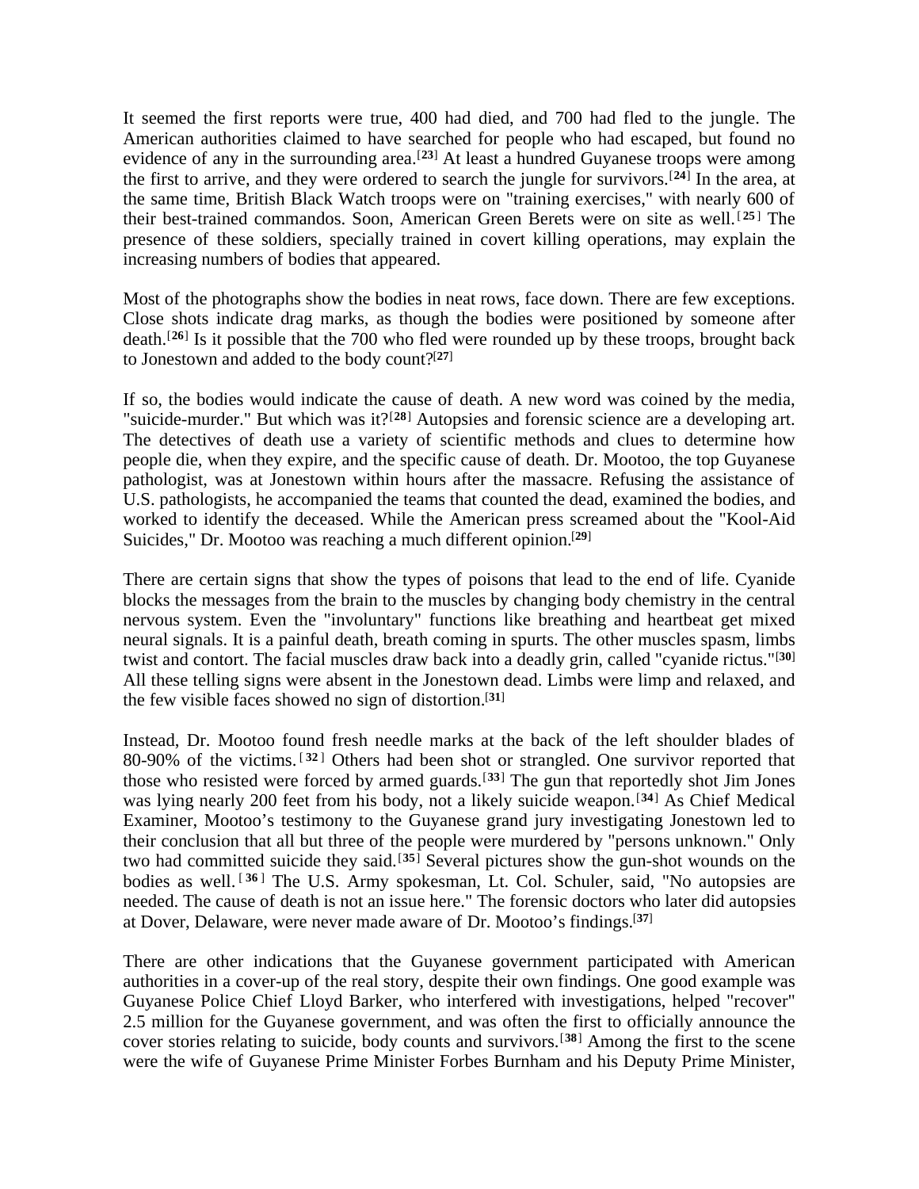It seemed the first reports were true, 400 had died, and 700 had fled to the jungle. The American authorities claimed to have searched for people who had escaped, but found no evidence of any in the surrounding area.[23] At least a hundred Guyanese troops were among the first to arrive, and they were ordered to search the jungle for survivors.[24] In the area, at the same time, British Black Watch troops were on "training exercises," with nearly 600 of their best-trained commandos. Soon, American Green Berets were on site as well.[25] The presence of these soldiers, specially trained in covert killing operations, may explain the increasing numbers of bodies that appeared.

Most of the photographs show the bodies in neat rows, face down. There are few exceptions. Close shots indicate drag marks, as though the bodies were positioned by someone after death.[26] Is it possible that the 700 who fled were rounded up by these troops, brought back to Jonestown and added to the body count?[27]

If so, the bodies would indicate the cause of death. A new word was coined by the media, "suicide-murder." But which was it?[28] Autopsies and forensic science are a developing art. The detectives of death use a variety of scientific methods and clues to determine how people die, when they expire, and the specific cause of death. Dr. Mootoo, the top Guyanese pathologist, was at Jonestown within hours after the massacre. Refusing the assistance of U.S. pathologists, he accompanied the teams that counted the dead, examined the bodies, and worked to identify the deceased. While the American press screamed about the "Kool-Aid Suicides," Dr. Mootoo was reaching a much different opinion.[29]

There are certain signs that show the types of poisons that lead to the end of life. Cyanide blocks the messages from the brain to the muscles by changing body chemistry in the central nervous system. Even the "involuntary" functions like breathing and heartbeat get mixed neural signals. It is a painful death, breath coming in spurts. The other muscles spasm, limbs twist and contort. The facial muscles draw back into a deadly grin, called "cyanide rictus."[30] All these telling signs were absent in the Jonestown dead. Limbs were limp and relaxed, and the few visible faces showed no sign of distortion.[31]

Instead, Dr. Mootoo found fresh needle marks at the back of the left shoulder blades of 80-90% of the victims.[32] Others had been shot or strangled. One survivor reported that those who resisted were forced by armed guards.[33] The gun that reportedly shot Jim Jones was lying nearly 200 feet from his body, not a likely suicide weapon.[34] As Chief Medical Examiner, Mootoo's testimony to the Guyanese grand jury investigating Jonestown led to their conclusion that all but three of the people were murdered by "persons unknown." Only two had committed suicide they said.[35] Several pictures show the gun-shot wounds on the bodies as well.[36] The U.S. Army spokesman, Lt. Col. Schuler, said, "No autopsies are needed. The cause of death is not an issue here." The forensic doctors who later did autopsies at Dover, Delaware, were never made aware of Dr. Mootoo's findings.[37]

There are other indications that the Guyanese government participated with American authorities in a cover-up of the real story, despite their own findings. One good example was Guyanese Police Chief Lloyd Barker, who interfered with investigations, helped "recover" 2.5 million for the Guyanese government, and was often the first to officially announce the cover stories relating to suicide, body counts and survivors.[38] Among the first to the scene were the wife of Guyanese Prime Minister Forbes Burnham and his Deputy Prime Minister,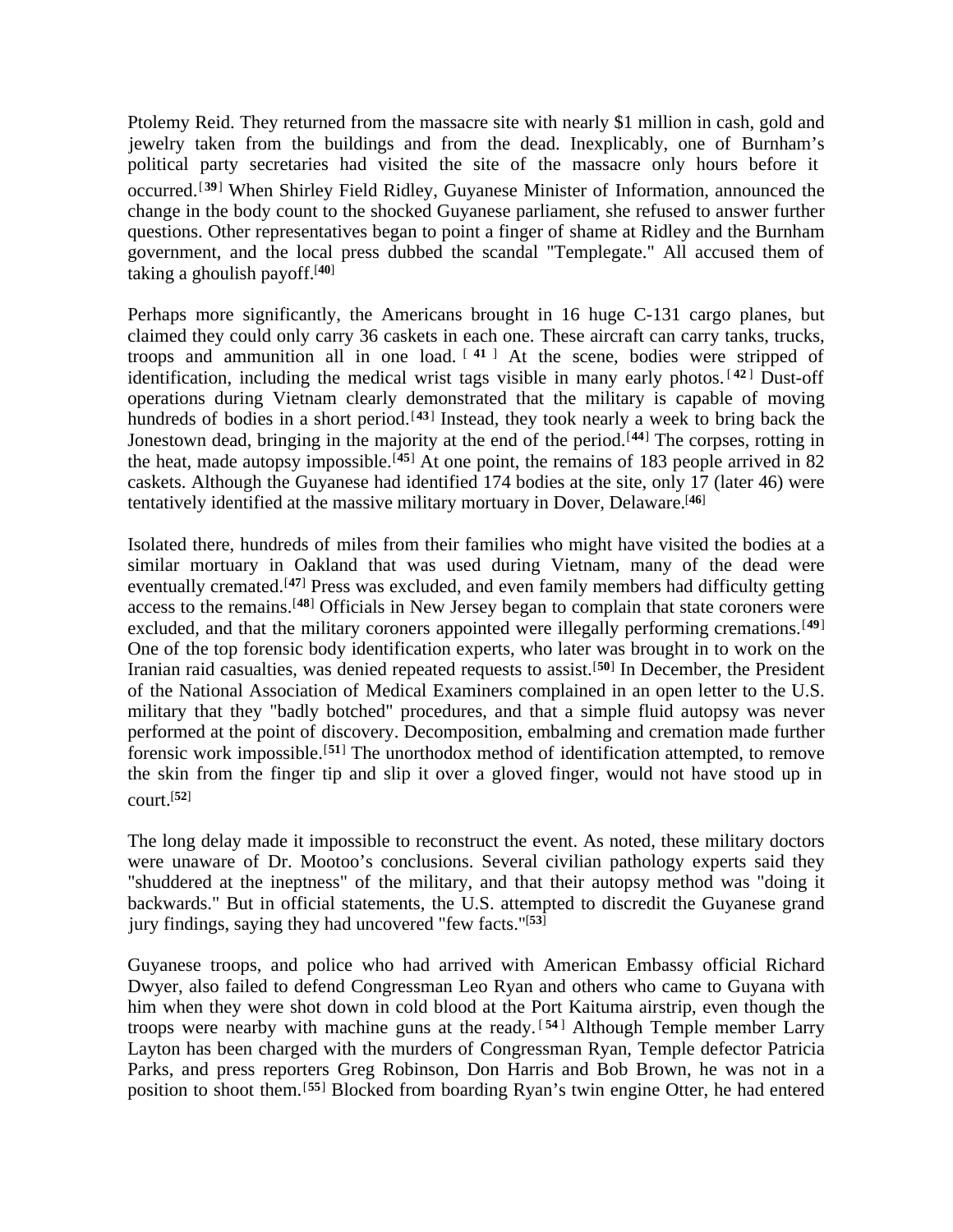Ptolemy Reid. They returned from the massacre site with nearly $1 million in cash, gold and jewelry taken from the buildings and from the dead. Inexplicably, one of Burnham's political party secretaries had visited the site of the massacre only hours before it occurred.[39] When Shirley Field Ridley, Guyanese Minister of Information, announced the change in the body count to the shocked Guyanese parliament, she refused to answer further questions. Other representatives began to point a finger of shame at Ridley and the Burnham government, and the local press dubbed the scandal "Templegate." All accused them of taking a ghoulish payoff.[40]

Perhaps more significantly, the Americans brought in 16 huge C-131 cargo planes, but claimed they could only carry 36 caskets in each one. These aircraft can carry tanks, trucks, troops and ammunition all in one load.[41] At the scene, bodies were stripped of identification, including the medical wrist tags visible in many early photos.[42] Dust-off operations during Vietnam clearly demonstrated that the military is capable of moving hundreds of bodies in a short period.[43] Instead, they took nearly a week to bring back the Jonestown dead, bringing in the majority at the end of the period.[44] The corpses, rotting in the heat, made autopsy impossible.[45] At one point, the remains of 183 people arrived in 82 caskets. Although the Guyanese had identified 174 bodies at the site, only 17 (later 46) were tentatively identified at the massive military mortuary in Dover, Delaware.[46]

Isolated there, hundreds of miles from their families who might have visited the bodies at a similar mortuary in Oakland that was used during Vietnam, many of the dead were eventually cremated.[47] Press was excluded, and even family members had difficulty getting access to the remains.[48] Officials in New Jersey began to complain that state coroners were excluded, and that the military coroners appointed were illegally performing cremations.[49] One of the top forensic body identification experts, who later was brought in to work on the Iranian raid casualties, was denied repeated requests to assist.[50] In December, the President of the National Association of Medical Examiners complained in an open letter to the U.S. military that they "badly botched" procedures, and that a simple fluid autopsy was never performed at the point of discovery. Decomposition, embalming and cremation made further forensic work impossible.[51] The unorthodox method of identification attempted, to remove the skin from the finger tip and slip it over a gloved finger, would not have stood up in court.[52]

The long delay made it impossible to reconstruct the event. As noted, these military doctors were unaware of Dr. Mootoo's conclusions. Several civilian pathology experts said they "shuddered at the ineptness" of the military, and that their autopsy method was "doing it backwards." But in official statements, the U.S. attempted to discredit the Guyanese grand jury findings, saying they had uncovered "few facts."[53]

Guyanese troops, and police who had arrived with American Embassy official Richard Dwyer, also failed to defend Congressman Leo Ryan and others who came to Guyana with him when they were shot down in cold blood at the Port Kaituma airstrip, even though the troops were nearby with machine guns at the ready.[54] Although Temple member Larry Layton has been charged with the murders of Congressman Ryan, Temple defector Patricia Parks, and press reporters Greg Robinson, Don Harris and Bob Brown, he was not in a position to shoot them.[55] Blocked from boarding Ryan's twin engine Otter, he had entered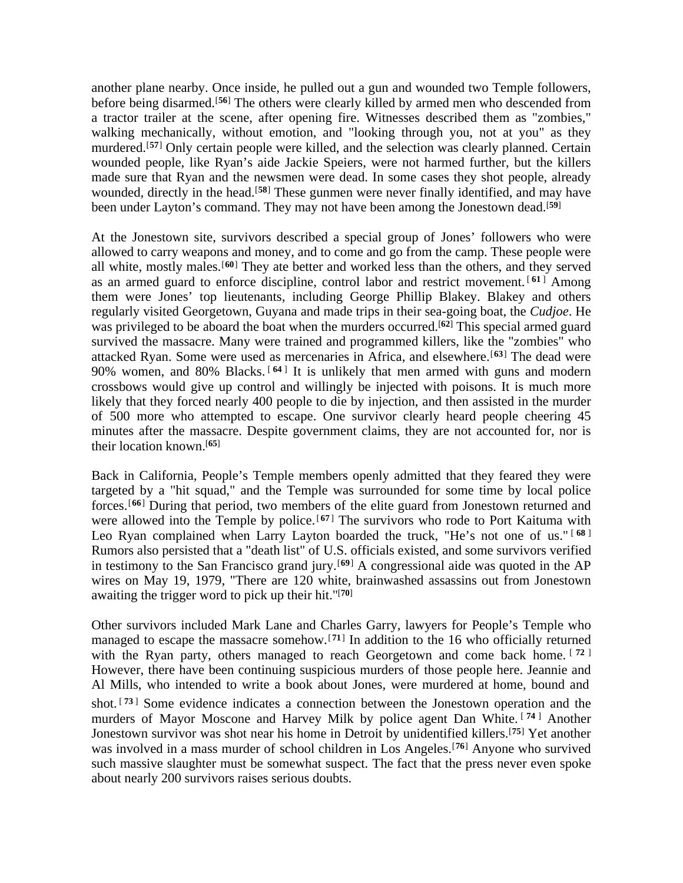another plane nearby. Once inside, he pulled out a gun and wounded two Temple followers, before being disarmed.[56] The others were clearly killed by armed men who descended from a tractor trailer at the scene, after opening fire. Witnesses described them as "zombies," walking mechanically, without emotion, and "looking through you, not at you" as they murdered.[57] Only certain people were killed, and the selection was clearly planned. Certain wounded people, like Ryan's aide Jackie Speiers, were not harmed further, but the killers made sure that Ryan and the newsmen were dead. In some cases they shot people, already wounded, directly in the head.[58] These gunmen were never finally identified, and may have been under Layton's command. They may not have been among the Jonestown dead.[59]

At the Jonestown site, survivors described a special group of Jones' followers who were allowed to carry weapons and money, and to come and go from the camp. These people were all white, mostly males.[60] They ate better and worked less than the others, and they served as an armed guard to enforce discipline, control labor and restrict movement.[61] Among them were Jones' top lieutenants, including George Phillip Blakey. Blakey and others regularly visited Georgetown, Guyana and made trips in their sea-going boat, the *Cudjoe*. He was privileged to be aboard the boat when the murders occurred.[62] This special armed guard survived the massacre. Many were trained and programmed killers, like the "zombies" who attacked Ryan. Some were used as mercenaries in Africa, and elsewhere.[63] The dead were 90% women, and 80% Blacks.[64] It is unlikely that men armed with guns and modern crossbows would give up control and willingly be injected with poisons. It is much more likely that they forced nearly 400 people to die by injection, and then assisted in the murder of 500 more who attempted to escape. One survivor clearly heard people cheering 45 minutes after the massacre. Despite government claims, they are not accounted for, nor is their location known.[65]

Back in California, People's Temple members openly admitted that they feared they were targeted by a "hit squad," and the Temple was surrounded for some time by local police forces.[66] During that period, two members of the elite guard from Jonestown returned and were allowed into the Temple by police.[67] The survivors who rode to Port Kaituma with Leo Ryan complained when Larry Layton boarded the truck, "He's not one of us."[68] Rumors also persisted that a "death list" of U.S. officials existed, and some survivors verified in testimony to the San Francisco grand jury.[69] A congressional aide was quoted in the AP wires on May 19, 1979, "There are 120 white, brainwashed assassins out from Jonestown awaiting the trigger word to pick up their hit."[70]

Other survivors included Mark Lane and Charles Garry, lawyers for People's Temple who managed to escape the massacre somehow.[71] In addition to the 16 who officially returned with the Ryan party, others managed to reach Georgetown and come back home.[72] However, there have been continuing suspicious murders of those people here. Jeannie and Al Mills, who intended to write a book about Jones, were murdered at home, bound and shot.[73] Some evidence indicates a connection between the Jonestown operation and the murders of Mayor Moscone and Harvey Milk by police agent Dan White.[74] Another Jonestown survivor was shot near his home in Detroit by unidentified killers.[75] Yet another was involved in a mass murder of school children in Los Angeles.[76] Anyone who survived such massive slaughter must be somewhat suspect. The fact that the press never even spoke about nearly 200 survivors raises serious doubts.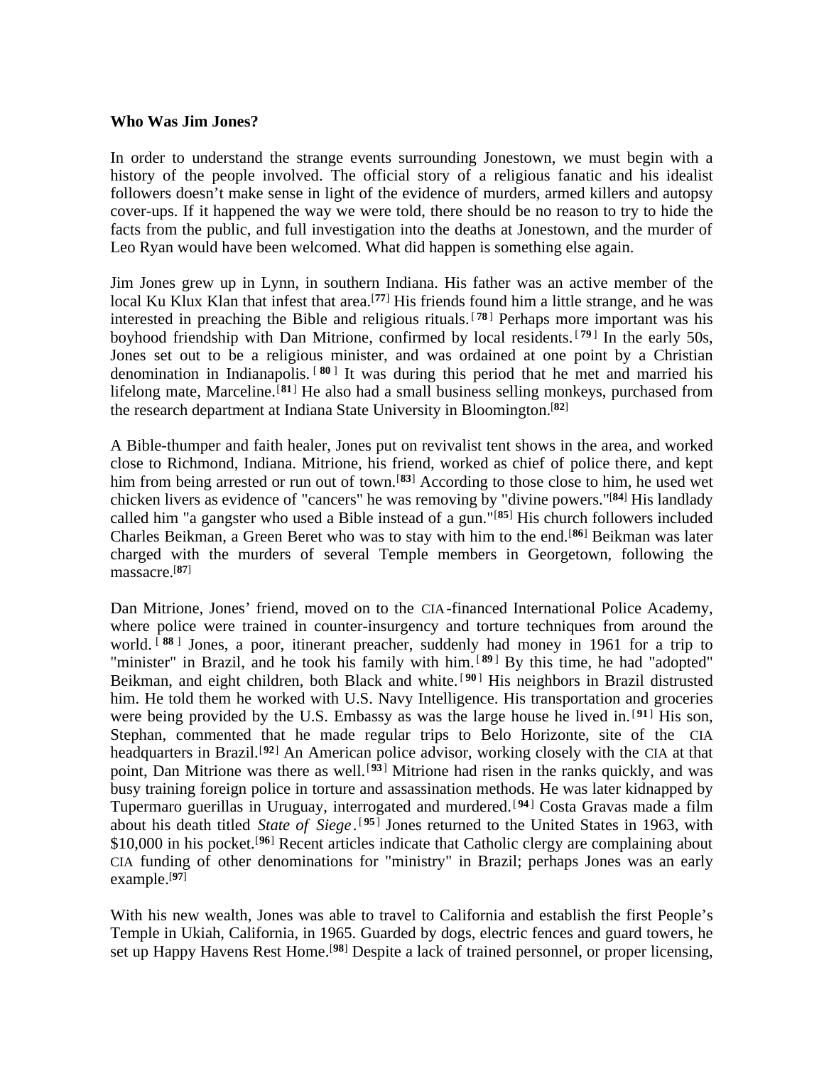**Who Was Jim Jones?**

In order to understand the strange events surrounding Jonestown, we must begin with a history of the people involved. The official story of a religious fanatic and his idealist followers doesn't make sense in light of the evidence of murders, armed killers and autopsy cover-ups. If it happened the way we were told, there should be no reason to try to hide the facts from the public, and full investigation into the deaths at Jonestown, and the murder of Leo Ryan would have been welcomed. What did happen is something else again.

Jim Jones grew up in Lynn, in southern Indiana. His father was an active member of the local Ku Klux Klan that infest that area.[77] His friends found him a little strange, and he was interested in preaching the Bible and religious rituals.[78] Perhaps more important was his boyhood friendship with Dan Mitrione, confirmed by local residents.[79] In the early 50s, Jones set out to be a religious minister, and was ordained at one point by a Christian denomination in Indianapolis.[80] It was during this period that he met and married his lifelong mate, Marceline.[81] He also had a small business selling monkeys, purchased from the research department at Indiana State University in Bloomington.[82]

A Bible-thumper and faith healer, Jones put on revivalist tent shows in the area, and worked close to Richmond, Indiana. Mitrione, his friend, worked as chief of police there, and kept him from being arrested or run out of town.[83] According to those close to him, he used wet chicken livers as evidence of "cancers" he was removing by "divine powers."[84] His landlady called him "a gangster who used a Bible instead of a gun."[85] His church followers included Charles Beikman, a Green Beret who was to stay with him to the end.[86] Beikman was later charged with the murders of several Temple members in Georgetown, following the massacre.[87]

Dan Mitrione, Jones' friend, moved on to the CIA-financed International Police Academy, where police were trained in counter-insurgency and torture techniques from around the world.[88] Jones, a poor, itinerant preacher, suddenly had money in 1961 for a trip to "minister" in Brazil, and he took his family with him.[89] By this time, he had "adopted" Beikman, and eight children, both Black and white.[90] His neighbors in Brazil distrusted him. He told them he worked with U.S. Navy Intelligence. His transportation and groceries were being provided by the U.S. Embassy as was the large house he lived in.[91] His son, Stephan, commented that he made regular trips to Belo Horizonte, site of the CIA headquarters in Brazil.[92] An American police advisor, working closely with the CIA at that point, Dan Mitrione was there as well.[93] Mitrione had risen in the ranks quickly, and was busy training foreign police in torture and assassination methods. He was later kidnapped by Tupermaro guerillas in Uruguay, interrogated and murdered.[94] Costa Gravas made a film about his death titled *State of Siege*.[95] Jones returned to the United States in 1963, with $10,000 in his pocket.[96] Recent articles indicate that Catholic clergy are complaining about CIA funding of other denominations for "ministry" in Brazil; perhaps Jones was an early example.[97]

With his new wealth, Jones was able to travel to California and establish the first People's Temple in Ukiah, California, in 1965. Guarded by dogs, electric fences and guard towers, he set up Happy Havens Rest Home.[98] Despite a lack of trained personnel, or proper licensing,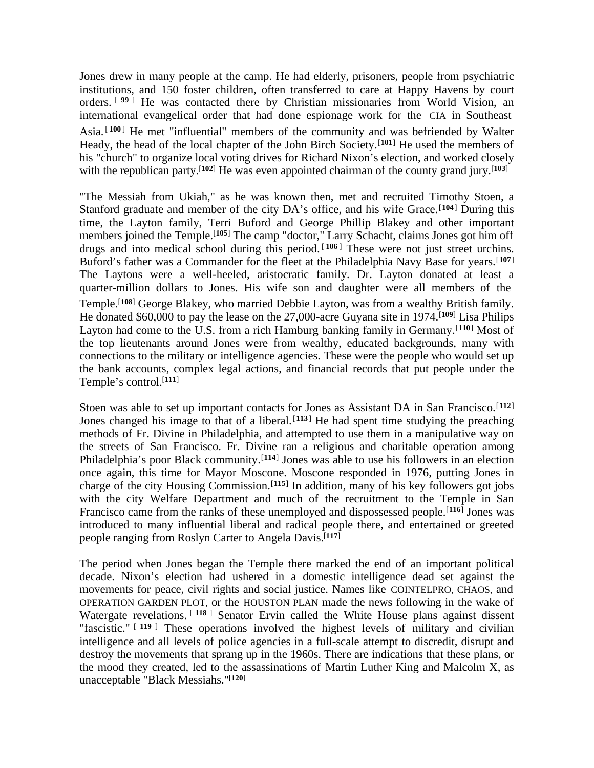Jones drew in many people at the camp. He had elderly, prisoners, people from psychiatric institutions, and 150 foster children, often transferred to care at Happy Havens by court orders.[99] He was contacted there by Christian missionaries from World Vision, an international evangelical order that had done espionage work for the CIA in Southeast Asia.[100] He met "influential" members of the community and was befriended by Walter Heady, the head of the local chapter of the John Birch Society.[101] He used the members of his "church" to organize local voting drives for Richard Nixon's election, and worked closely with the republican party.[102] He was even appointed chairman of the county grand jury.[103]

"The Messiah from Ukiah," as he was known then, met and recruited Timothy Stoen, a Stanford graduate and member of the city DA's office, and his wife Grace.[104] During this time, the Layton family, Terri Buford and George Phillip Blakey and other important members joined the Temple.[105] The camp "doctor," Larry Schacht, claims Jones got him off drugs and into medical school during this period.[106] These were not just street urchins. Buford's father was a Commander for the fleet at the Philadelphia Navy Base for years.[107] The Laytons were a well-heeled, aristocratic family. Dr. Layton donated at least a quarter-million dollars to Jones. His wife son and daughter were all members of the Temple.[108] George Blakey, who married Debbie Layton, was from a wealthy British family. He donated $60,000 to pay the lease on the 27,000-acre Guyana site in 1974.[109] Lisa Philips Layton had come to the U.S. from a rich Hamburg banking family in Germany.[110] Most of the top lieutenants around Jones were from wealthy, educated backgrounds, many with connections to the military or intelligence agencies. These were the people who would set up the bank accounts, complex legal actions, and financial records that put people under the Temple's control.[111]

Stoen was able to set up important contacts for Jones as Assistant DA in San Francisco.[112] Jones changed his image to that of a liberal.[113] He had spent time studying the preaching methods of Fr. Divine in Philadelphia, and attempted to use them in a manipulative way on the streets of San Francisco. Fr. Divine ran a religious and charitable operation among Philadelphia's poor Black community.[114] Jones was able to use his followers in an election once again, this time for Mayor Moscone. Moscone responded in 1976, putting Jones in charge of the city Housing Commission.[115] In addition, many of his key followers got jobs with the city Welfare Department and much of the recruitment to the Temple in San Francisco came from the ranks of these unemployed and dispossessed people.[116] Jones was introduced to many influential liberal and radical people there, and entertained or greeted people ranging from Roslyn Carter to Angela Davis.[117]

The period when Jones began the Temple there marked the end of an important political decade. Nixon's election had ushered in a domestic intelligence dead set against the movements for peace, civil rights and social justice. Names like COINTELPRO, CHAOS, and OPERATION GARDEN PLOT, or the HOUSTON PLAN made the news following in the wake of Watergate revelations.[118] Senator Ervin called the White House plans against dissent "fascistic."[119] These operations involved the highest levels of military and civilian intelligence and all levels of police agencies in a full-scale attempt to discredit, disrupt and destroy the movements that sprang up in the 1960s. There are indications that these plans, or the mood they created, led to the assassinations of Martin Luther King and Malcolm X, as unacceptable "Black Messiahs."[120]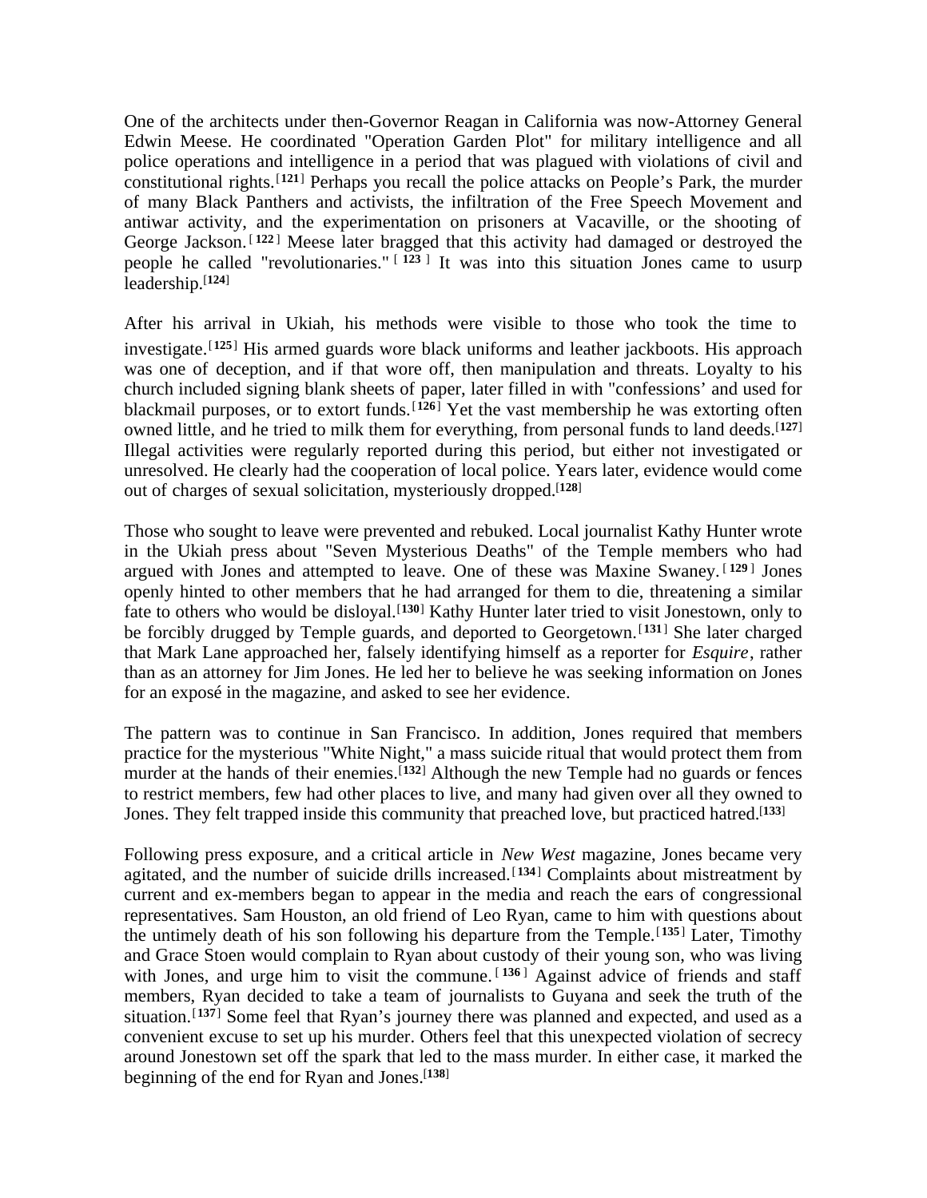One of the architects under then-Governor Reagan in California was now-Attorney General Edwin Meese. He coordinated "Operation Garden Plot" for military intelligence and all police operations and intelligence in a period that was plagued with violations of civil and constitutional rights.[121] Perhaps you recall the police attacks on People's Park, the murder of many Black Panthers and activists, the infiltration of the Free Speech Movement and antiwar activity, and the experimentation on prisoners at Vacaville, or the shooting of George Jackson.[122] Meese later bragged that this activity had damaged or destroyed the people he called "revolutionaries."[123] It was into this situation Jones came to usurp leadership.[124]

After his arrival in Ukiah, his methods were visible to those who took the time to investigate.[125] His armed guards wore black uniforms and leather jackboots. His approach was one of deception, and if that wore off, then manipulation and threats. Loyalty to his church included signing blank sheets of paper, later filled in with "confessions' and used for blackmail purposes, or to extort funds.[126] Yet the vast membership he was extorting often owned little, and he tried to milk them for everything, from personal funds to land deeds.[127] Illegal activities were regularly reported during this period, but either not investigated or unresolved. He clearly had the cooperation of local police. Years later, evidence would come out of charges of sexual solicitation, mysteriously dropped.[128]

Those who sought to leave were prevented and rebuked. Local journalist Kathy Hunter wrote in the Ukiah press about "Seven Mysterious Deaths" of the Temple members who had argued with Jones and attempted to leave. One of these was Maxine Swaney.[129] Jones openly hinted to other members that he had arranged for them to die, threatening a similar fate to others who would be disloyal.[130] Kathy Hunter later tried to visit Jonestown, only to be forcibly drugged by Temple guards, and deported to Georgetown.[131] She later charged that Mark Lane approached her, falsely identifying himself as a reporter for *Esquire*, rather than as an attorney for Jim Jones. He led her to believe he was seeking information on Jones for an exposé in the magazine, and asked to see her evidence.

The pattern was to continue in San Francisco. In addition, Jones required that members practice for the mysterious "White Night," a mass suicide ritual that would protect them from murder at the hands of their enemies.[132] Although the new Temple had no guards or fences to restrict members, few had other places to live, and many had given over all they owned to Jones. They felt trapped inside this community that preached love, but practiced hatred.[133]

Following press exposure, and a critical article in *New West* magazine, Jones became very agitated, and the number of suicide drills increased.[134] Complaints about mistreatment by current and ex-members began to appear in the media and reach the ears of congressional representatives. Sam Houston, an old friend of Leo Ryan, came to him with questions about the untimely death of his son following his departure from the Temple.[135] Later, Timothy and Grace Stoen would complain to Ryan about custody of their young son, who was living with Jones, and urge him to visit the commune.[136] Against advice of friends and staff members, Ryan decided to take a team of journalists to Guyana and seek the truth of the situation.[137] Some feel that Ryan's journey there was planned and expected, and used as a convenient excuse to set up his murder. Others feel that this unexpected violation of secrecy around Jonestown set off the spark that led to the mass murder. In either case, it marked the beginning of the end for Ryan and Jones.[138]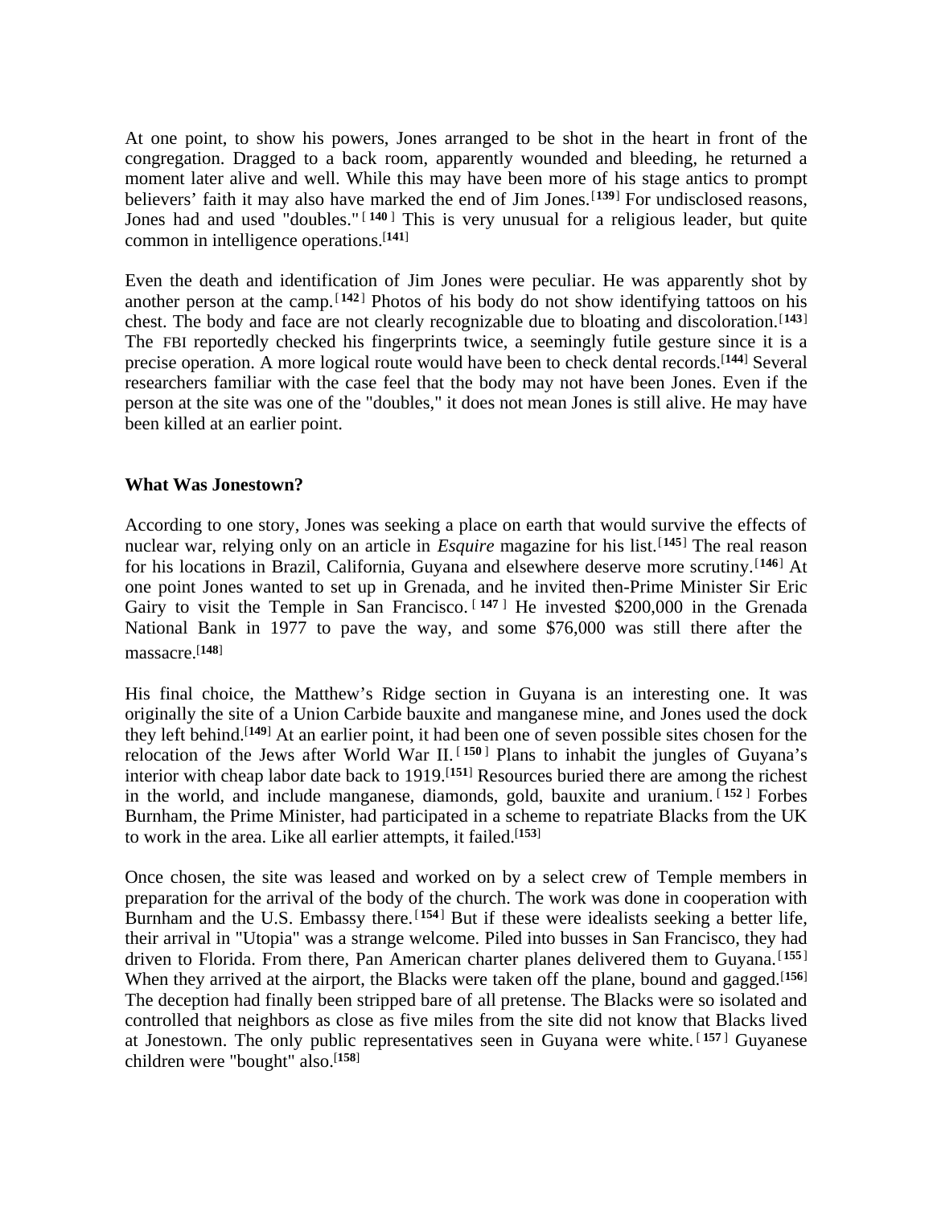At one point, to show his powers, Jones arranged to be shot in the heart in front of the congregation. Dragged to a back room, apparently wounded and bleeding, he returned a moment later alive and well. While this may have been more of his stage antics to prompt believers' faith it may also have marked the end of Jim Jones.[139] For undisclosed reasons, Jones had and used "doubles."[140] This is very unusual for a religious leader, but quite common in intelligence operations.[141]

Even the death and identification of Jim Jones were peculiar. He was apparently shot by another person at the camp.[142] Photos of his body do not show identifying tattoos on his chest. The body and face are not clearly recognizable due to bloating and discoloration.[143] The FBI reportedly checked his fingerprints twice, a seemingly futile gesture since it is a precise operation. A more logical route would have been to check dental records.[144] Several researchers familiar with the case feel that the body may not have been Jones. Even if the person at the site was one of the "doubles," it does not mean Jones is still alive. He may have been killed at an earlier point.

### What Was Jonestown?

According to one story, Jones was seeking a place on earth that would survive the effects of nuclear war, relying only on an article in *Esquire* magazine for his list.[145] The real reason for his locations in Brazil, California, Guyana and elsewhere deserve more scrutiny.[146] At one point Jones wanted to set up in Grenada, and he invited then-Prime Minister Sir Eric Gairy to visit the Temple in San Francisco.[147] He invested $200,000 in the Grenada National Bank in 1977 to pave the way, and some $76,000 was still there after the massacre.[148]

His final choice, the Matthew's Ridge section in Guyana is an interesting one. It was originally the site of a Union Carbide bauxite and manganese mine, and Jones used the dock they left behind.[149] At an earlier point, it had been one of seven possible sites chosen for the relocation of the Jews after World War II.[150] Plans to inhabit the jungles of Guyana's interior with cheap labor date back to 1919.[151] Resources buried there are among the richest in the world, and include manganese, diamonds, gold, bauxite and uranium.[152] Forbes Burnham, the Prime Minister, had participated in a scheme to repatriate Blacks from the UK to work in the area. Like all earlier attempts, it failed.[153]

Once chosen, the site was leased and worked on by a select crew of Temple members in preparation for the arrival of the body of the church. The work was done in cooperation with Burnham and the U.S. Embassy there.[154] But if these were idealists seeking a better life, their arrival in "Utopia" was a strange welcome. Piled into busses in San Francisco, they had driven to Florida. From there, Pan American charter planes delivered them to Guyana.[155] When they arrived at the airport, the Blacks were taken off the plane, bound and gagged.[156] The deception had finally been stripped bare of all pretense. The Blacks were so isolated and controlled that neighbors as close as five miles from the site did not know that Blacks lived at Jonestown. The only public representatives seen in Guyana were white.[157] Guyanese children were "bought" also.[158]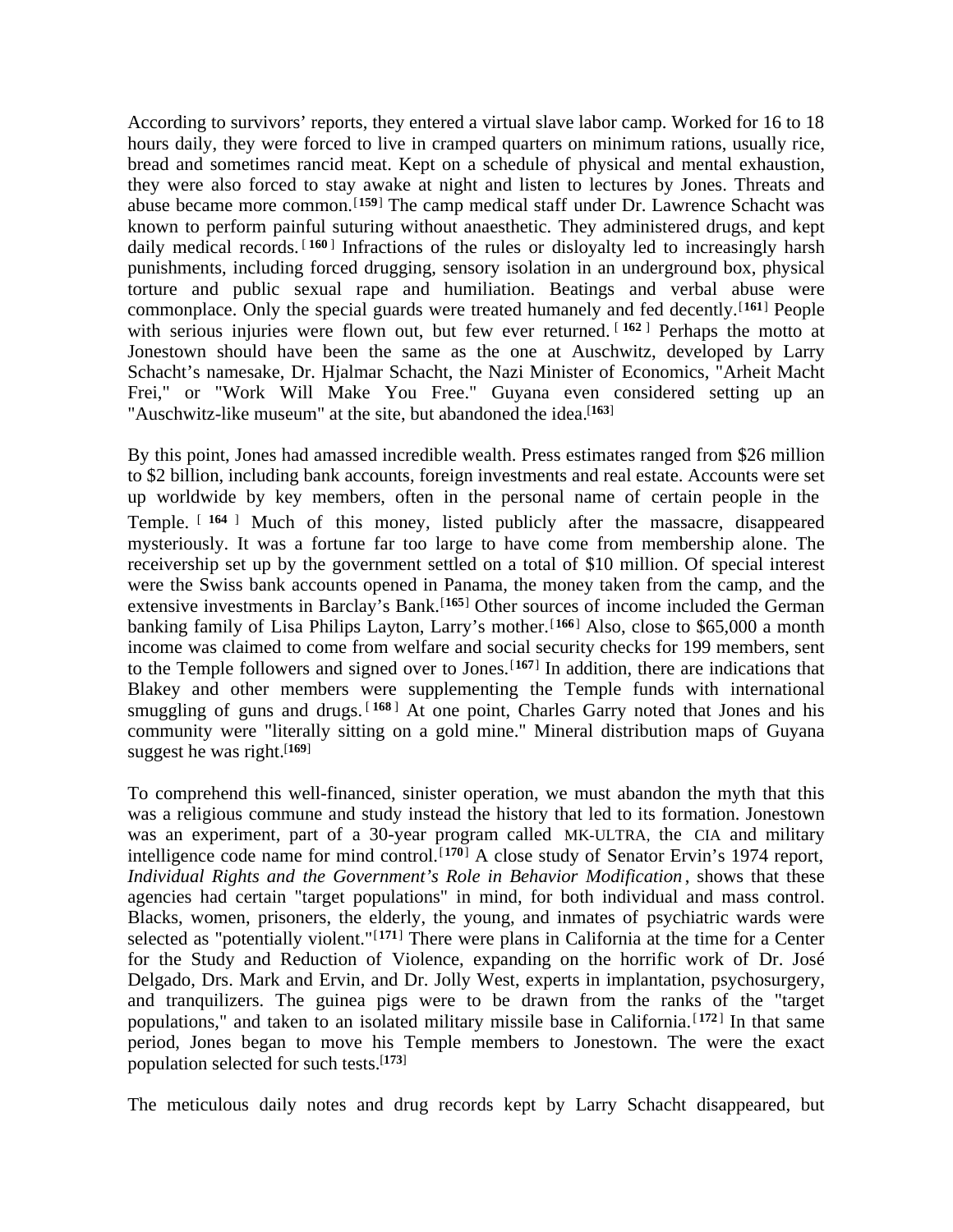According to survivors' reports, they entered a virtual slave labor camp. Worked for 16 to 18 hours daily, they were forced to live in cramped quarters on minimum rations, usually rice, bread and sometimes rancid meat. Kept on a schedule of physical and mental exhaustion, they were also forced to stay awake at night and listen to lectures by Jones. Threats and abuse became more common.[159] The camp medical staff under Dr. Lawrence Schacht was known to perform painful suturing without anaesthetic. They administered drugs, and kept daily medical records.[160] Infractions of the rules or disloyalty led to increasingly harsh punishments, including forced drugging, sensory isolation in an underground box, physical torture and public sexual rape and humiliation. Beatings and verbal abuse were commonplace. Only the special guards were treated humanely and fed decently.[161] People with serious injuries were flown out, but few ever returned.[162] Perhaps the motto at Jonestown should have been the same as the one at Auschwitz, developed by Larry Schacht's namesake, Dr. Hjalmar Schacht, the Nazi Minister of Economics, "Arheit Macht Frei," or "Work Will Make You Free." Guyana even considered setting up an "Auschwitz-like museum" at the site, but abandoned the idea.[163]

By this point, Jones had amassed incredible wealth. Press estimates ranged from $26 million to $2 billion, including bank accounts, foreign investments and real estate. Accounts were set up worldwide by key members, often in the personal name of certain people in the Temple.[164] Much of this money, listed publicly after the massacre, disappeared mysteriously. It was a fortune far too large to have come from membership alone. The receivership set up by the government settled on a total of $10 million. Of special interest were the Swiss bank accounts opened in Panama, the money taken from the camp, and the extensive investments in Barclay's Bank.[165] Other sources of income included the German banking family of Lisa Philips Layton, Larry's mother.[166] Also, close to $65,000 a month income was claimed to come from welfare and social security checks for 199 members, sent to the Temple followers and signed over to Jones.[167] In addition, there are indications that Blakey and other members were supplementing the Temple funds with international smuggling of guns and drugs.[168] At one point, Charles Garry noted that Jones and his community were "literally sitting on a gold mine." Mineral distribution maps of Guyana suggest he was right.[169]

To comprehend this well-financed, sinister operation, we must abandon the myth that this was a religious commune and study instead the history that led to its formation. Jonestown was an experiment, part of a 30-year program called MK-ULTRA, the CIA and military intelligence code name for mind control.[170] A close study of Senator Ervin's 1974 report, *Individual Rights and the Government's Role in Behavior Modification*, shows that these agencies had certain "target populations" in mind, for both individual and mass control. Blacks, women, prisoners, the elderly, the young, and inmates of psychiatric wards were selected as "potentially violent."[171] There were plans in California at the time for a Center for the Study and Reduction of Violence, expanding on the horrific work of Dr. José Delgado, Drs. Mark and Ervin, and Dr. Jolly West, experts in implantation, psychosurgery, and tranquilizers. The guinea pigs were to be drawn from the ranks of the "target populations," and taken to an isolated military missile base in California.[172] In that same period, Jones began to move his Temple members to Jonestown. The were the exact population selected for such tests.[173]

The meticulous daily notes and drug records kept by Larry Schacht disappeared, but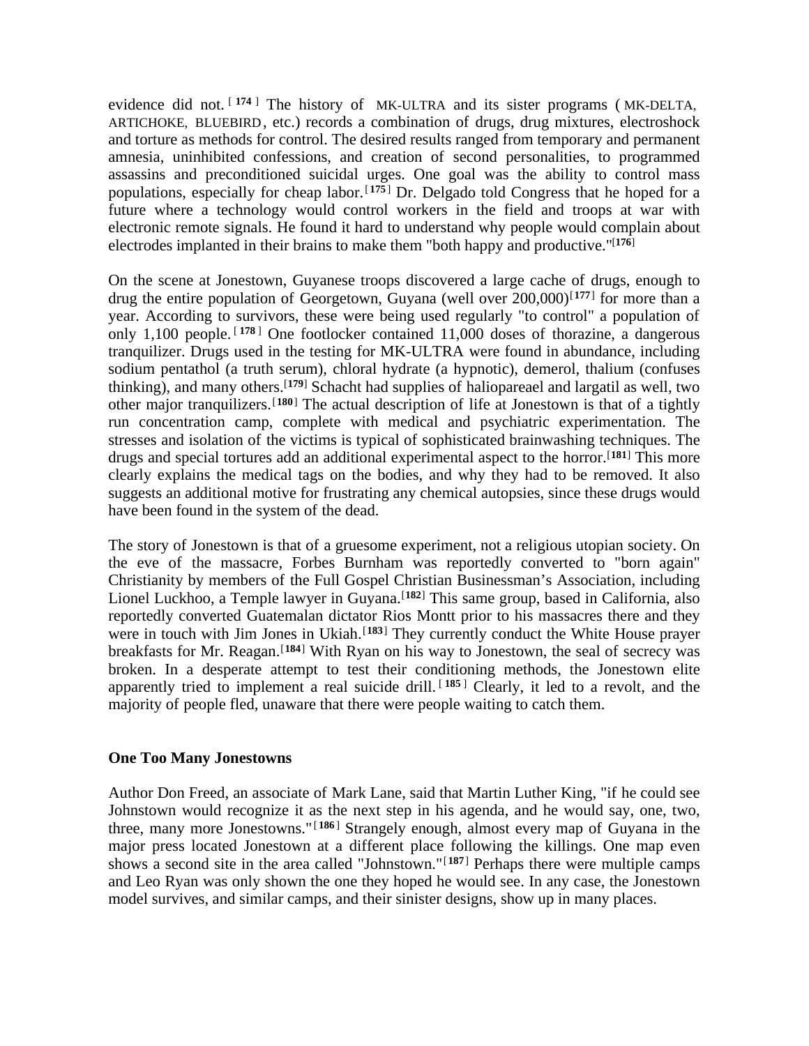evidence did not.[174] The history of MK-ULTRA and its sister programs (MK-DELTA, ARTICHOKE, BLUEBIRD, etc.) records a combination of drugs, drug mixtures, electroshock and torture as methods for control. The desired results ranged from temporary and permanent amnesia, uninhibited confessions, and creation of second personalities, to programmed assassins and preconditioned suicidal urges. One goal was the ability to control mass populations, especially for cheap labor.[175] Dr. Delgado told Congress that he hoped for a future where a technology would control workers in the field and troops at war with electronic remote signals. He found it hard to understand why people would complain about electrodes implanted in their brains to make them "both happy and productive."[176]

On the scene at Jonestown, Guyanese troops discovered a large cache of drugs, enough to drug the entire population of Georgetown, Guyana (well over 200,000)[177] for more than a year. According to survivors, these were being used regularly "to control" a population of only 1,100 people.[178] One footlocker contained 11,000 doses of thorazine, a dangerous tranquilizer. Drugs used in the testing for MK-ULTRA were found in abundance, including sodium pentathol (a truth serum), chloral hydrate (a hypnotic), demerol, thalium (confuses thinking), and many others.[179] Schacht had supplies of haliopareael and largatil as well, two other major tranquilizers.[180] The actual description of life at Jonestown is that of a tightly run concentration camp, complete with medical and psychiatric experimentation. The stresses and isolation of the victims is typical of sophisticated brainwashing techniques. The drugs and special tortures add an additional experimental aspect to the horror.[181] This more clearly explains the medical tags on the bodies, and why they had to be removed. It also suggests an additional motive for frustrating any chemical autopsies, since these drugs would have been found in the system of the dead.

The story of Jonestown is that of a gruesome experiment, not a religious utopian society. On the eve of the massacre, Forbes Burnham was reportedly converted to "born again" Christianity by members of the Full Gospel Christian Businessman's Association, including Lionel Luckhoo, a Temple lawyer in Guyana.[182] This same group, based in California, also reportedly converted Guatemalan dictator Rios Montt prior to his massacres there and they were in touch with Jim Jones in Ukiah.[183] They currently conduct the White House prayer breakfasts for Mr. Reagan.[184] With Ryan on his way to Jonestown, the seal of secrecy was broken. In a desperate attempt to test their conditioning methods, the Jonestown elite apparently tried to implement a real suicide drill.[185] Clearly, it led to a revolt, and the majority of people fled, unaware that there were people waiting to catch them.

**One Too Many Jonestowns**

Author Don Freed, an associate of Mark Lane, said that Martin Luther King, "if he could see Johnstown would recognize it as the next step in his agenda, and he would say, one, two, three, many more Jonestowns."[186] Strangely enough, almost every map of Guyana in the major press located Jonestown at a different place following the killings. One map even shows a second site in the area called "Johnstown."[187] Perhaps there were multiple camps and Leo Ryan was only shown the one they hoped he would see. In any case, the Jonestown model survives, and similar camps, and their sinister designs, show up in many places.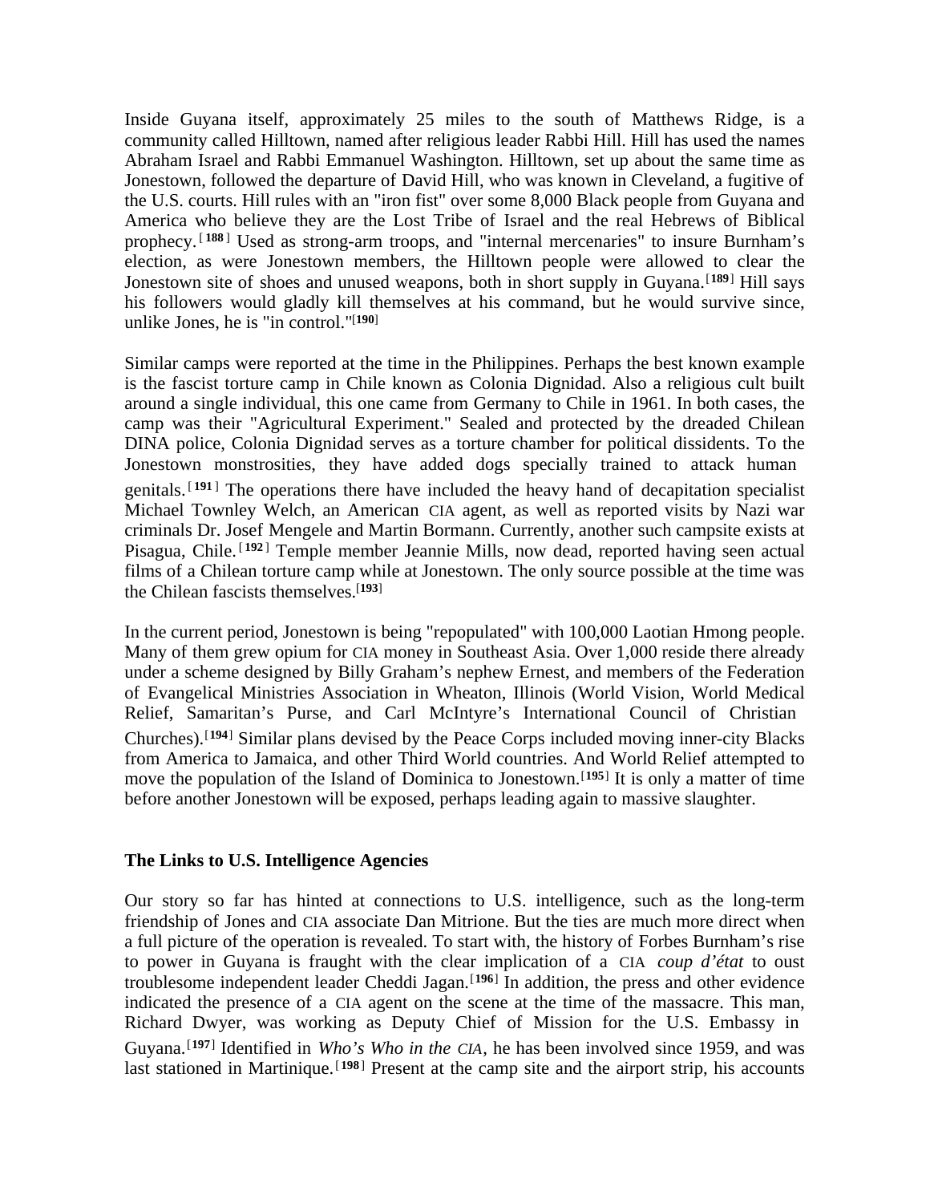Inside Guyana itself, approximately 25 miles to the south of Matthews Ridge, is a community called Hilltown, named after religious leader Rabbi Hill. Hill has used the names Abraham Israel and Rabbi Emmanuel Washington. Hilltown, set up about the same time as Jonestown, followed the departure of David Hill, who was known in Cleveland, a fugitive of the U.S. courts. Hill rules with an "iron fist" over some 8,000 Black people from Guyana and America who believe they are the Lost Tribe of Israel and the real Hebrews of Biblical prophecy.[188] Used as strong-arm troops, and "internal mercenaries" to insure Burnham's election, as were Jonestown members, the Hilltown people were allowed to clear the Jonestown site of shoes and unused weapons, both in short supply in Guyana.[189] Hill says his followers would gladly kill themselves at his command, but he would survive since, unlike Jones, he is "in control."[190]

Similar camps were reported at the time in the Philippines. Perhaps the best known example is the fascist torture camp in Chile known as Colonia Dignidad. Also a religious cult built around a single individual, this one came from Germany to Chile in 1961. In both cases, the camp was their "Agricultural Experiment." Sealed and protected by the dreaded Chilean DINA police, Colonia Dignidad serves as a torture chamber for political dissidents. To the Jonestown monstrosities, they have added dogs specially trained to attack human genitals.[191] The operations there have included the heavy hand of decapitation specialist Michael Townley Welch, an American CIA agent, as well as reported visits by Nazi war criminals Dr. Josef Mengele and Martin Bormann. Currently, another such campsite exists at Pisagua, Chile.[192] Temple member Jeannie Mills, now dead, reported having seen actual films of a Chilean torture camp while at Jonestown. The only source possible at the time was the Chilean fascists themselves.[193]

In the current period, Jonestown is being "repopulated" with 100,000 Laotian Hmong people. Many of them grew opium for CIA money in Southeast Asia. Over 1,000 reside there already under a scheme designed by Billy Graham's nephew Ernest, and members of the Federation of Evangelical Ministries Association in Wheaton, Illinois (World Vision, World Medical Relief, Samaritan's Purse, and Carl McIntyre's International Council of Christian Churches).[194] Similar plans devised by the Peace Corps included moving inner-city Blacks from America to Jamaica, and other Third World countries. And World Relief attempted to move the population of the Island of Dominica to Jonestown.[195] It is only a matter of time before another Jonestown will be exposed, perhaps leading again to massive slaughter.

### The Links to U.S. Intelligence Agencies

Our story so far has hinted at connections to U.S. intelligence, such as the long-term friendship of Jones and CIA associate Dan Mitrione. But the ties are much more direct when a full picture of the operation is revealed. To start with, the history of Forbes Burnham's rise to power in Guyana is fraught with the clear implication of a CIA *coup d'état* to oust troublesome independent leader Cheddi Jagan.[196] In addition, the press and other evidence indicated the presence of a CIA agent on the scene at the time of the massacre. This man, Richard Dwyer, was working as Deputy Chief of Mission for the U.S. Embassy in Guyana.[197] Identified in *Who's Who in the CIA*, he has been involved since 1959, and was last stationed in Martinique.[198] Present at the camp site and the airport strip, his accounts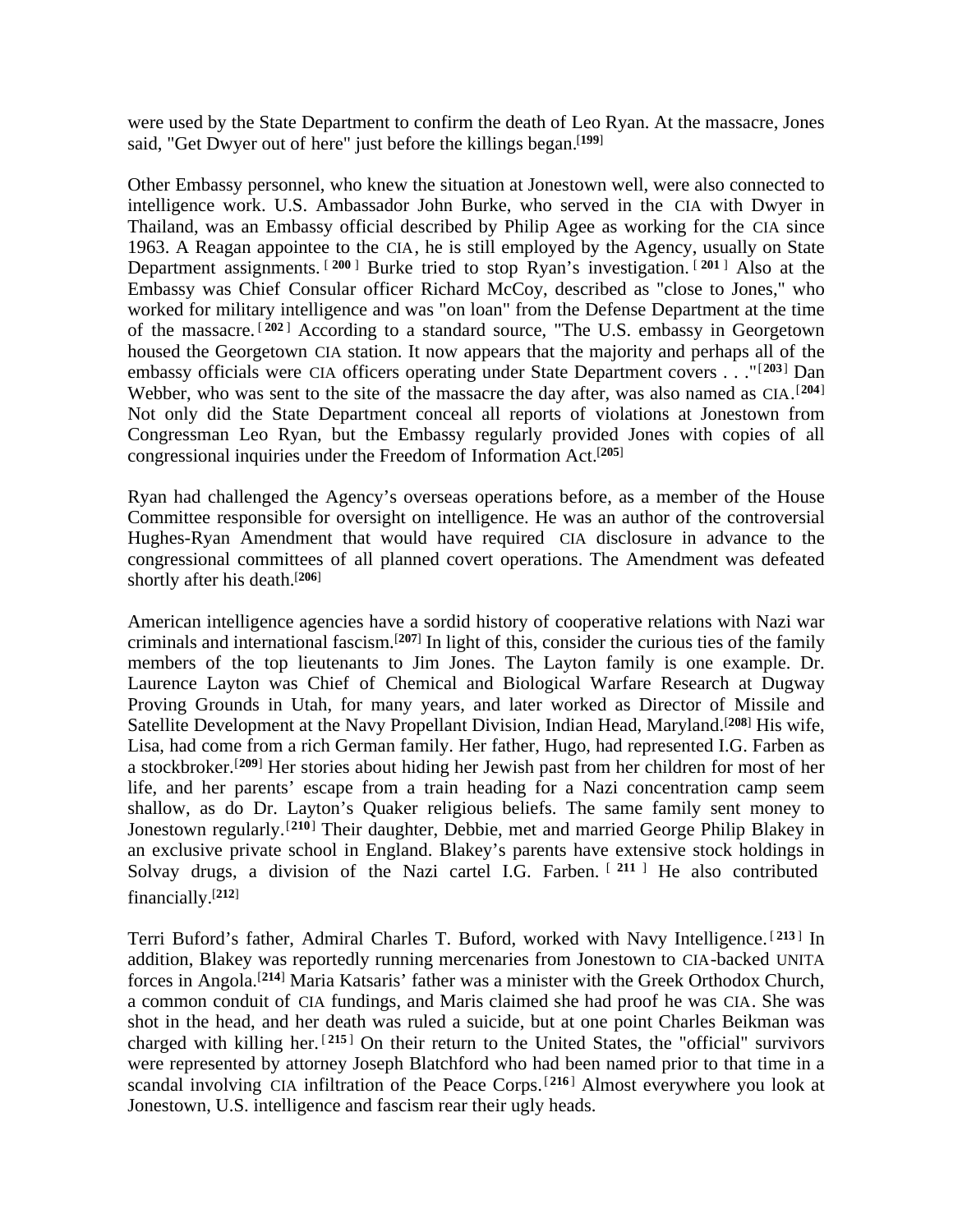were used by the State Department to confirm the death of Leo Ryan. At the massacre, Jones said, "Get Dwyer out of here" just before the killings began.[199]

Other Embassy personnel, who knew the situation at Jonestown well, were also connected to intelligence work. U.S. Ambassador John Burke, who served in the CIA with Dwyer in Thailand, was an Embassy official described by Philip Agee as working for the CIA since 1963. A Reagan appointee to the CIA, he is still employed by the Agency, usually on State Department assignments.[200] Burke tried to stop Ryan's investigation.[201] Also at the Embassy was Chief Consular officer Richard McCoy, described as "close to Jones," who worked for military intelligence and was "on loan" from the Defense Department at the time of the massacre.[202] According to a standard source, "The U.S. embassy in Georgetown housed the Georgetown CIA station. It now appears that the majority and perhaps all of the embassy officials were CIA officers operating under State Department covers . . ."[203] Dan Webber, who was sent to the site of the massacre the day after, was also named as CIA.[204] Not only did the State Department conceal all reports of violations at Jonestown from Congressman Leo Ryan, but the Embassy regularly provided Jones with copies of all congressional inquiries under the Freedom of Information Act.[205]

Ryan had challenged the Agency's overseas operations before, as a member of the House Committee responsible for oversight on intelligence. He was an author of the controversial Hughes-Ryan Amendment that would have required CIA disclosure in advance to the congressional committees of all planned covert operations. The Amendment was defeated shortly after his death.[206]

American intelligence agencies have a sordid history of cooperative relations with Nazi war criminals and international fascism.[207] In light of this, consider the curious ties of the family members of the top lieutenants to Jim Jones. The Layton family is one example. Dr. Laurence Layton was Chief of Chemical and Biological Warfare Research at Dugway Proving Grounds in Utah, for many years, and later worked as Director of Missile and Satellite Development at the Navy Propellant Division, Indian Head, Maryland.[208] His wife, Lisa, had come from a rich German family. Her father, Hugo, had represented I.G. Farben as a stockbroker.[209] Her stories about hiding her Jewish past from her children for most of her life, and her parents' escape from a train heading for a Nazi concentration camp seem shallow, as do Dr. Layton's Quaker religious beliefs. The same family sent money to Jonestown regularly.[210] Their daughter, Debbie, met and married George Philip Blakey in an exclusive private school in England. Blakey's parents have extensive stock holdings in Solvay drugs, a division of the Nazi cartel I.G. Farben.[211] He also contributed financially.[212]

Terri Buford's father, Admiral Charles T. Buford, worked with Navy Intelligence.[213] In addition, Blakey was reportedly running mercenaries from Jonestown to CIA-backed UNITA forces in Angola.[214] Maria Katsaris' father was a minister with the Greek Orthodox Church, a common conduit of CIA fundings, and Maris claimed she had proof he was CIA. She was shot in the head, and her death was ruled a suicide, but at one point Charles Beikman was charged with killing her.[215] On their return to the United States, the "official" survivors were represented by attorney Joseph Blatchford who had been named prior to that time in a scandal involving CIA infiltration of the Peace Corps.[216] Almost everywhere you look at Jonestown, U.S. intelligence and fascism rear their ugly heads.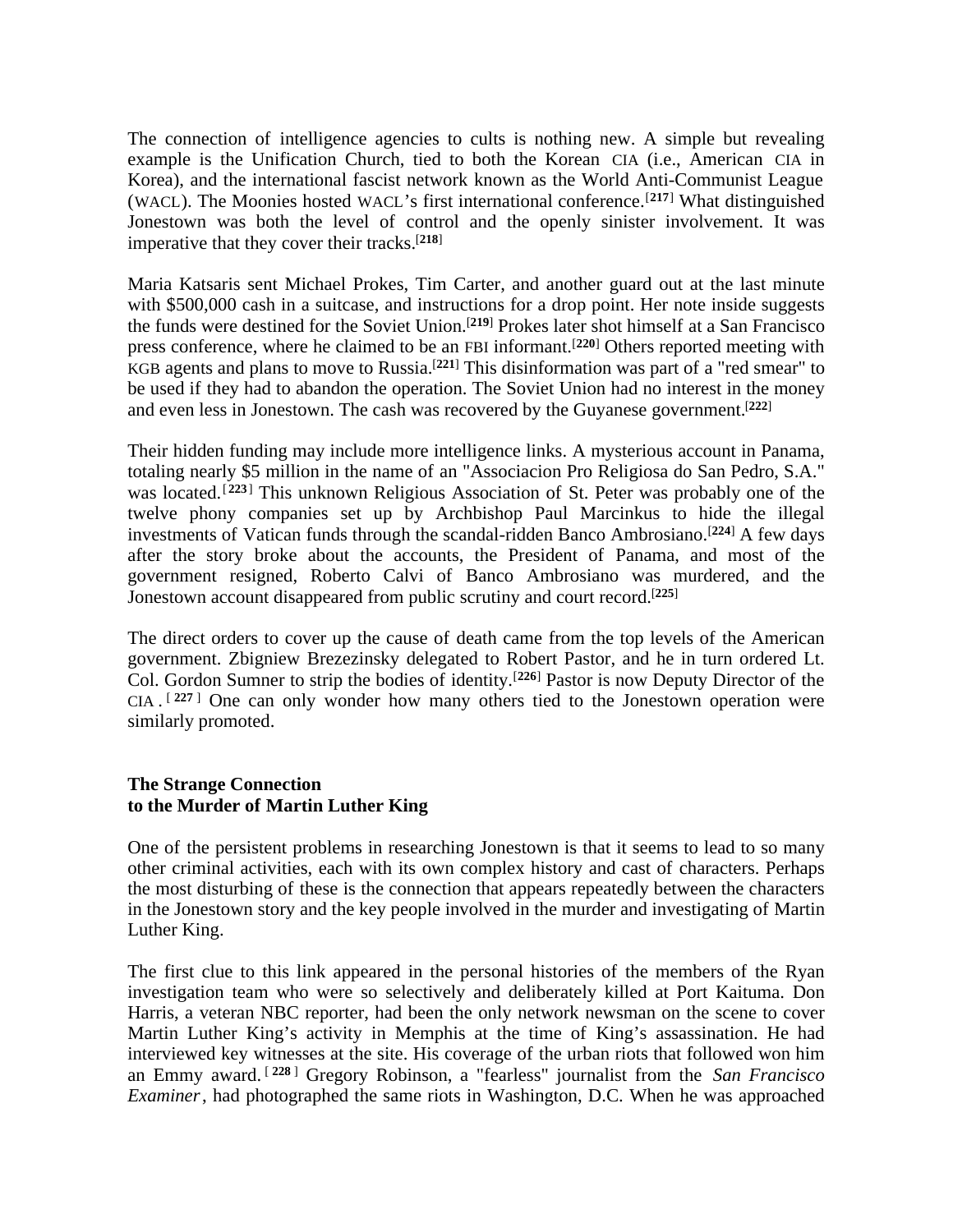The connection of intelligence agencies to cults is nothing new. A simple but revealing example is the Unification Church, tied to both the Korean CIA (i.e., American CIA in Korea), and the international fascist network known as the World Anti-Communist League (WACL). The Moonies hosted WACL's first international conference.[217] What distinguished Jonestown was both the level of control and the openly sinister involvement. It was imperative that they cover their tracks.[218]

Maria Katsaris sent Michael Prokes, Tim Carter, and another guard out at the last minute with $500,000 cash in a suitcase, and instructions for a drop point. Her note inside suggests the funds were destined for the Soviet Union.[219] Prokes later shot himself at a San Francisco press conference, where he claimed to be an FBI informant.[220] Others reported meeting with KGB agents and plans to move to Russia.[221] This disinformation was part of a "red smear" to be used if they had to abandon the operation. The Soviet Union had no interest in the money and even less in Jonestown. The cash was recovered by the Guyanese government.[222]

Their hidden funding may include more intelligence links. A mysterious account in Panama, totaling nearly $5 million in the name of an "Associacion Pro Religiosa do San Pedro, S.A." was located.[223] This unknown Religious Association of St. Peter was probably one of the twelve phony companies set up by Archbishop Paul Marcinkus to hide the illegal investments of Vatican funds through the scandal-ridden Banco Ambrosiano.[224] A few days after the story broke about the accounts, the President of Panama, and most of the government resigned, Roberto Calvi of Banco Ambrosiano was murdered, and the Jonestown account disappeared from public scrutiny and court record.[225]

The direct orders to cover up the cause of death came from the top levels of the American government. Zbigniew Brezezinsky delegated to Robert Pastor, and he in turn ordered Lt. Col. Gordon Sumner to strip the bodies of identity.[226] Pastor is now Deputy Director of the CIA.[227] One can only wonder how many others tied to the Jonestown operation were similarly promoted.

## The Strange Connection to the Murder of Martin Luther King

One of the persistent problems in researching Jonestown is that it seems to lead to so many other criminal activities, each with its own complex history and cast of characters. Perhaps the most disturbing of these is the connection that appears repeatedly between the characters in the Jonestown story and the key people involved in the murder and investigating of Martin Luther King.

The first clue to this link appeared in the personal histories of the members of the Ryan investigation team who were so selectively and deliberately killed at Port Kaituma. Don Harris, a veteran NBC reporter, had been the only network newsman on the scene to cover Martin Luther King's activity in Memphis at the time of King's assassination. He had interviewed key witnesses at the site. His coverage of the urban riots that followed won him an Emmy award.[228] Gregory Robinson, a "fearless" journalist from the *San Francisco Examiner*, had photographed the same riots in Washington, D.C. When he was approached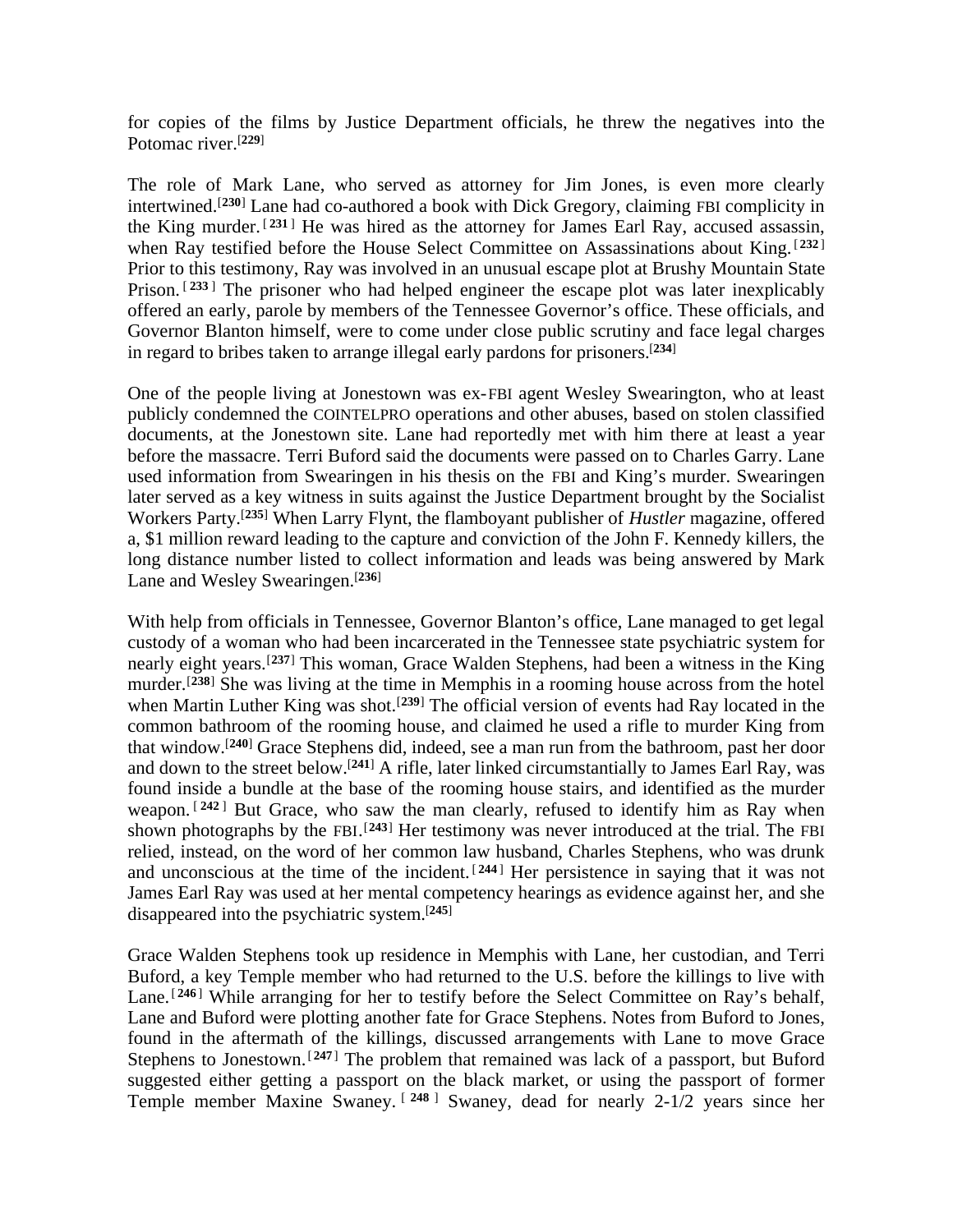for copies of the films by Justice Department officials, he threw the negatives into the Potomac river.[229]

The role of Mark Lane, who served as attorney for Jim Jones, is even more clearly intertwined.[230] Lane had co-authored a book with Dick Gregory, claiming FBI complicity in the King murder.[231] He was hired as the attorney for James Earl Ray, accused assassin, when Ray testified before the House Select Committee on Assassinations about King.[232] Prior to this testimony, Ray was involved in an unusual escape plot at Brushy Mountain State Prison.[233] The prisoner who had helped engineer the escape plot was later inexplicably offered an early, parole by members of the Tennessee Governor's office. These officials, and Governor Blanton himself, were to come under close public scrutiny and face legal charges in regard to bribes taken to arrange illegal early pardons for prisoners.[234]

One of the people living at Jonestown was ex-FBI agent Wesley Swearington, who at least publicly condemned the COINTELPRO operations and other abuses, based on stolen classified documents, at the Jonestown site. Lane had reportedly met with him there at least a year before the massacre. Terri Buford said the documents were passed on to Charles Garry. Lane used information from Swearingen in his thesis on the FBI and King's murder. Swearingen later served as a key witness in suits against the Justice Department brought by the Socialist Workers Party.[235] When Larry Flynt, the flamboyant publisher of *Hustler* magazine, offered a, $1 million reward leading to the capture and conviction of the John F. Kennedy killers, the long distance number listed to collect information and leads was being answered by Mark Lane and Wesley Swearingen.[236]

With help from officials in Tennessee, Governor Blanton's office, Lane managed to get legal custody of a woman who had been incarcerated in the Tennessee state psychiatric system for nearly eight years.[237] This woman, Grace Walden Stephens, had been a witness in the King murder.[238] She was living at the time in Memphis in a rooming house across from the hotel when Martin Luther King was shot.[239] The official version of events had Ray located in the common bathroom of the rooming house, and claimed he used a rifle to murder King from that window.[240] Grace Stephens did, indeed, see a man run from the bathroom, past her door and down to the street below.[241] A rifle, later linked circumstantially to James Earl Ray, was found inside a bundle at the base of the rooming house stairs, and identified as the murder weapon.[242] But Grace, who saw the man clearly, refused to identify him as Ray when shown photographs by the FBI.[243] Her testimony was never introduced at the trial. The FBI relied, instead, on the word of her common law husband, Charles Stephens, who was drunk and unconscious at the time of the incident.[244] Her persistence in saying that it was not James Earl Ray was used at her mental competency hearings as evidence against her, and she disappeared into the psychiatric system.[245]

Grace Walden Stephens took up residence in Memphis with Lane, her custodian, and Terri Buford, a key Temple member who had returned to the U.S. before the killings to live with Lane.[246] While arranging for her to testify before the Select Committee on Ray's behalf, Lane and Buford were plotting another fate for Grace Stephens. Notes from Buford to Jones, found in the aftermath of the killings, discussed arrangements with Lane to move Grace Stephens to Jonestown.[247] The problem that remained was lack of a passport, but Buford suggested either getting a passport on the black market, or using the passport of former Temple member Maxine Swaney.[248] Swaney, dead for nearly 2-1/2 years since her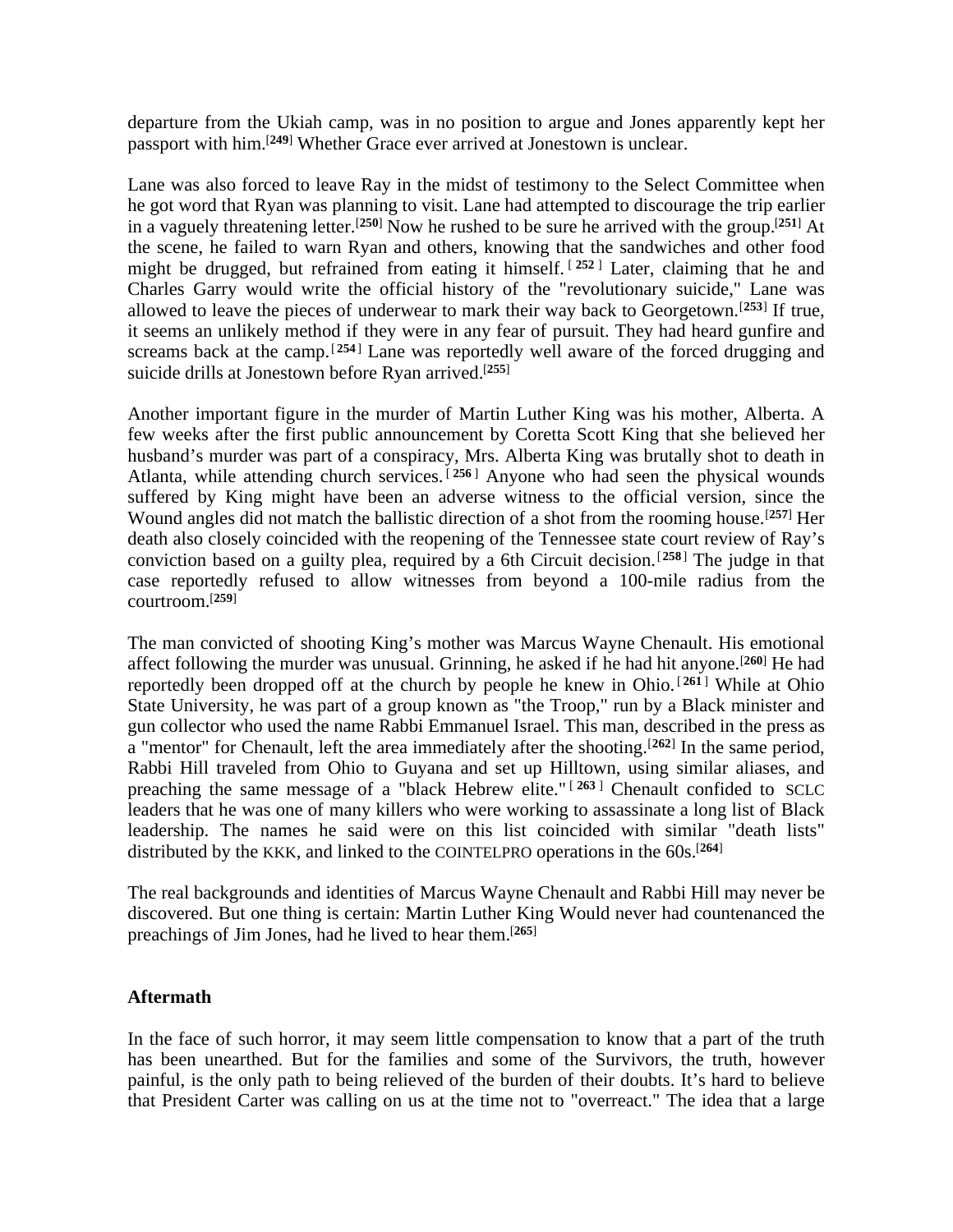departure from the Ukiah camp, was in no position to argue and Jones apparently kept her passport with him.[249] Whether Grace ever arrived at Jonestown is unclear.

Lane was also forced to leave Ray in the midst of testimony to the Select Committee when he got word that Ryan was planning to visit. Lane had attempted to discourage the trip earlier in a vaguely threatening letter.[250] Now he rushed to be sure he arrived with the group.[251] At the scene, he failed to warn Ryan and others, knowing that the sandwiches and other food might be drugged, but refrained from eating it himself.[252] Later, claiming that he and Charles Garry would write the official history of the "revolutionary suicide," Lane was allowed to leave the pieces of underwear to mark their way back to Georgetown.[253] If true, it seems an unlikely method if they were in any fear of pursuit. They had heard gunfire and screams back at the camp.[254] Lane was reportedly well aware of the forced drugging and suicide drills at Jonestown before Ryan arrived.[255]

Another important figure in the murder of Martin Luther King was his mother, Alberta. A few weeks after the first public announcement by Coretta Scott King that she believed her husband's murder was part of a conspiracy, Mrs. Alberta King was brutally shot to death in Atlanta, while attending church services.[256] Anyone who had seen the physical wounds suffered by King might have been an adverse witness to the official version, since the Wound angles did not match the ballistic direction of a shot from the rooming house.[257] Her death also closely coincided with the reopening of the Tennessee state court review of Ray's conviction based on a guilty plea, required by a 6th Circuit decision.[258] The judge in that case reportedly refused to allow witnesses from beyond a 100-mile radius from the courtroom.[259]

The man convicted of shooting King's mother was Marcus Wayne Chenault. His emotional affect following the murder was unusual. Grinning, he asked if he had hit anyone.[260] He had reportedly been dropped off at the church by people he knew in Ohio.[261] While at Ohio State University, he was part of a group known as "the Troop," run by a Black minister and gun collector who used the name Rabbi Emmanuel Israel. This man, described in the press as a "mentor" for Chenault, left the area immediately after the shooting.[262] In the same period, Rabbi Hill traveled from Ohio to Guyana and set up Hilltown, using similar aliases, and preaching the same message of a "black Hebrew elite."[263] Chenault confided to SCLC leaders that he was one of many killers who were working to assassinate a long list of Black leadership. The names he said were on this list coincided with similar "death lists" distributed by the KKK, and linked to the COINTELPRO operations in the 60s.[264]

The real backgrounds and identities of Marcus Wayne Chenault and Rabbi Hill may never be discovered. But one thing is certain: Martin Luther King Would never had countenanced the preachings of Jim Jones, had he lived to hear them.[265]

## Aftermath

In the face of such horror, it may seem little compensation to know that a part of the truth has been unearthed. But for the families and some of the Survivors, the truth, however painful, is the only path to being relieved of the burden of their doubts. It's hard to believe that President Carter was calling on us at the time not to "overreact." The idea that a large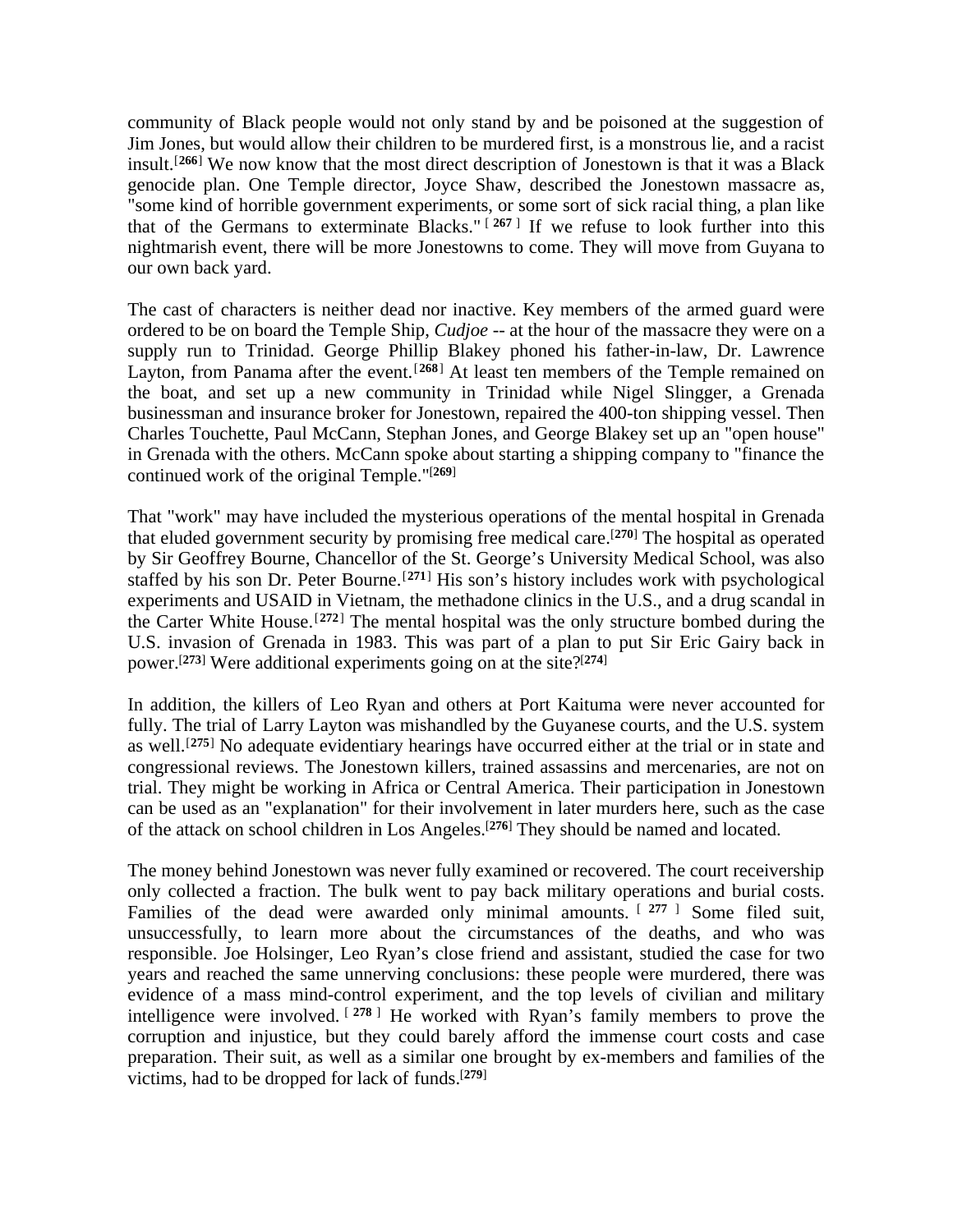community of Black people would not only stand by and be poisoned at the suggestion of Jim Jones, but would allow their children to be murdered first, is a monstrous lie, and a racist insult.[266] We now know that the most direct description of Jonestown is that it was a Black genocide plan. One Temple director, Joyce Shaw, described the Jonestown massacre as, "some kind of horrible government experiments, or some sort of sick racial thing, a plan like that of the Germans to exterminate Blacks." [267] If we refuse to look further into this nightmarish event, there will be more Jonestowns to come. They will move from Guyana to our own back yard.

The cast of characters is neither dead nor inactive. Key members of the armed guard were ordered to be on board the Temple Ship, *Cudjoe* -- at the hour of the massacre they were on a supply run to Trinidad. George Phillip Blakey phoned his father-in-law, Dr. Lawrence Layton, from Panama after the event.[268] At least ten members of the Temple remained on the boat, and set up a new community in Trinidad while Nigel Slingger, a Grenada businessman and insurance broker for Jonestown, repaired the 400-ton shipping vessel. Then Charles Touchette, Paul McCann, Stephan Jones, and George Blakey set up an "open house" in Grenada with the others. McCann spoke about starting a shipping company to "finance the continued work of the original Temple."[269]

That "work" may have included the mysterious operations of the mental hospital in Grenada that eluded government security by promising free medical care.[270] The hospital as operated by Sir Geoffrey Bourne, Chancellor of the St. George's University Medical School, was also staffed by his son Dr. Peter Bourne.[271] His son's history includes work with psychological experiments and USAID in Vietnam, the methadone clinics in the U.S., and a drug scandal in the Carter White House.[272] The mental hospital was the only structure bombed during the U.S. invasion of Grenada in 1983. This was part of a plan to put Sir Eric Gairy back in power.[273] Were additional experiments going on at the site?[274]

In addition, the killers of Leo Ryan and others at Port Kaituma were never accounted for fully. The trial of Larry Layton was mishandled by the Guyanese courts, and the U.S. system as well.[275] No adequate evidentiary hearings have occurred either at the trial or in state and congressional reviews. The Jonestown killers, trained assassins and mercenaries, are not on trial. They might be working in Africa or Central America. Their participation in Jonestown can be used as an "explanation" for their involvement in later murders here, such as the case of the attack on school children in Los Angeles.[276] They should be named and located.

The money behind Jonestown was never fully examined or recovered. The court receivership only collected a fraction. The bulk went to pay back military operations and burial costs. Families of the dead were awarded only minimal amounts. [277] Some filed suit, unsuccessfully, to learn more about the circumstances of the deaths, and who was responsible. Joe Holsinger, Leo Ryan's close friend and assistant, studied the case for two years and reached the same unnerving conclusions: these people were murdered, there was evidence of a mass mind-control experiment, and the top levels of civilian and military intelligence were involved. [278] He worked with Ryan's family members to prove the corruption and injustice, but they could barely afford the immense court costs and case preparation. Their suit, as well as a similar one brought by ex-members and families of the victims, had to be dropped for lack of funds.[279]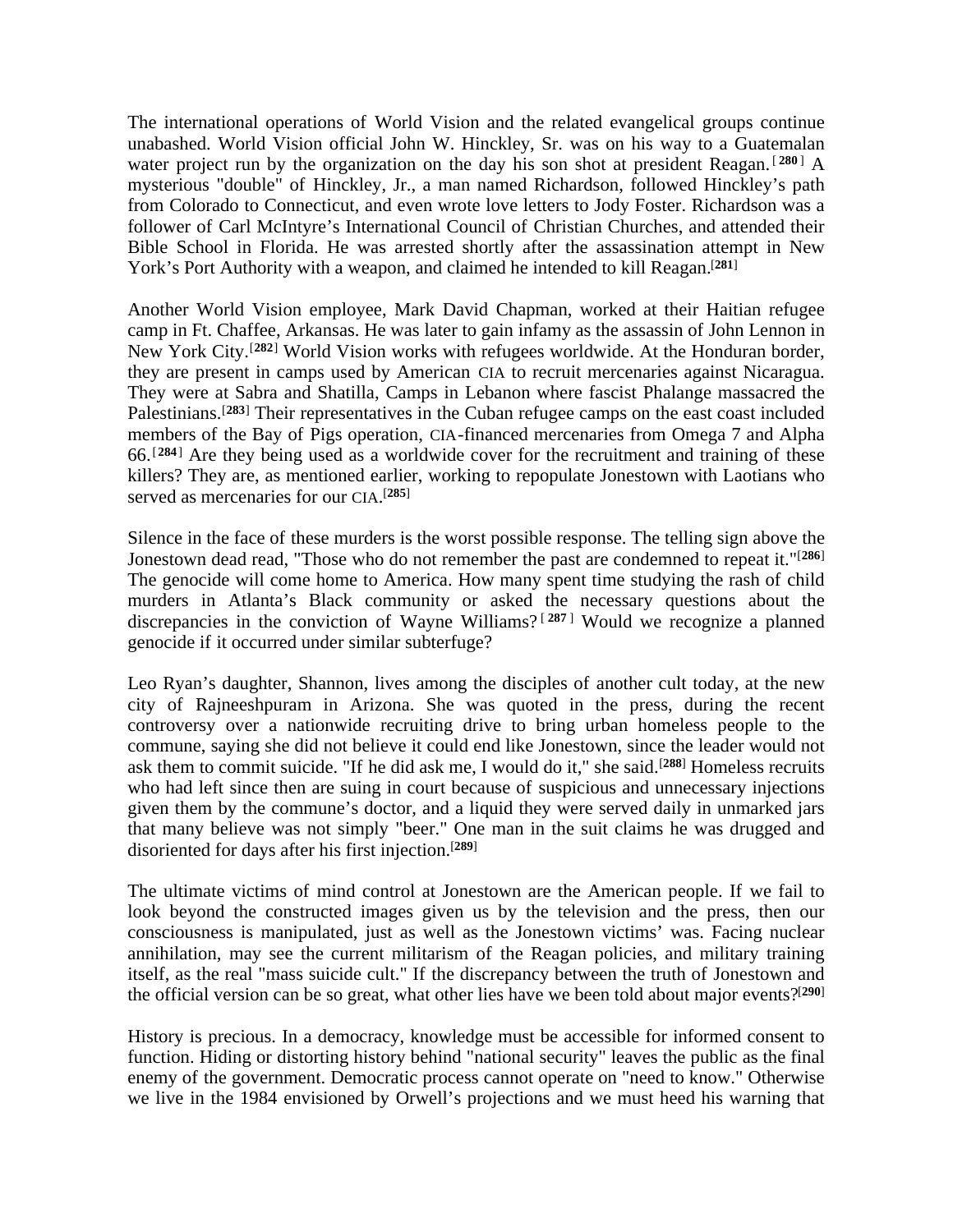The international operations of World Vision and the related evangelical groups continue unabashed. World Vision official John W. Hinckley, Sr. was on his way to a Guatemalan water project run by the organization on the day his son shot at president Reagan.[280] A mysterious "double" of Hinckley, Jr., a man named Richardson, followed Hinckley's path from Colorado to Connecticut, and even wrote love letters to Jody Foster. Richardson was a follower of Carl McIntyre's International Council of Christian Churches, and attended their Bible School in Florida. He was arrested shortly after the assassination attempt in New York's Port Authority with a weapon, and claimed he intended to kill Reagan.[281]

Another World Vision employee, Mark David Chapman, worked at their Haitian refugee camp in Ft. Chaffee, Arkansas. He was later to gain infamy as the assassin of John Lennon in New York City.[282] World Vision works with refugees worldwide. At the Honduran border, they are present in camps used by American CIA to recruit mercenaries against Nicaragua. They were at Sabra and Shatilla, Camps in Lebanon where fascist Phalange massacred the Palestinians.[283] Their representatives in the Cuban refugee camps on the east coast included members of the Bay of Pigs operation, CIA-financed mercenaries from Omega 7 and Alpha 66.[284] Are they being used as a worldwide cover for the recruitment and training of these killers? They are, as mentioned earlier, working to repopulate Jonestown with Laotians who served as mercenaries for our CIA.[285]

Silence in the face of these murders is the worst possible response. The telling sign above the Jonestown dead read, "Those who do not remember the past are condemned to repeat it."[286] The genocide will come home to America. How many spent time studying the rash of child murders in Atlanta's Black community or asked the necessary questions about the discrepancies in the conviction of Wayne Williams?[287] Would we recognize a planned genocide if it occurred under similar subterfuge?

Leo Ryan's daughter, Shannon, lives among the disciples of another cult today, at the new city of Rajneeshpuram in Arizona. She was quoted in the press, during the recent controversy over a nationwide recruiting drive to bring urban homeless people to the commune, saying she did not believe it could end like Jonestown, since the leader would not ask them to commit suicide. "If he did ask me, I would do it," she said.[288] Homeless recruits who had left since then are suing in court because of suspicious and unnecessary injections given them by the commune's doctor, and a liquid they were served daily in unmarked jars that many believe was not simply "beer." One man in the suit claims he was drugged and disoriented for days after his first injection.[289]

The ultimate victims of mind control at Jonestown are the American people. If we fail to look beyond the constructed images given us by the television and the press, then our consciousness is manipulated, just as well as the Jonestown victims' was. Facing nuclear annihilation, may see the current militarism of the Reagan policies, and military training itself, as the real "mass suicide cult." If the discrepancy between the truth of Jonestown and the official version can be so great, what other lies have we been told about major events?[290]

History is precious. In a democracy, knowledge must be accessible for informed consent to function. Hiding or distorting history behind "national security" leaves the public as the final enemy of the government. Democratic process cannot operate on "need to know." Otherwise we live in the 1984 envisioned by Orwell's projections and we must heed his warning that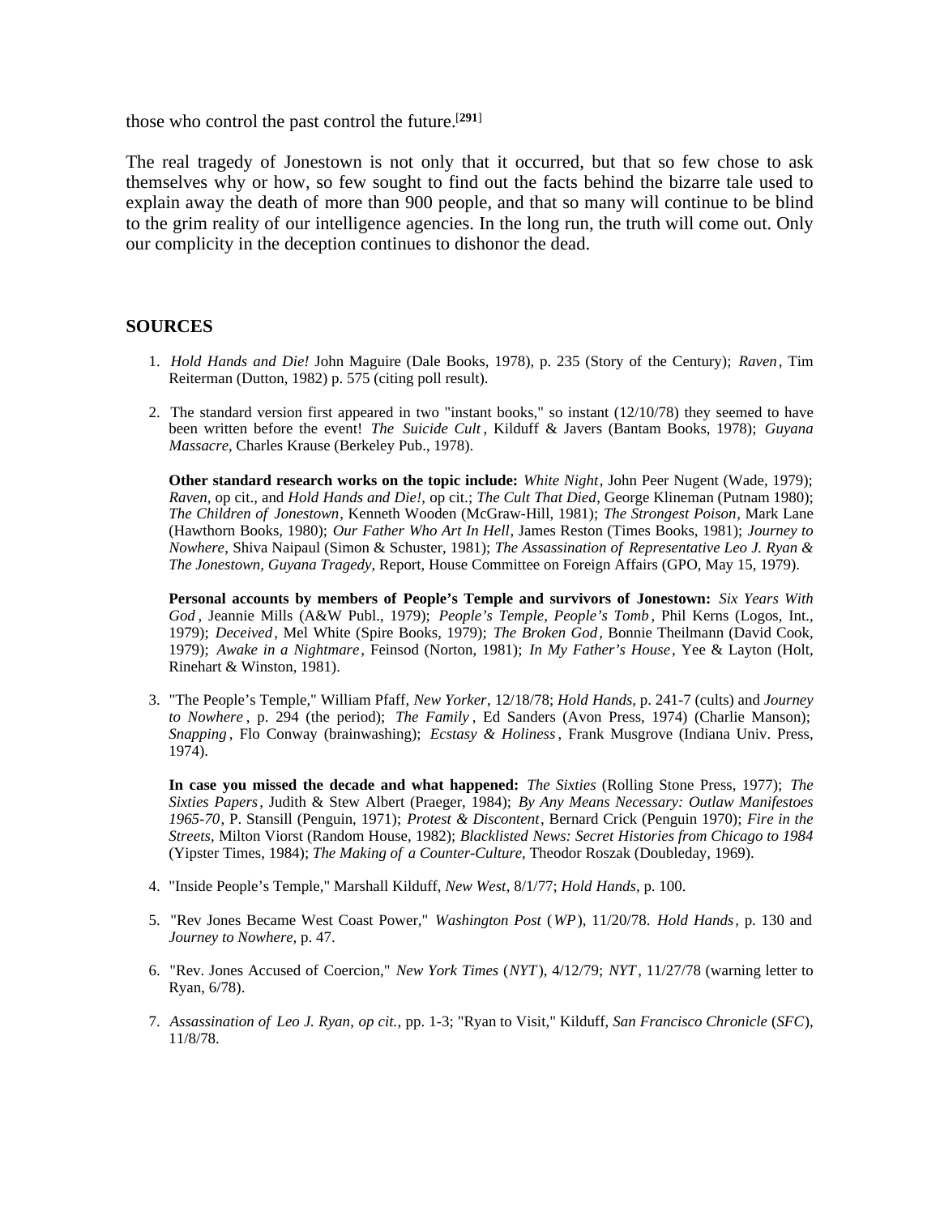those who control the past control the future.[291]

The real tragedy of Jonestown is not only that it occurred, but that so few chose to ask themselves why or how, so few sought to find out the facts behind the bizarre tale used to explain away the death of more than 900 people, and that so many will continue to be blind to the grim reality of our intelligence agencies. In the long run, the truth will come out. Only our complicity in the deception continues to dishonor the dead.

## SOURCES

1. *Hold Hands and Die!* John Maguire (Dale Books, 1978), p. 235 (Story of the Century); *Raven*, Tim Reiterman (Dutton, 1982) p. 575 (citing poll result).

2. The standard version first appeared in two "instant books," so instant (12/10/78) they seemed to have been written before the event! *The Suicide Cult*, Kilduff & Javers (Bantam Books, 1978); *Guyana Massacre*, Charles Krause (Berkeley Pub., 1978).

   **Other standard research works on the topic include:** *White Night*, John Peer Nugent (Wade, 1979); *Raven*, op cit., and *Hold Hands and Die!*, op cit.; *The Cult That Died*, George Klineman (Putnam 1980); *The Children of Jonestown*, Kenneth Wooden (McGraw-Hill, 1981); *The Strongest Poison*, Mark Lane (Hawthorn Books, 1980); *Our Father Who Art In Hell*, James Reston (Times Books, 1981); *Journey to Nowhere*, Shiva Naipaul (Simon & Schuster, 1981); *The Assassination of Representative Leo J. Ryan & The Jonestown, Guyana Tragedy*, Report, House Committee on Foreign Affairs (GPO, May 15, 1979).

   **Personal accounts by members of People's Temple and survivors of Jonestown:** *Six Years With God*, Jeannie Mills (A&W Publ., 1979); *People's Temple, People's Tomb*, Phil Kerns (Logos, Int., 1979); *Deceived*, Mel White (Spire Books, 1979); *The Broken God*, Bonnie Theilmann (David Cook, 1979); *Awake in a Nightmare*, Feinsod (Norton, 1981); *In My Father's House*, Yee & Layton (Holt, Rinehart & Winston, 1981).

3. "The People's Temple," William Pfaff, *New Yorker*, 12/18/78; *Hold Hands*, p. 241-7 (cults) and *Journey to Nowhere*, p. 294 (the period); *The Family*, Ed Sanders (Avon Press, 1974) (Charlie Manson); *Snapping*, Flo Conway (brainwashing); *Ecstasy & Holiness*, Frank Musgrove (Indiana Univ. Press, 1974).

   **In case you missed the decade and what happened:** *The Sixties* (Rolling Stone Press, 1977); *The Sixties Papers*, Judith & Stew Albert (Praeger, 1984); *By Any Means Necessary: Outlaw Manifestoes 1965-70*, P. Stansill (Penguin, 1971); *Protest & Discontent*, Bernard Crick (Penguin 1970); *Fire in the Streets*, Milton Viorst (Random House, 1982); *Blacklisted News: Secret Histories from Chicago to 1984* (Yipster Times, 1984); *The Making of a Counter-Culture*, Theodor Roszak (Doubleday, 1969).

4. "Inside People's Temple," Marshall Kilduff, *New West*, 8/1/77; *Hold Hands*, p. 100.

5. "Rev Jones Became West Coast Power," *Washington Post* (*WP*), 11/20/78. *Hold Hands*, p. 130 and *Journey to Nowhere*, p. 47.

6. "Rev. Jones Accused of Coercion," *New York Times* (*NYT*), 4/12/79; *NYT*, 11/27/78 (warning letter to Ryan, 6/78).

7. *Assassination of Leo J. Ryan, op cit.,* pp. 1-3; "Ryan to Visit," Kilduff, *San Francisco Chronicle* (*SFC*), 11/8/78.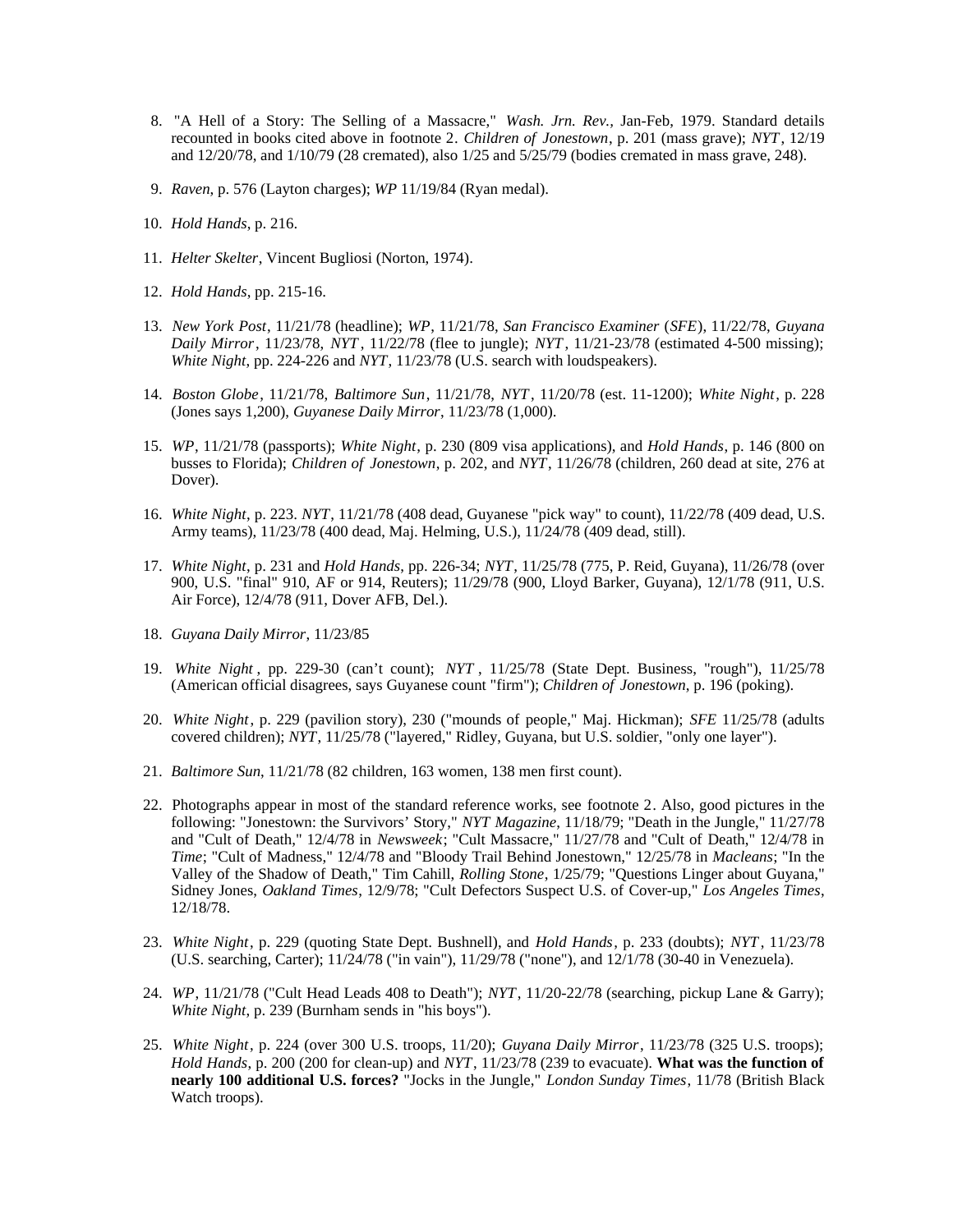8. "A Hell of a Story: The Selling of a Massacre," *Wash. Jrn. Rev.*, Jan-Feb, 1979. Standard details recounted in books cited above in footnote 2. *Children of Jonestown*, p. 201 (mass grave); *NYT*, 12/19 and 12/20/78, and 1/10/79 (28 cremated), also 1/25 and 5/25/79 (bodies cremated in mass grave, 248).

9. *Raven*, p. 576 (Layton charges); *WP* 11/19/84 (Ryan medal).

10. *Hold Hands*, p. 216.

11. *Helter Skelter*, Vincent Bugliosi (Norton, 1974).

12. *Hold Hands*, pp. 215-16.

13. *New York Post*, 11/21/78 (headline); *WP*, 11/21/78, *San Francisco Examiner* (*SFE*), 11/22/78, *Guyana Daily Mirror*, 11/23/78, *NYT*, 11/22/78 (flee to jungle); *NYT*, 11/21-23/78 (estimated 4-500 missing); *White Night*, pp. 224-226 and *NYT*, 11/23/78 (U.S. search with loudspeakers).

14. *Boston Globe*, 11/21/78, *Baltimore Sun*, 11/21/78, *NYT*, 11/20/78 (est. 11-1200); *White Night*, p. 228 (Jones says 1,200), *Guyanese Daily Mirror*, 11/23/78 (1,000).

15. *WP*, 11/21/78 (passports); *White Night*, p. 230 (809 visa applications), and *Hold Hands*, p. 146 (800 on busses to Florida); *Children of Jonestown*, p. 202, and *NYT*, 11/26/78 (children, 260 dead at site, 276 at Dover).

16. *White Night*, p. 223. *NYT*, 11/21/78 (408 dead, Guyanese "pick way" to count), 11/22/78 (409 dead, U.S. Army teams), 11/23/78 (400 dead, Maj. Helming, U.S.), 11/24/78 (409 dead, still).

17. *White Night*, p. 231 and *Hold Hands*, pp. 226-34; *NYT*, 11/25/78 (775, P. Reid, Guyana), 11/26/78 (over 900, U.S. "final" 910, AF or 914, Reuters); 11/29/78 (900, Lloyd Barker, Guyana), 12/1/78 (911, U.S. Air Force), 12/4/78 (911, Dover AFB, Del.).

18. *Guyana Daily Mirror*, 11/23/85

19. *White Night*, pp. 229-30 (can't count); *NYT*, 11/25/78 (State Dept. Business, "rough"), 11/25/78 (American official disagrees, says Guyanese count "firm"); *Children of Jonestown*, p. 196 (poking).

20. *White Night*, p. 229 (pavilion story), 230 ("mounds of people," Maj. Hickman); *SFE* 11/25/78 (adults covered children); *NYT*, 11/25/78 ("layered," Ridley, Guyana, but U.S. soldier, "only one layer").

21. *Baltimore Sun*, 11/21/78 (82 children, 163 women, 138 men first count).

22. Photographs appear in most of the standard reference works, see footnote 2. Also, good pictures in the following: "Jonestown: the Survivors' Story," *NYT Magazine*, 11/18/79; "Death in the Jungle," 11/27/78 and "Cult of Death," 12/4/78 in *Newsweek*; "Cult Massacre," 11/27/78 and "Cult of Death," 12/4/78 in *Time*; "Cult of Madness," 12/4/78 and "Bloody Trail Behind Jonestown," 12/25/78 in *Macleans*; "In the Valley of the Shadow of Death," Tim Cahill, *Rolling Stone*, 1/25/79; "Questions Linger about Guyana," Sidney Jones, *Oakland Times*, 12/9/78; "Cult Defectors Suspect U.S. of Cover-up," *Los Angeles Times*, 12/18/78.

23. *White Night*, p. 229 (quoting State Dept. Bushnell), and *Hold Hands*, p. 233 (doubts); *NYT*, 11/23/78 (U.S. searching, Carter); 11/24/78 ("in vain"), 11/29/78 ("none"), and 12/1/78 (30-40 in Venezuela).

24. *WP*, 11/21/78 ("Cult Head Leads 408 to Death"); *NYT*, 11/20-22/78 (searching, pickup Lane & Garry); *White Night*, p. 239 (Burnham sends in "his boys").

25. *White Night*, p. 224 (over 300 U.S. troops, 11/20); *Guyana Daily Mirror*, 11/23/78 (325 U.S. troops); *Hold Hands*, p. 200 (200 for clean-up) and *NYT*, 11/23/78 (239 to evacuate). **What was the function of nearly 100 additional U.S. forces?** "Jocks in the Jungle," *London Sunday Times*, 11/78 (British Black Watch troops).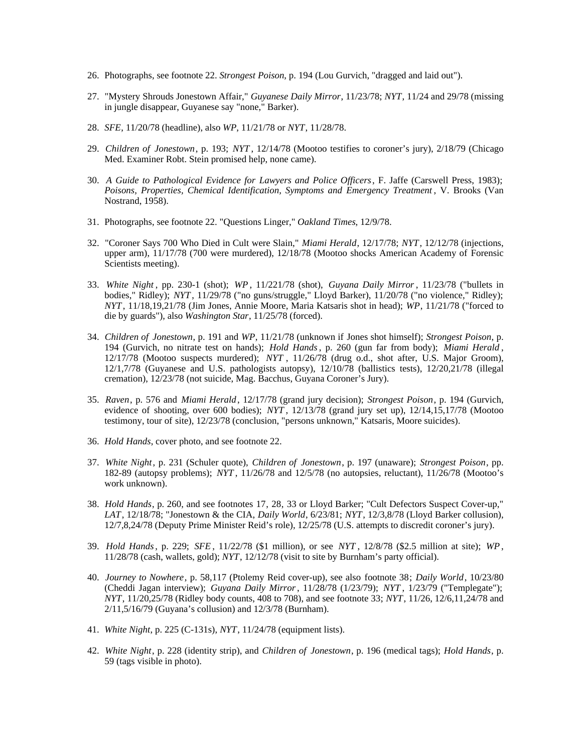26. Photographs, see footnote 22. *Strongest Poison*, p. 194 (Lou Gurvich, "dragged and laid out").

27. "Mystery Shrouds Jonestown Affair," *Guyanese Daily Mirror*, 11/23/78; *NYT*, 11/24 and 29/78 (missing in jungle disappear, Guyanese say "none," Barker).

28. *SFE*, 11/20/78 (headline), also *WP*, 11/21/78 or *NYT*, 11/28/78.

29. *Children of Jonestown*, p. 193; *NYT*, 12/14/78 (Mootoo testifies to coroner's jury), 2/18/79 (Chicago Med. Examiner Robt. Stein promised help, none came).

30. *A Guide to Pathological Evidence for Lawyers and Police Officers*, F. Jaffe (Carswell Press, 1983); *Poisons, Properties, Chemical Identification, Symptoms and Emergency Treatment*, V. Brooks (Van Nostrand, 1958).

31. Photographs, see footnote 22. "Questions Linger," *Oakland Times*, 12/9/78.

32. "Coroner Says 700 Who Died in Cult were Slain," *Miami Herald*, 12/17/78; *NYT*, 12/12/78 (injections, upper arm), 11/17/78 (700 were murdered), 12/18/78 (Mootoo shocks American Academy of Forensic Scientists meeting).

33. *White Night*, pp. 230-1 (shot); *WP*, 11/221/78 (shot), *Guyana Daily Mirror*, 11/23/78 ("bullets in bodies," Ridley); *NYT*, 11/29/78 ("no guns/struggle," Lloyd Barker), 11/20/78 ("no violence," Ridley); *NYT*, 11/18,19,21/78 (Jim Jones, Annie Moore, Maria Katsaris shot in head); *WP*, 11/21/78 ("forced to die by guards"), also *Washington Star*, 11/25/78 (forced).

34. *Children of Jonestown*, p. 191 and *WP*, 11/21/78 (unknown if Jones shot himself); *Strongest Poison*, p. 194 (Gurvich, no nitrate test on hands); *Hold Hands*, p. 260 (gun far from body); *Miami Herald*, 12/17/78 (Mootoo suspects murdered); *NYT*, 11/26/78 (drug o.d., shot after, U.S. Major Groom), 12/1,7/78 (Guyanese and U.S. pathologists autopsy), 12/10/78 (ballistics tests), 12/20,21/78 (illegal cremation), 12/23/78 (not suicide, Mag. Bacchus, Guyana Coroner's Jury).

35. *Raven*, p. 576 and *Miami Herald*, 12/17/78 (grand jury decision); *Strongest Poison*, p. 194 (Gurvich, evidence of shooting, over 600 bodies); *NYT*, 12/13/78 (grand jury set up), 12/14,15,17/78 (Mootoo testimony, tour of site), 12/23/78 (conclusion, "persons unknown," Katsaris, Moore suicides).

36. *Hold Hands*, cover photo, and see footnote 22.

37. *White Night*, p. 231 (Schuler quote), *Children of Jonestown*, p. 197 (unaware); *Strongest Poison*, pp. 182-89 (autopsy problems); *NYT*, 11/26/78 and 12/5/78 (no autopsies, reluctant), 11/26/78 (Mootoo's work unknown).

38. *Hold Hands*, p. 260, and see footnotes 17, 28, 33 or Lloyd Barker; "Cult Defectors Suspect Cover-up," *LAT*, 12/18/78; "Jonestown & the CIA, *Daily World*, 6/23/81; *NYT*, 12/3,8/78 (Lloyd Barker collusion), 12/7,8,24/78 (Deputy Prime Minister Reid's role), 12/25/78 (U.S. attempts to discredit coroner's jury).

39. *Hold Hands*, p. 229; *SFE*, 11/22/78 ($1 million), or see *NYT*, 12/8/78 ($2.5 million at site); *WP*, 11/28/78 (cash, wallets, gold); *NYT*, 12/12/78 (visit to site by Burnham's party official).

40. *Journey to Nowhere*, p. 58,117 (Ptolemy Reid cover-up), see also footnote 38; *Daily World*, 10/23/80 (Cheddi Jagan interview); *Guyana Daily Mirror*, 11/28/78 (1/23/79); *NYT*, 1/23/79 ("Templegate"); *NYT*, 11/20,25/78 (Ridley body counts, 408 to 708), and see footnote 33; *NYT*, 11/26, 12/6,11,24/78 and 2/11,5/16/79 (Guyana's collusion) and 12/3/78 (Burnham).

41. *White Night*, p. 225 (C-131s), *NYT*, 11/24/78 (equipment lists).

42. *White Night*, p. 228 (identity strip), and *Children of Jonestown*, p. 196 (medical tags); *Hold Hands*, p. 59 (tags visible in photo).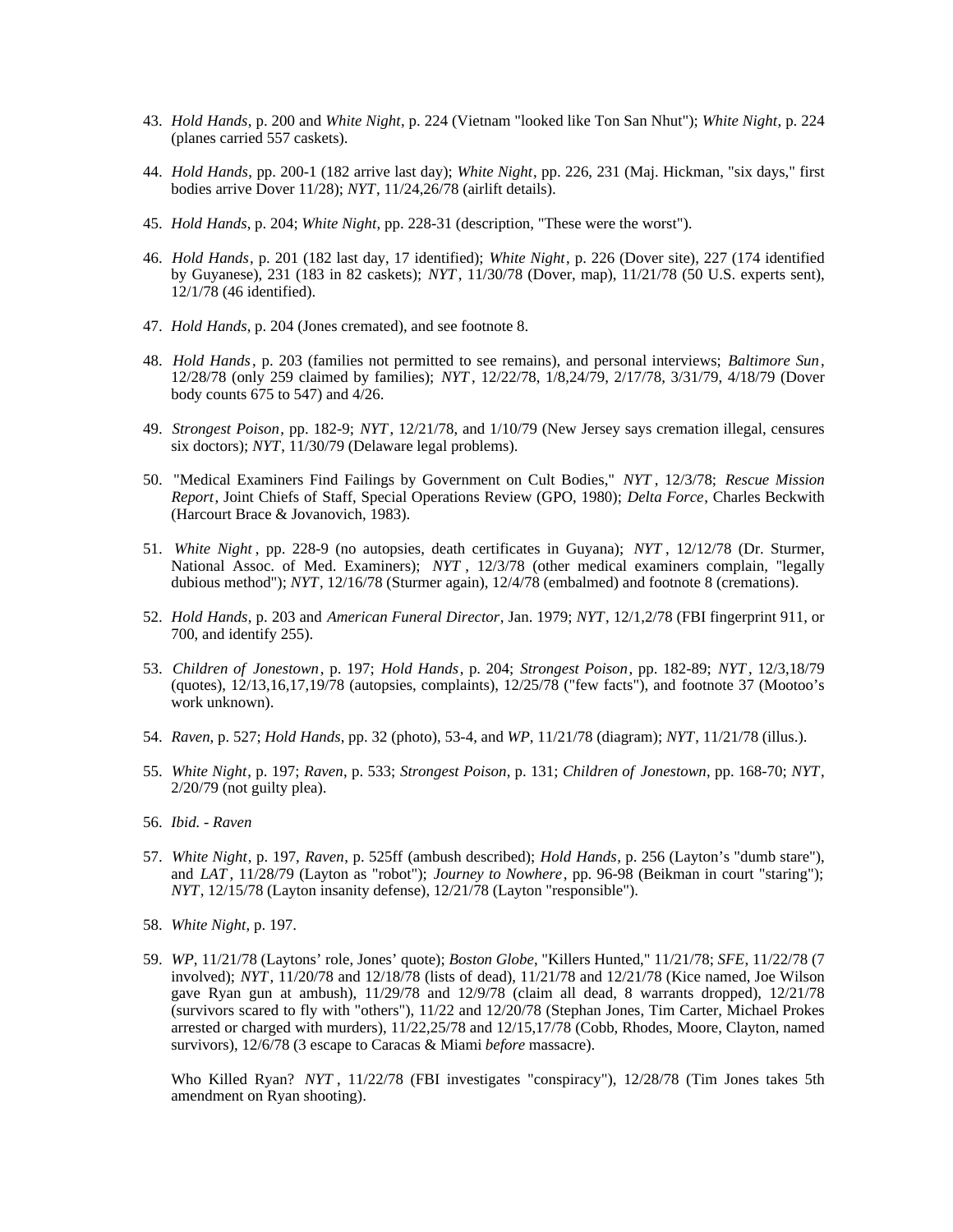43. *Hold Hands*, p. 200 and *White Night*, p. 224 (Vietnam "looked like Ton San Nhut"); *White Night*, p. 224 (planes carried 557 caskets).

44. *Hold Hands*, pp. 200-1 (182 arrive last day); *White Night*, pp. 226, 231 (Maj. Hickman, "six days," first bodies arrive Dover 11/28); *NYT*, 11/24,26/78 (airlift details).

45. *Hold Hands*, p. 204; *White Night*, pp. 228-31 (description, "These were the worst").

46. *Hold Hands*, p. 201 (182 last day, 17 identified); *White Night*, p. 226 (Dover site), 227 (174 identified by Guyanese), 231 (183 in 82 caskets); *NYT*, 11/30/78 (Dover, map), 11/21/78 (50 U.S. experts sent), 12/1/78 (46 identified).

47. *Hold Hands*, p. 204 (Jones cremated), and see footnote 8.

48. *Hold Hands*, p. 203 (families not permitted to see remains), and personal interviews; *Baltimore Sun*, 12/28/78 (only 259 claimed by families); *NYT*, 12/22/78, 1/8,24/79, 2/17/78, 3/31/79, 4/18/79 (Dover body counts 675 to 547) and 4/26.

49. *Strongest Poison*, pp. 182-9; *NYT*, 12/21/78, and 1/10/79 (New Jersey says cremation illegal, censures six doctors); *NYT*, 11/30/79 (Delaware legal problems).

50. "Medical Examiners Find Failings by Government on Cult Bodies," *NYT*, 12/3/78; *Rescue Mission Report*, Joint Chiefs of Staff, Special Operations Review (GPO, 1980); *Delta Force*, Charles Beckwith (Harcourt Brace & Jovanovich, 1983).

51. *White Night*, pp. 228-9 (no autopsies, death certificates in Guyana); *NYT*, 12/12/78 (Dr. Sturmer, National Assoc. of Med. Examiners); *NYT*, 12/3/78 (other medical examiners complain, "legally dubious method"); *NYT*, 12/16/78 (Sturmer again), 12/4/78 (embalmed) and footnote 8 (cremations).

52. *Hold Hands*, p. 203 and *American Funeral Director*, Jan. 1979; *NYT*, 12/1,2/78 (FBI fingerprint 911, or 700, and identify 255).

53. *Children of Jonestown*, p. 197; *Hold Hands*, p. 204; *Strongest Poison*, pp. 182-89; *NYT*, 12/3,18/79 (quotes), 12/13,16,17,19/78 (autopsies, complaints), 12/25/78 ("few facts"), and footnote 37 (Mootoo's work unknown).

54. *Raven*, p. 527; *Hold Hands*, pp. 32 (photo), 53-4, and *WP*, 11/21/78 (diagram); *NYT*, 11/21/78 (illus.).

55. *White Night*, p. 197; *Raven*, p. 533; *Strongest Poison*, p. 131; *Children of Jonestown*, pp. 168-70; *NYT*, 2/20/79 (not guilty plea).

56. *Ibid. - Raven*

57. *White Night*, p. 197, *Raven*, p. 525ff (ambush described); *Hold Hands*, p. 256 (Layton's "dumb stare"), and *LAT*, 11/28/79 (Layton as "robot"); *Journey to Nowhere*, pp. 96-98 (Beikman in court "staring"); *NYT*, 12/15/78 (Layton insanity defense), 12/21/78 (Layton "responsible").

58. *White Night*, p. 197.

59. *WP*, 11/21/78 (Laytons' role, Jones' quote); *Boston Globe*, "Killers Hunted," 11/21/78; *SFE*, 11/22/78 (7 involved); *NYT*, 11/20/78 and 12/18/78 (lists of dead), 11/21/78 and 12/21/78 (Kice named, Joe Wilson gave Ryan gun at ambush), 11/29/78 and 12/9/78 (claim all dead, 8 warrants dropped), 12/21/78 (survivors scared to fly with "others"), 11/22 and 12/20/78 (Stephan Jones, Tim Carter, Michael Prokes arrested or charged with murders), 11/22,25/78 and 12/15,17/78 (Cobb, Rhodes, Moore, Clayton, named survivors), 12/6/78 (3 escape to Caracas & Miami *before* massacre).

    Who Killed Ryan? *NYT*, 11/22/78 (FBI investigates "conspiracy"), 12/28/78 (Tim Jones takes 5th amendment on Ryan shooting).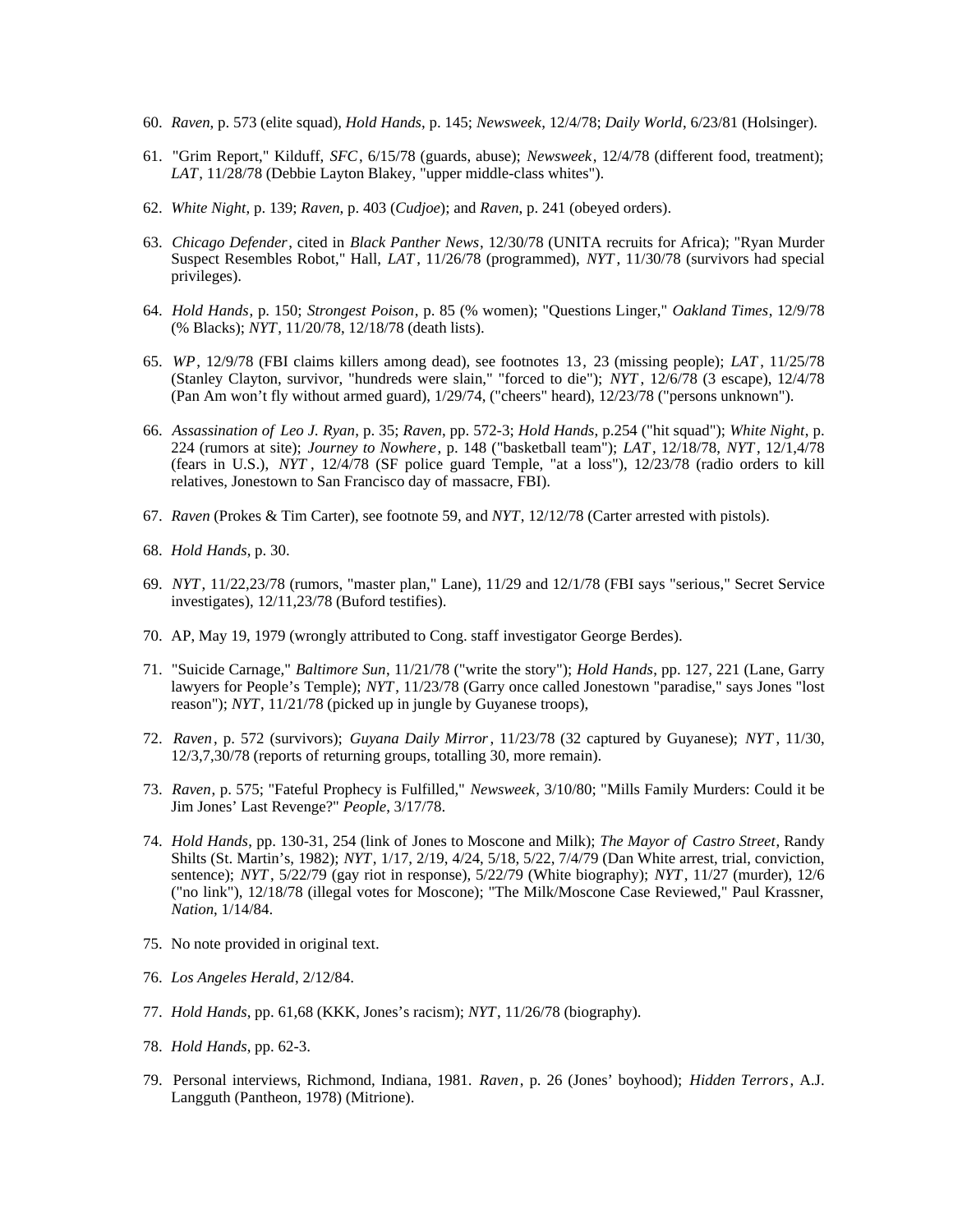60. *Raven*, p. 573 (elite squad), *Hold Hands*, p. 145; *Newsweek*, 12/4/78; *Daily World*, 6/23/81 (Holsinger).

61. "Grim Report," Kilduff, *SFC*, 6/15/78 (guards, abuse); *Newsweek*, 12/4/78 (different food, treatment); *LAT*, 11/28/78 (Debbie Layton Blakey, "upper middle-class whites").

62. *White Night*, p. 139; *Raven*, p. 403 (*Cudjoe*); and *Raven*, p. 241 (obeyed orders).

63. *Chicago Defender*, cited in *Black Panther News*, 12/30/78 (UNITA recruits for Africa); "Ryan Murder Suspect Resembles Robot," Hall, *LAT*, 11/26/78 (programmed), *NYT*, 11/30/78 (survivors had special privileges).

64. *Hold Hands*, p. 150; *Strongest Poison*, p. 85 (% women); "Questions Linger," *Oakland Times*, 12/9/78 (% Blacks); *NYT*, 11/20/78, 12/18/78 (death lists).

65. *WP*, 12/9/78 (FBI claims killers among dead), see footnotes 13, 23 (missing people); *LAT*, 11/25/78 (Stanley Clayton, survivor, "hundreds were slain," "forced to die"); *NYT*, 12/6/78 (3 escape), 12/4/78 (Pan Am won't fly without armed guard), 1/29/74, ("cheers" heard), 12/23/78 ("persons unknown").

66. *Assassination of Leo J. Ryan*, p. 35; *Raven*, pp. 572-3; *Hold Hands*, p.254 ("hit squad"); *White Night*, p. 224 (rumors at site); *Journey to Nowhere*, p. 148 ("basketball team"); *LAT*, 12/18/78, *NYT*, 12/1,4/78 (fears in U.S.), *NYT*, 12/4/78 (SF police guard Temple, "at a loss"), 12/23/78 (radio orders to kill relatives, Jonestown to San Francisco day of massacre, FBI).

67. *Raven* (Prokes & Tim Carter), see footnote 59, and *NYT*, 12/12/78 (Carter arrested with pistols).

68. *Hold Hands*, p. 30.

69. *NYT*, 11/22,23/78 (rumors, "master plan," Lane), 11/29 and 12/1/78 (FBI says "serious," Secret Service investigates), 12/11,23/78 (Buford testifies).

70. AP, May 19, 1979 (wrongly attributed to Cong. staff investigator George Berdes).

71. "Suicide Carnage," *Baltimore Sun*, 11/21/78 ("write the story"); *Hold Hands*, pp. 127, 221 (Lane, Garry lawyers for People's Temple); *NYT*, 11/23/78 (Garry once called Jonestown "paradise," says Jones "lost reason"); *NYT*, 11/21/78 (picked up in jungle by Guyanese troops),

72. *Raven*, p. 572 (survivors); *Guyana Daily Mirror*, 11/23/78 (32 captured by Guyanese); *NYT*, 11/30, 12/3,7,30/78 (reports of returning groups, totalling 30, more remain).

73. *Raven*, p. 575; "Fateful Prophecy is Fulfilled," *Newsweek*, 3/10/80; "Mills Family Murders: Could it be Jim Jones' Last Revenge?" *People*, 3/17/78.

74. *Hold Hands*, pp. 130-31, 254 (link of Jones to Moscone and Milk); *The Mayor of Castro Street*, Randy Shilts (St. Martin's, 1982); *NYT*, 1/17, 2/19, 4/24, 5/18, 5/22, 7/4/79 (Dan White arrest, trial, conviction, sentence); *NYT*, 5/22/79 (gay riot in response), 5/22/79 (White biography); *NYT*, 11/27 (murder), 12/6 ("no link"), 12/18/78 (illegal votes for Moscone); "The Milk/Moscone Case Reviewed," Paul Krassner, *Nation*, 1/14/84.

75. No note provided in original text.

76. *Los Angeles Herald*, 2/12/84.

77. *Hold Hands*, pp. 61,68 (KKK, Jones's racism); *NYT*, 11/26/78 (biography).

78. *Hold Hands*, pp. 62-3.

79. Personal interviews, Richmond, Indiana, 1981. *Raven*, p. 26 (Jones' boyhood); *Hidden Terrors*, A.J. Langguth (Pantheon, 1978) (Mitrione).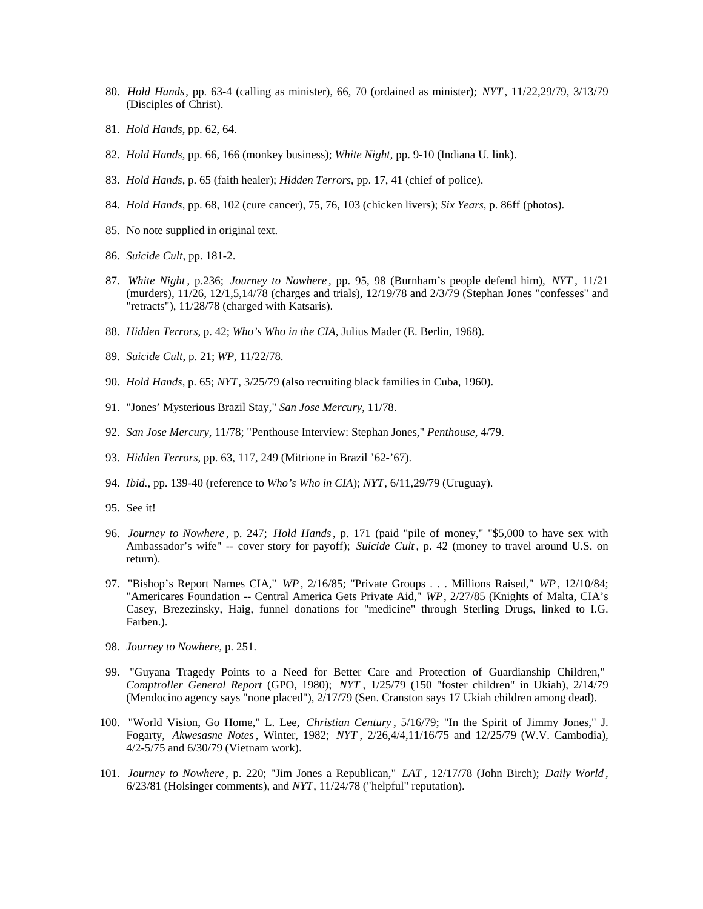80. *Hold Hands*, pp. 63-4 (calling as minister), 66, 70 (ordained as minister); *NYT*, 11/22,29/79, 3/13/79 (Disciples of Christ).

81. *Hold Hands*, pp. 62, 64.

82. *Hold Hands*, pp. 66, 166 (monkey business); *White Night*, pp. 9-10 (Indiana U. link).

83. *Hold Hands*, p. 65 (faith healer); *Hidden Terrors*, pp. 17, 41 (chief of police).

84. *Hold Hands*, pp. 68, 102 (cure cancer), 75, 76, 103 (chicken livers); *Six Years*, p. 86ff (photos).

85. No note supplied in original text.

86. *Suicide Cult*, pp. 181-2.

87. *White Night*, p.236; *Journey to Nowhere*, pp. 95, 98 (Burnham's people defend him), *NYT*, 11/21 (murders), 11/26, 12/1,5,14/78 (charges and trials), 12/19/78 and 2/3/79 (Stephan Jones "confesses" and "retracts"), 11/28/78 (charged with Katsaris).

88. *Hidden Terrors*, p. 42; *Who's Who in the CIA*, Julius Mader (E. Berlin, 1968).

89. *Suicide Cult*, p. 21; *WP*, 11/22/78.

90. *Hold Hands*, p. 65; *NYT*, 3/25/79 (also recruiting black families in Cuba, 1960).

91. "Jones' Mysterious Brazil Stay," *San Jose Mercury*, 11/78.

92. *San Jose Mercury*, 11/78; "Penthouse Interview: Stephan Jones," *Penthouse*, 4/79.

93. *Hidden Terrors*, pp. 63, 117, 249 (Mitrione in Brazil '62-'67).

94. *Ibid.*, pp. 139-40 (reference to *Who's Who in CIA*); *NYT*, 6/11,29/79 (Uruguay).

95. See it!

96. *Journey to Nowhere*, p. 247; *Hold Hands*, p. 171 (paid "pile of money," "$5,000 to have sex with Ambassador's wife" -- cover story for payoff); *Suicide Cult*, p. 42 (money to travel around U.S. on return).

97. "Bishop's Report Names CIA," *WP*, 2/16/85; "Private Groups . . . Millions Raised," *WP*, 12/10/84; "Americares Foundation -- Central America Gets Private Aid," *WP*, 2/27/85 (Knights of Malta, CIA's Casey, Brezezinsky, Haig, funnel donations for "medicine" through Sterling Drugs, linked to I.G. Farben.).

98. *Journey to Nowhere*, p. 251.

99. "Guyana Tragedy Points to a Need for Better Care and Protection of Guardianship Children," *Comptroller General Report* (GPO, 1980); *NYT*, 1/25/79 (150 "foster children" in Ukiah), 2/14/79 (Mendocino agency says "none placed"), 2/17/79 (Sen. Cranston says 17 Ukiah children among dead).

100. "World Vision, Go Home," L. Lee, *Christian Century*, 5/16/79; "In the Spirit of Jimmy Jones," J. Fogarty, *Akwesasne Notes*, Winter, 1982; *NYT*, 2/26,4/4,11/16/75 and 12/25/79 (W.V. Cambodia), 4/2-5/75 and 6/30/79 (Vietnam work).

101. *Journey to Nowhere*, p. 220; "Jim Jones a Republican," *LAT*, 12/17/78 (John Birch); *Daily World*, 6/23/81 (Holsinger comments), and *NYT*, 11/24/78 ("helpful" reputation).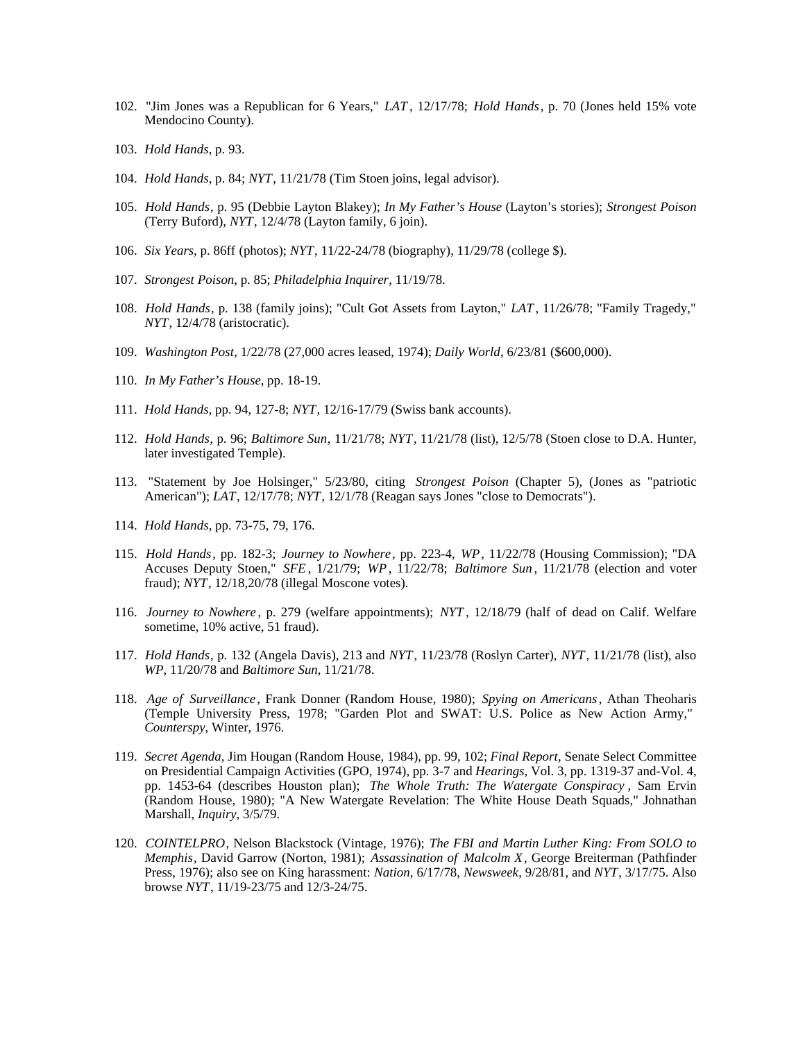102. "Jim Jones was a Republican for 6 Years," *LAT*, 12/17/78; *Hold Hands*, p. 70 (Jones held 15% vote Mendocino County).

103. *Hold Hands*, p. 93.

104. *Hold Hands*, p. 84; *NYT*, 11/21/78 (Tim Stoen joins, legal advisor).

105. *Hold Hands*, p. 95 (Debbie Layton Blakey); *In My Father's House* (Layton's stories); *Strongest Poison* (Terry Buford), *NYT*, 12/4/78 (Layton family, 6 join).

106. *Six Years*, p. 86ff (photos); *NYT*, 11/22-24/78 (biography), 11/29/78 (college $).

107. *Strongest Poison*, p. 85; *Philadelphia Inquirer*, 11/19/78.

108. *Hold Hands*, p. 138 (family joins); "Cult Got Assets from Layton," *LAT*, 11/26/78; "Family Tragedy," *NYT*, 12/4/78 (aristocratic).

109. *Washington Post*, 1/22/78 (27,000 acres leased, 1974); *Daily World*, 6/23/81 ($600,000).

110. *In My Father's House*, pp. 18-19.

111. *Hold Hands*, pp. 94, 127-8; *NYT*, 12/16-17/79 (Swiss bank accounts).

112. *Hold Hands*, p. 96; *Baltimore Sun*, 11/21/78; *NYT*, 11/21/78 (list), 12/5/78 (Stoen close to D.A. Hunter, later investigated Temple).

113. "Statement by Joe Holsinger," 5/23/80, citing *Strongest Poison* (Chapter 5), (Jones as "patriotic American"); *LAT*, 12/17/78; *NYT*, 12/1/78 (Reagan says Jones "close to Democrats").

114. *Hold Hands*, pp. 73-75, 79, 176.

115. *Hold Hands*, pp. 182-3; *Journey to Nowhere*, pp. 223-4, *WP*, 11/22/78 (Housing Commission); "DA Accuses Deputy Stoen," *SFE*, 1/21/79; *WP*, 11/22/78; *Baltimore Sun*, 11/21/78 (election and voter fraud); *NYT*, 12/18,20/78 (illegal Moscone votes).

116. *Journey to Nowhere*, p. 279 (welfare appointments); *NYT*, 12/18/79 (half of dead on Calif. Welfare sometime, 10% active, 51 fraud).

117. *Hold Hands*, p. 132 (Angela Davis), 213 and *NYT*, 11/23/78 (Roslyn Carter), *NYT*, 11/21/78 (list), also *WP*, 11/20/78 and *Baltimore Sun*, 11/21/78.

118. *Age of Surveillance*, Frank Donner (Random House, 1980); *Spying on Americans*, Athan Theoharis (Temple University Press, 1978; "Garden Plot and SWAT: U.S. Police as New Action Army," *Counterspy*, Winter, 1976.

119. *Secret Agenda*, Jim Hougan (Random House, 1984), pp. 99, 102; *Final Report*, Senate Select Committee on Presidential Campaign Activities (GPO, 1974), pp. 3-7 and *Hearings*, Vol. 3, pp. 1319-37 and-Vol. 4, pp. 1453-64 (describes Houston plan); *The Whole Truth: The Watergate Conspiracy*, Sam Ervin (Random House, 1980); "A New Watergate Revelation: The White House Death Squads," Johnathan Marshall, *Inquiry*, 3/5/79.

120. *COINTELPRO*, Nelson Blackstock (Vintage, 1976); *The FBI and Martin Luther King: From SOLO to Memphis*, David Garrow (Norton, 1981); *Assassination of Malcolm X*, George Breiterman (Pathfinder Press, 1976); also see on King harassment: *Nation*, 6/17/78, *Newsweek*, 9/28/81, and *NYT*, 3/17/75. Also browse *NYT*, 11/19-23/75 and 12/3-24/75.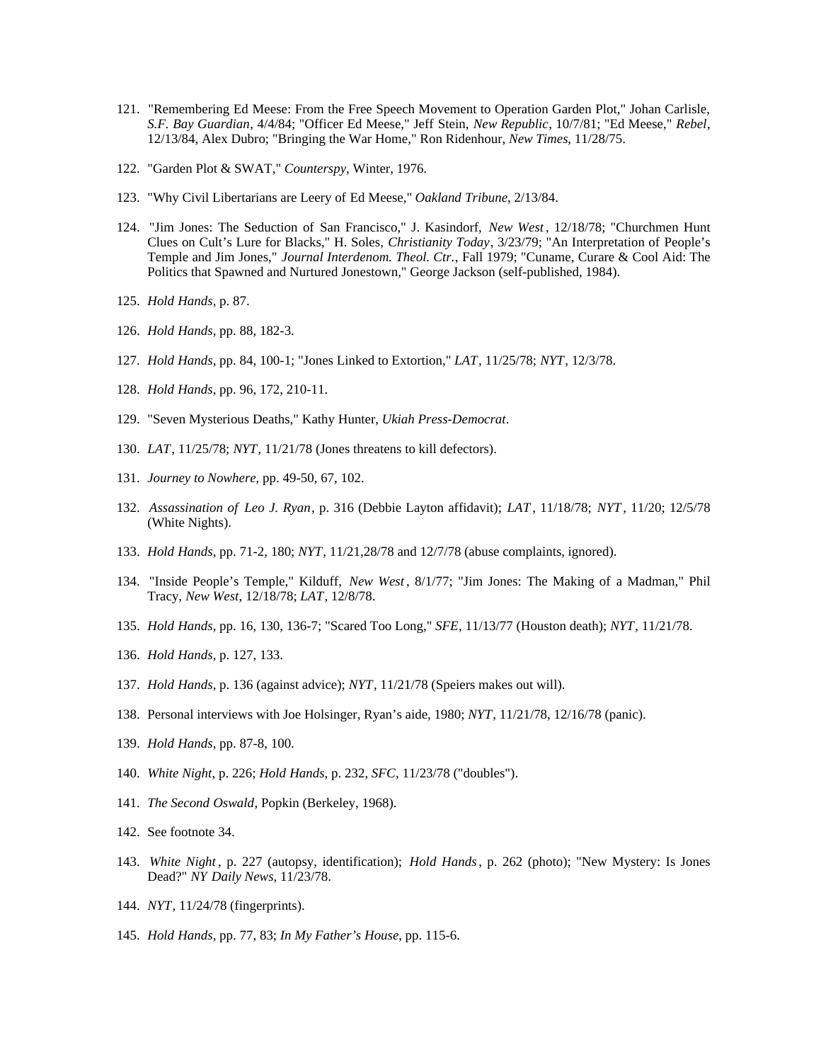121. "Remembering Ed Meese: From the Free Speech Movement to Operation Garden Plot," Johan Carlisle, *S.F. Bay Guardian*, 4/4/84; "Officer Ed Meese," Jeff Stein, *New Republic*, 10/7/81; "Ed Meese," *Rebel*, 12/13/84, Alex Dubro; "Bringing the War Home," Ron Ridenhour, *New Times*, 11/28/75.

122. "Garden Plot & SWAT," *Counterspy*, Winter, 1976.

123. "Why Civil Libertarians are Leery of Ed Meese," *Oakland Tribune*, 2/13/84.

124. "Jim Jones: The Seduction of San Francisco," J. Kasindorf, *New West*, 12/18/78; "Churchmen Hunt Clues on Cult's Lure for Blacks," H. Soles, *Christianity Today*, 3/23/79; "An Interpretation of People's Temple and Jim Jones," *Journal Interdenom. Theol. Ctr.*, Fall 1979; "Cuname, Curare & Cool Aid: The Politics that Spawned and Nurtured Jonestown," George Jackson (self-published, 1984).

125. *Hold Hands*, p. 87.

126. *Hold Hands*, pp. 88, 182-3.

127. *Hold Hands*, pp. 84, 100-1; "Jones Linked to Extortion," *LAT*, 11/25/78; *NYT*, 12/3/78.

128. *Hold Hands*, pp. 96, 172, 210-11.

129. "Seven Mysterious Deaths," Kathy Hunter, *Ukiah Press-Democrat*.

130. *LAT*, 11/25/78; *NYT*, 11/21/78 (Jones threatens to kill defectors).

131. *Journey to Nowhere*, pp. 49-50, 67, 102.

132. *Assassination of Leo J. Ryan*, p. 316 (Debbie Layton affidavit); *LAT*, 11/18/78; *NYT*, 11/20; 12/5/78 (White Nights).

133. *Hold Hands*, pp. 71-2, 180; *NYT*, 11/21,28/78 and 12/7/78 (abuse complaints, ignored).

134. "Inside People's Temple," Kilduff, *New West*, 8/1/77; "Jim Jones: The Making of a Madman," Phil Tracy, *New West*, 12/18/78; *LAT*, 12/8/78.

135. *Hold Hands*, pp. 16, 130, 136-7; "Scared Too Long," *SFE*, 11/13/77 (Houston death); *NYT*, 11/21/78.

136. *Hold Hands*, p. 127, 133.

137. *Hold Hands*, p. 136 (against advice); *NYT*, 11/21/78 (Speiers makes out will).

138. Personal interviews with Joe Holsinger, Ryan's aide, 1980; *NYT*, 11/21/78, 12/16/78 (panic).

139. *Hold Hands*, pp. 87-8, 100.

140. *White Night*, p. 226; *Hold Hands*, p. 232, *SFC*, 11/23/78 ("doubles").

141. *The Second Oswald*, Popkin (Berkeley, 1968).

142. See footnote 34.

143. *White Night*, p. 227 (autopsy, identification); *Hold Hands*, p. 262 (photo); "New Mystery: Is Jones Dead?" *NY Daily News*, 11/23/78.

144. *NYT*, 11/24/78 (fingerprints).

145. *Hold Hands*, pp. 77, 83; *In My Father's House*, pp. 115-6.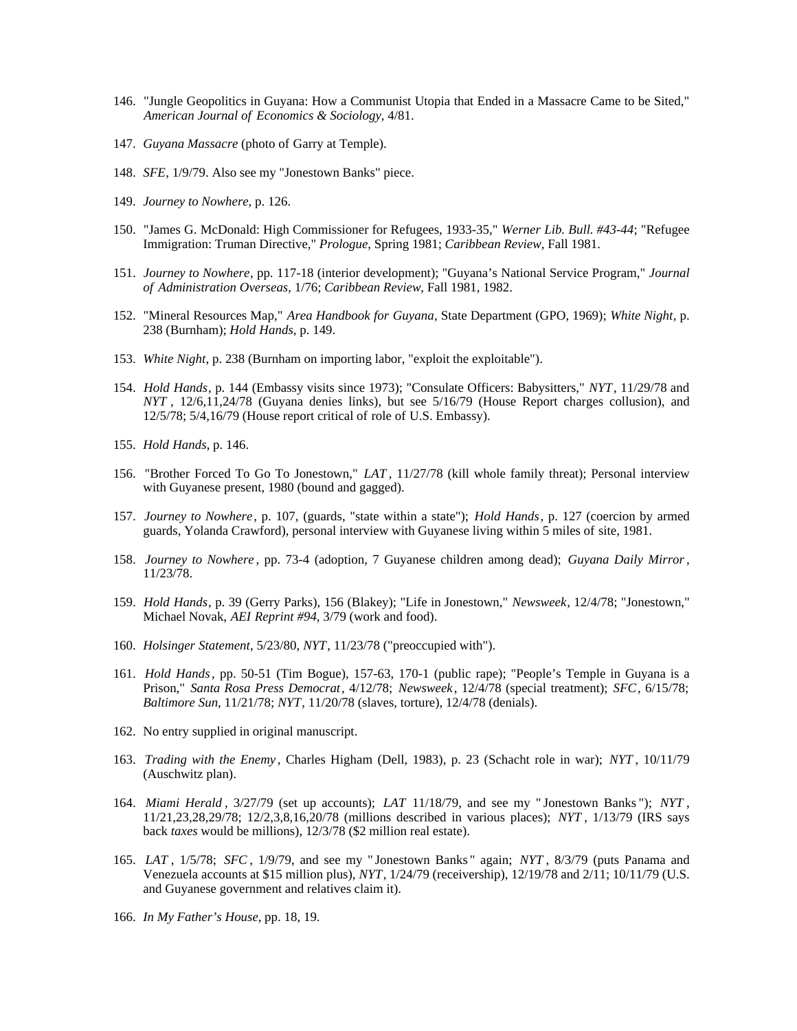146. "Jungle Geopolitics in Guyana: How a Communist Utopia that Ended in a Massacre Came to be Sited," *American Journal of Economics & Sociology*, 4/81.

147. *Guyana Massacre* (photo of Garry at Temple).

148. *SFE*, 1/9/79. Also see my "Jonestown Banks" piece.

149. *Journey to Nowhere*, p. 126.

150. "James G. McDonald: High Commissioner for Refugees, 1933-35," *Werner Lib. Bull. #43-44*; "Refugee Immigration: Truman Directive," *Prologue*, Spring 1981; *Caribbean Review*, Fall 1981.

151. *Journey to Nowhere*, pp. 117-18 (interior development); "Guyana's National Service Program," *Journal of Administration Overseas*, 1/76; *Caribbean Review*, Fall 1981, 1982.

152. "Mineral Resources Map," *Area Handbook for Guyana*, State Department (GPO, 1969); *White Night*, p. 238 (Burnham); *Hold Hands*, p. 149.

153. *White Night*, p. 238 (Burnham on importing labor, "exploit the exploitable").

154. *Hold Hands*, p. 144 (Embassy visits since 1973); "Consulate Officers: Babysitters," *NYT*, 11/29/78 and *NYT*, 12/6,11,24/78 (Guyana denies links), but see 5/16/79 (House Report charges collusion), and 12/5/78; 5/4,16/79 (House report critical of role of U.S. Embassy).

155. *Hold Hands*, p. 146.

156. "Brother Forced To Go To Jonestown," *LAT*, 11/27/78 (kill whole family threat); Personal interview with Guyanese present, 1980 (bound and gagged).

157. *Journey to Nowhere*, p. 107, (guards, "state within a state"); *Hold Hands*, p. 127 (coercion by armed guards, Yolanda Crawford), personal interview with Guyanese living within 5 miles of site, 1981.

158. *Journey to Nowhere*, pp. 73-4 (adoption, 7 Guyanese children among dead); *Guyana Daily Mirror*, 11/23/78.

159. *Hold Hands*, p. 39 (Gerry Parks), 156 (Blakey); "Life in Jonestown," *Newsweek*, 12/4/78; "Jonestown," Michael Novak, *AEI Reprint #94*, 3/79 (work and food).

160. *Holsinger Statement*, 5/23/80, *NYT*, 11/23/78 ("preoccupied with").

161. *Hold Hands*, pp. 50-51 (Tim Bogue), 157-63, 170-1 (public rape); "People's Temple in Guyana is a Prison," *Santa Rosa Press Democrat*, 4/12/78; *Newsweek*, 12/4/78 (special treatment); *SFC*, 6/15/78; *Baltimore Sun*, 11/21/78; *NYT*, 11/20/78 (slaves, torture), 12/4/78 (denials).

162. No entry supplied in original manuscript.

163. *Trading with the Enemy*, Charles Higham (Dell, 1983), p. 23 (Schacht role in war); *NYT*, 10/11/79 (Auschwitz plan).

164. *Miami Herald*, 3/27/79 (set up accounts); *LAT* 11/18/79, and see my "Jonestown Banks"); *NYT*, 11/21,23,28,29/78; 12/2,3,8,16,20/78 (millions described in various places); *NYT*, 1/13/79 (IRS says back *taxes* would be millions), 12/3/78 ($2 million real estate).

165. *LAT*, 1/5/78; *SFC*, 1/9/79, and see my "Jonestown Banks" again; *NYT*, 8/3/79 (puts Panama and Venezuela accounts at $15 million plus), *NYT*, 1/24/79 (receivership), 12/19/78 and 2/11; 10/11/79 (U.S. and Guyanese government and relatives claim it).

166. *In My Father's House*, pp. 18, 19.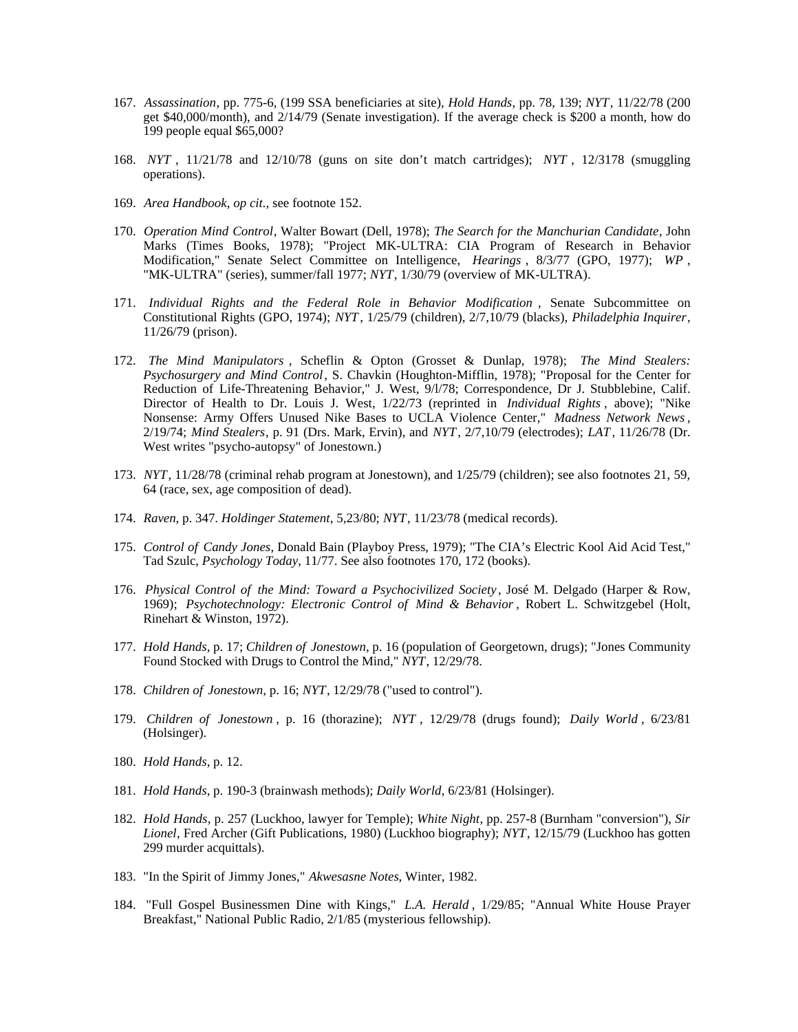167. *Assassination*, pp. 775-6, (199 SSA beneficiaries at site), *Hold Hands*, pp. 78, 139; *NYT*, 11/22/78 (200 get $40,000/month), and 2/14/79 (Senate investigation). If the average check is $200 a month, how do 199 people equal $65,000?

168. *NYT* , 11/21/78 and 12/10/78 (guns on site don't match cartridges); *NYT* , 12/3178 (smuggling operations).

169. *Area Handbook*, *op cit*., see footnote 152.

170. *Operation Mind Control*, Walter Bowart (Dell, 1978); *The Search for the Manchurian Candidate*, John Marks (Times Books, 1978); "Project MK-ULTRA: CIA Program of Research in Behavior Modification," Senate Select Committee on Intelligence, *Hearings* , 8/3/77 (GPO, 1977); *WP* , "MK-ULTRA" (series), summer/fall 1977; *NYT*, 1/30/79 (overview of MK-ULTRA).

171. *Individual Rights and the Federal Role in Behavior Modification* , Senate Subcommittee on Constitutional Rights (GPO, 1974); *NYT*, 1/25/79 (children), 2/7,10/79 (blacks), *Philadelphia Inquirer*, 11/26/79 (prison).

172. *The Mind Manipulators* , Scheflin & Opton (Grosset & Dunlap, 1978); *The Mind Stealers: Psychosurgery and Mind Control*, S. Chavkin (Houghton-Mifflin, 1978); "Proposal for the Center for Reduction of Life-Threatening Behavior," J. West, 9/l/78; Correspondence, Dr J. Stubblebine, Calif. Director of Health to Dr. Louis J. West, 1/22/73 (reprinted in *Individual Rights* , above); "Nike Nonsense: Army Offers Unused Nike Bases to UCLA Violence Center," *Madness Network News* , 2/19/74; *Mind Stealers*, p. 91 (Drs. Mark, Ervin), and *NYT*, 2/7,10/79 (electrodes); *LAT*, 11/26/78 (Dr. West writes "psycho-autopsy" of Jonestown.)

173. *NYT*, 11/28/78 (criminal rehab program at Jonestown), and 1/25/79 (children); see also footnotes 21, 59, 64 (race, sex, age composition of dead).

174. *Raven*, p. 347. *Holdinger Statement*, 5,23/80; *NYT*, 11/23/78 (medical records).

175. *Control of Candy Jones*, Donald Bain (Playboy Press, 1979); "The CIA's Electric Kool Aid Acid Test," Tad Szulc, *Psychology Today*, 11/77. See also footnotes 170, 172 (books).

176. *Physical Control of the Mind: Toward a Psychocivilized Society* , José M. Delgado (Harper & Row, 1969); *Psychotechnology: Electronic Control of Mind & Behavior* , Robert L. Schwitzgebel (Holt, Rinehart & Winston, 1972).

177. *Hold Hands*, p. 17; *Children of Jonestown*, p. 16 (population of Georgetown, drugs); "Jones Community Found Stocked with Drugs to Control the Mind," *NYT*, 12/29/78.

178. *Children of Jonestown*, p. 16; *NYT*, 12/29/78 ("used to control").

179. *Children of Jonestown* , p. 16 (thorazine); *NYT* , 12/29/78 (drugs found); *Daily World* , 6/23/81 (Holsinger).

180. *Hold Hands*, p. 12.

181. *Hold Hands*, p. 190-3 (brainwash methods); *Daily World*, 6/23/81 (Holsinger).

182. *Hold Hands*, p. 257 (Luckhoo, lawyer for Temple); *White Night*, pp. 257-8 (Burnham "conversion"), *Sir Lionel*, Fred Archer (Gift Publications, 1980) (Luckhoo biography); *NYT*, 12/15/79 (Luckhoo has gotten 299 murder acquittals).

183. "In the Spirit of Jimmy Jones," *Akwesasne Notes*, Winter, 1982.

184. "Full Gospel Businessmen Dine with Kings," *L.A. Herald* , 1/29/85; "Annual White House Prayer Breakfast," National Public Radio, 2/1/85 (mysterious fellowship).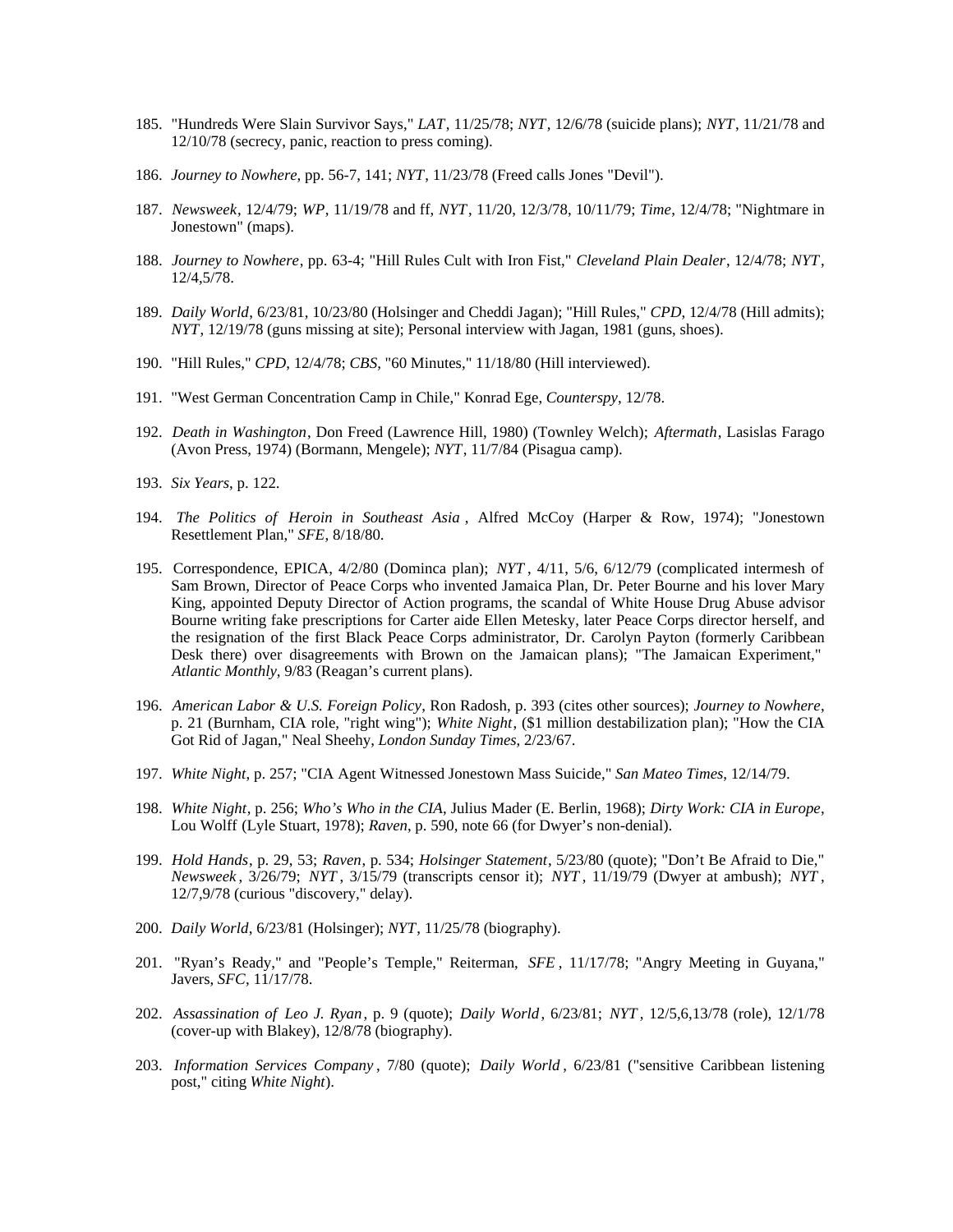185. "Hundreds Were Slain Survivor Says," *LAT*, 11/25/78; *NYT*, 12/6/78 (suicide plans); *NYT*, 11/21/78 and 12/10/78 (secrecy, panic, reaction to press coming).

186. *Journey to Nowhere*, pp. 56-7, 141; *NYT*, 11/23/78 (Freed calls Jones "Devil").

187. *Newsweek*, 12/4/79; *WP*, 11/19/78 and ff, *NYT*, 11/20, 12/3/78, 10/11/79; *Time*, 12/4/78; "Nightmare in Jonestown" (maps).

188. *Journey to Nowhere*, pp. 63-4; "Hill Rules Cult with Iron Fist," *Cleveland Plain Dealer*, 12/4/78; *NYT*, 12/4,5/78.

189. *Daily World*, 6/23/81, 10/23/80 (Holsinger and Cheddi Jagan); "Hill Rules," *CPD*, 12/4/78 (Hill admits); *NYT*, 12/19/78 (guns missing at site); Personal interview with Jagan, 1981 (guns, shoes).

190. "Hill Rules," *CPD*, 12/4/78; *CBS*, "60 Minutes," 11/18/80 (Hill interviewed).

191. "West German Concentration Camp in Chile," Konrad Ege, *Counterspy*, 12/78.

192. *Death in Washington*, Don Freed (Lawrence Hill, 1980) (Townley Welch); *Aftermath*, Lasislas Farago (Avon Press, 1974) (Bormann, Mengele); *NYT*, 11/7/84 (Pisagua camp).

193. *Six Years*, p. 122.

194. *The Politics of Heroin in Southeast Asia*, Alfred McCoy (Harper & Row, 1974); "Jonestown Resettlement Plan," *SFE*, 8/18/80.

195. Correspondence, EPICA, 4/2/80 (Dominca plan); *NYT*, 4/11, 5/6, 6/12/79 (complicated intermesh of Sam Brown, Director of Peace Corps who invented Jamaica Plan, Dr. Peter Bourne and his lover Mary King, appointed Deputy Director of Action programs, the scandal of White House Drug Abuse advisor Bourne writing fake prescriptions for Carter aide Ellen Metesky, later Peace Corps director herself, and the resignation of the first Black Peace Corps administrator, Dr. Carolyn Payton (formerly Caribbean Desk there) over disagreements with Brown on the Jamaican plans); "The Jamaican Experiment," *Atlantic Monthly*, 9/83 (Reagan's current plans).

196. *American Labor & U.S. Foreign Policy*, Ron Radosh, p. 393 (cites other sources); *Journey to Nowhere*, p. 21 (Burnham, CIA role, "right wing"); *White Night*, ($1 million destabilization plan); "How the CIA Got Rid of Jagan," Neal Sheehy, *London Sunday Times*, 2/23/67.

197. *White Night*, p. 257; "CIA Agent Witnessed Jonestown Mass Suicide," *San Mateo Times*, 12/14/79.

198. *White Night*, p. 256; *Who's Who in the CIA*, Julius Mader (E. Berlin, 1968); *Dirty Work: CIA in Europe*, Lou Wolff (Lyle Stuart, 1978); *Raven*, p. 590, note 66 (for Dwyer's non-denial).

199. *Hold Hands*, p. 29, 53; *Raven*, p. 534; *Holsinger Statement*, 5/23/80 (quote); "Don't Be Afraid to Die," *Newsweek*, 3/26/79; *NYT*, 3/15/79 (transcripts censor it); *NYT*, 11/19/79 (Dwyer at ambush); *NYT*, 12/7,9/78 (curious "discovery," delay).

200. *Daily World*, 6/23/81 (Holsinger); *NYT*, 11/25/78 (biography).

201. "Ryan's Ready," and "People's Temple," Reiterman, *SFE*, 11/17/78; "Angry Meeting in Guyana," Javers, *SFC*, 11/17/78.

202. *Assassination of Leo J. Ryan*, p. 9 (quote); *Daily World*, 6/23/81; *NYT*, 12/5,6,13/78 (role), 12/1/78 (cover-up with Blakey), 12/8/78 (biography).

203. *Information Services Company*, 7/80 (quote); *Daily World*, 6/23/81 ("sensitive Caribbean listening post," citing *White Night*).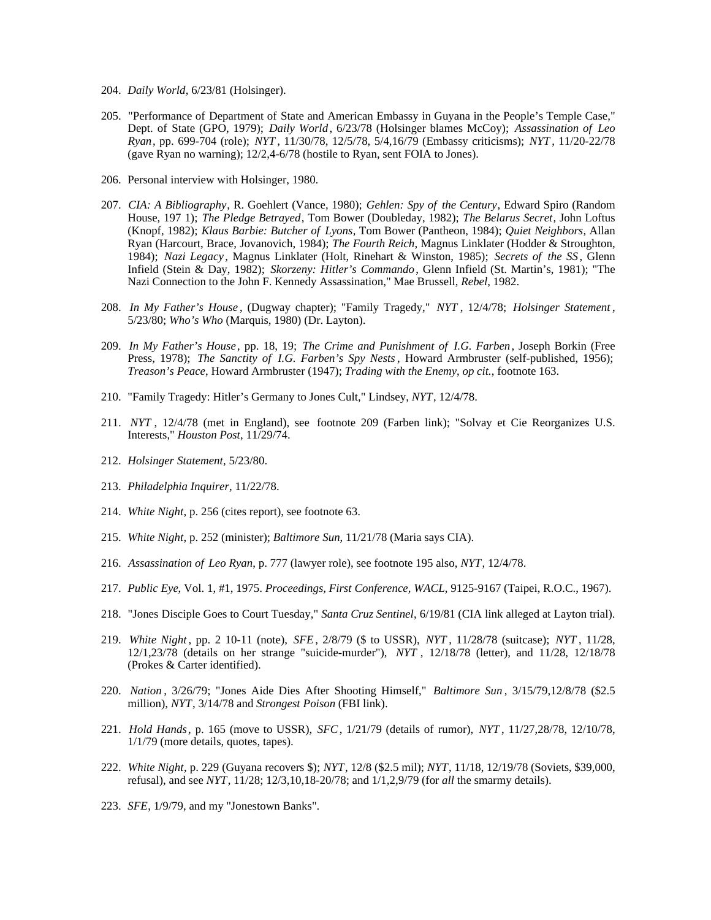204. *Daily World*, 6/23/81 (Holsinger).

205. "Performance of Department of State and American Embassy in Guyana in the People's Temple Case," Dept. of State (GPO, 1979); *Daily World*, 6/23/78 (Holsinger blames McCoy); *Assassination of Leo Ryan*, pp. 699-704 (role); *NYT*, 11/30/78, 12/5/78, 5/4,16/79 (Embassy criticisms); *NYT*, 11/20-22/78 (gave Ryan no warning); 12/2,4-6/78 (hostile to Ryan, sent FOIA to Jones).

206. Personal interview with Holsinger, 1980.

207. *CIA: A Bibliography*, R. Goehlert (Vance, 1980); *Gehlen: Spy of the Century*, Edward Spiro (Random House, 197 1); *The Pledge Betrayed*, Tom Bower (Doubleday, 1982); *The Belarus Secret*, John Loftus (Knopf, 1982); *Klaus Barbie: Butcher of Lyons*, Tom Bower (Pantheon, 1984); *Quiet Neighbors*, Allan Ryan (Harcourt, Brace, Jovanovich, 1984); *The Fourth Reich*, Magnus Linklater (Hodder & Stroughton, 1984); *Nazi Legacy*, Magnus Linklater (Holt, Rinehart & Winston, 1985); *Secrets of the SS*, Glenn Infield (Stein & Day, 1982); *Skorzeny: Hitler's Commando*, Glenn Infield (St. Martin's, 1981); "The Nazi Connection to the John F. Kennedy Assassination," Mae Brussell, *Rebel*, 1982.

208. *In My Father's House*, (Dugway chapter); "Family Tragedy," *NYT*, 12/4/78; *Holsinger Statement*, 5/23/80; *Who's Who* (Marquis, 1980) (Dr. Layton).

209. *In My Father's House*, pp. 18, 19; *The Crime and Punishment of I.G. Farben*, Joseph Borkin (Free Press, 1978); *The Sanctity of I.G. Farben's Spy Nests*, Howard Armbruster (self-published, 1956); *Treason's Peace*, Howard Armbruster (1947); *Trading with the Enemy*, *op cit.*, footnote 163.

210. "Family Tragedy: Hitler's Germany to Jones Cult," Lindsey, *NYT*, 12/4/78.

211. *NYT*, 12/4/78 (met in England), see footnote 209 (Farben link); "Solvay et Cie Reorganizes U.S. Interests," *Houston Post*, 11/29/74.

212. *Holsinger Statement*, 5/23/80.

213. *Philadelphia Inquirer*, 11/22/78.

214. *White Night*, p. 256 (cites report), see footnote 63.

215. *White Night*, p. 252 (minister); *Baltimore Sun*, 11/21/78 (Maria says CIA).

216. *Assassination of Leo Ryan*, p. 777 (lawyer role), see footnote 195 also, *NYT*, 12/4/78.

217. *Public Eye*, Vol. 1, #1, 1975. *Proceedings, First Conference, WACL*, 9125-9167 (Taipei, R.O.C., 1967).

218. "Jones Disciple Goes to Court Tuesday," *Santa Cruz Sentinel*, 6/19/81 (CIA link alleged at Layton trial).

219. *White Night*, pp. 2 10-11 (note), *SFE*, 2/8/79 ($ to USSR), *NYT*, 11/28/78 (suitcase); *NYT*, 11/28, 12/1,23/78 (details on her strange "suicide-murder"), *NYT*, 12/18/78 (letter), and 11/28, 12/18/78 (Prokes & Carter identified).

220. *Nation*, 3/26/79; "Jones Aide Dies After Shooting Himself," *Baltimore Sun*, 3/15/79,12/8/78 ($2.5 million), *NYT*, 3/14/78 and *Strongest Poison* (FBI link).

221. *Hold Hands*, p. 165 (move to USSR), *SFC*, 1/21/79 (details of rumor), *NYT*, 11/27,28/78, 12/10/78, 1/1/79 (more details, quotes, tapes).

222. *White Night*, p. 229 (Guyana recovers $); *NYT*, 12/8 ($2.5 mil); *NYT*, 11/18, 12/19/78 (Soviets, $39,000, refusal), and see *NYT*, 11/28; 12/3,10,18-20/78; and 1/1,2,9/79 (for *all* the smarmy details).

223. *SFE*, 1/9/79, and my "Jonestown Banks".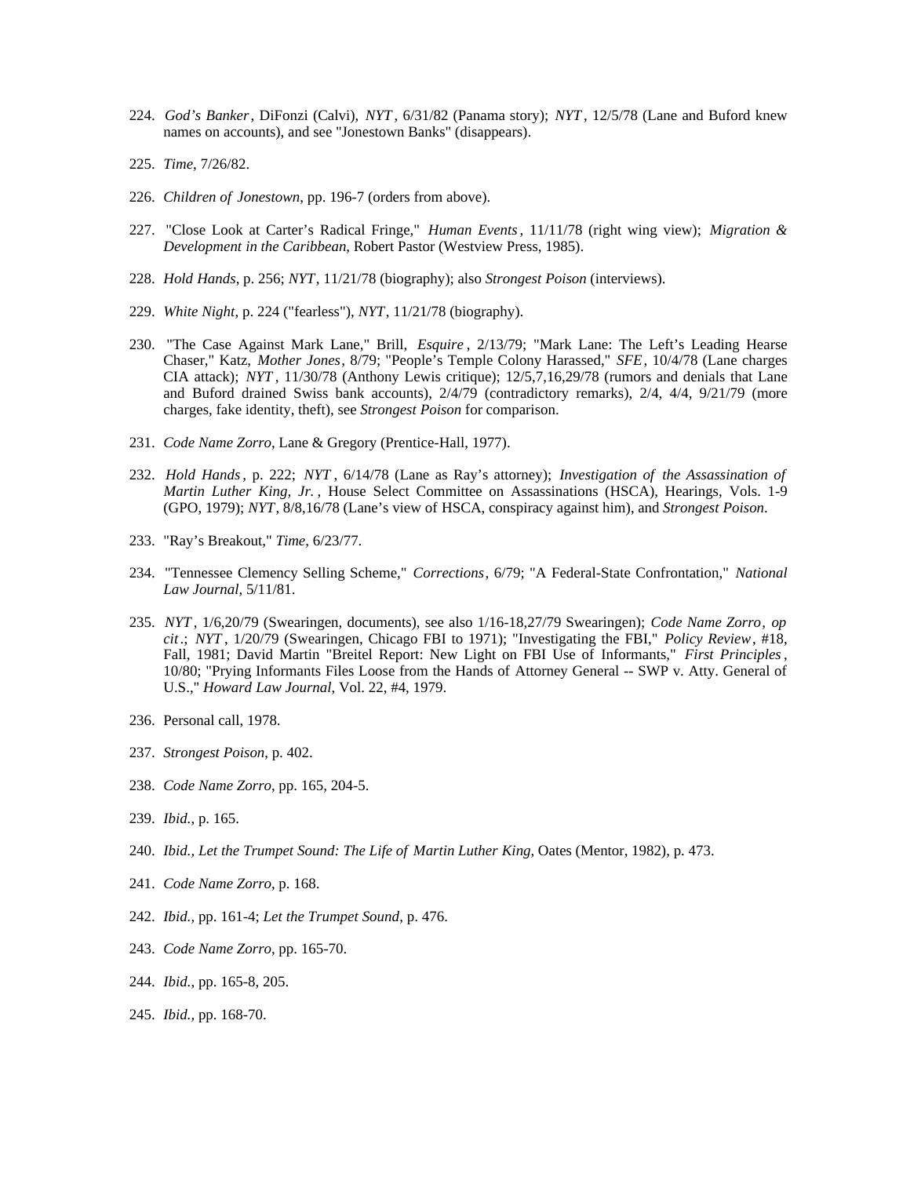224. *God's Banker*, DiFonzi (Calvi), *NYT*, 6/31/82 (Panama story); *NYT*, 12/5/78 (Lane and Buford knew names on accounts), and see "Jonestown Banks" (disappears).

225. *Time*, 7/26/82.

226. *Children of Jonestown*, pp. 196-7 (orders from above).

227. "Close Look at Carter's Radical Fringe," *Human Events*, 11/11/78 (right wing view); *Migration & Development in the Caribbean*, Robert Pastor (Westview Press, 1985).

228. *Hold Hands*, p. 256; *NYT*, 11/21/78 (biography); also *Strongest Poison* (interviews).

229. *White Night*, p. 224 ("fearless"), *NYT*, 11/21/78 (biography).

230. "The Case Against Mark Lane," Brill, *Esquire*, 2/13/79; "Mark Lane: The Left's Leading Hearse Chaser," Katz, *Mother Jones*, 8/79; "People's Temple Colony Harassed," *SFE*, 10/4/78 (Lane charges CIA attack); *NYT*, 11/30/78 (Anthony Lewis critique); 12/5,7,16,29/78 (rumors and denials that Lane and Buford drained Swiss bank accounts), 2/4/79 (contradictory remarks), 2/4, 4/4, 9/21/79 (more charges, fake identity, theft), see *Strongest Poison* for comparison.

231. *Code Name Zorro*, Lane & Gregory (Prentice-Hall, 1977).

232. *Hold Hands*, p. 222; *NYT*, 6/14/78 (Lane as Ray's attorney); *Investigation of the Assassination of Martin Luther King, Jr.*, House Select Committee on Assassinations (HSCA), Hearings, Vols. 1-9 (GPO, 1979); *NYT*, 8/8,16/78 (Lane's view of HSCA, conspiracy against him), and *Strongest Poison*.

233. "Ray's Breakout," *Time*, 6/23/77.

234. "Tennessee Clemency Selling Scheme," *Corrections*, 6/79; "A Federal-State Confrontation," *National Law Journal*, 5/11/81.

235. *NYT*, 1/6,20/79 (Swearingen, documents), see also 1/16-18,27/79 Swearingen); *Code Name Zorro*, *op cit*.; *NYT*, 1/20/79 (Swearingen, Chicago FBI to 1971); "Investigating the FBI," *Policy Review*, #18, Fall, 1981; David Martin "Breitel Report: New Light on FBI Use of Informants," *First Principles*, 10/80; "Prying Informants Files Loose from the Hands of Attorney General -- SWP v. Atty. General of U.S.," *Howard Law Journal*, Vol. 22, #4, 1979.

236. Personal call, 1978.

237. *Strongest Poison*, p. 402.

238. *Code Name Zorro*, pp. 165, 204-5.

239. *Ibid.,* p. 165.

240. *Ibid.*, *Let the Trumpet Sound: The Life of Martin Luther King*, Oates (Mentor, 1982), p. 473.

241. *Code Name Zorro*, p. 168.

242. *Ibid.,* pp. 161-4; *Let the Trumpet Sound*, p. 476.

243. *Code Name Zorro*, pp. 165-70.

244. *Ibid.,* pp. 165-8, 205.

245. *Ibid.,* pp. 168-70.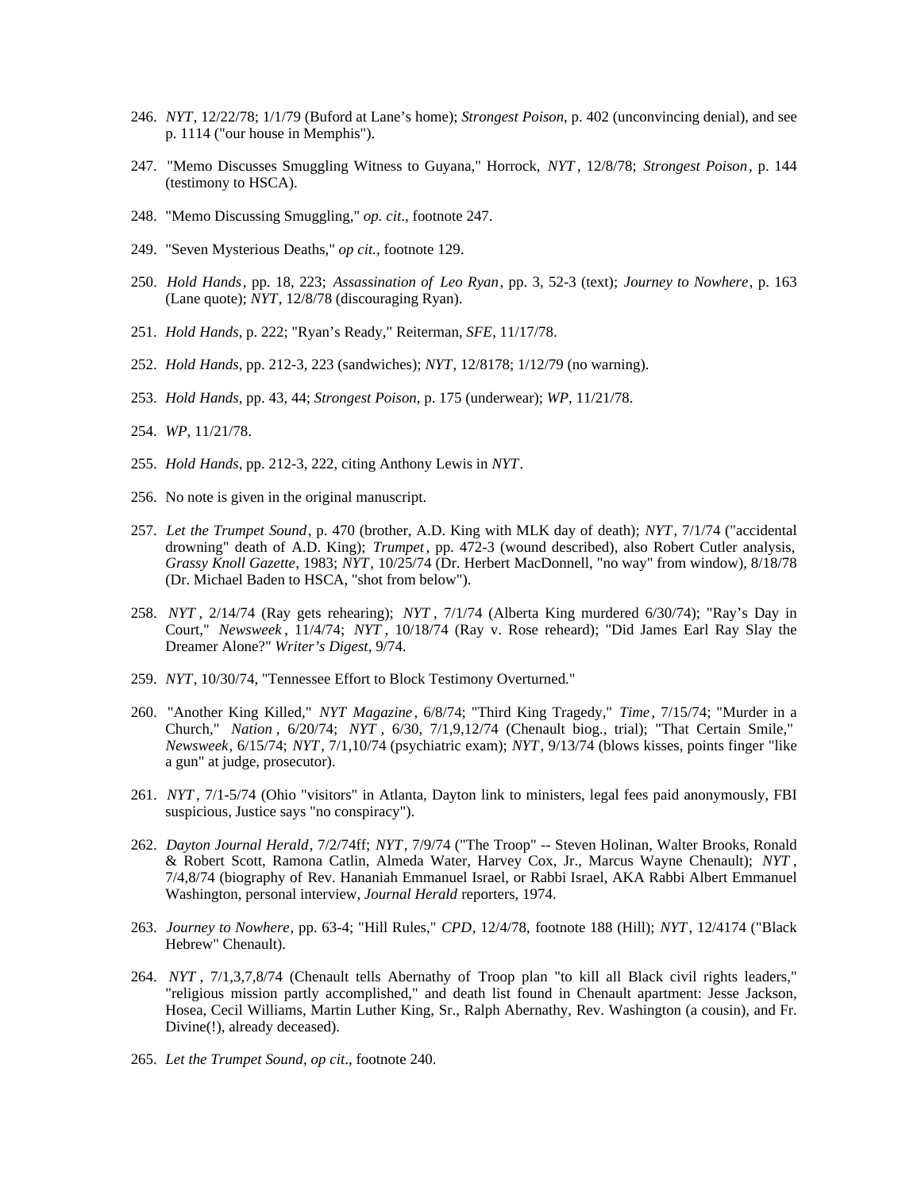246. *NYT*, 12/22/78; 1/1/79 (Buford at Lane's home); *Strongest Poison*, p. 402 (unconvincing denial), and see p. 1114 ("our house in Memphis").

247. "Memo Discusses Smuggling Witness to Guyana," Horrock, *NYT*, 12/8/78; *Strongest Poison*, p. 144 (testimony to HSCA).

248. "Memo Discussing Smuggling," *op. cit*., footnote 247.

249. "Seven Mysterious Deaths," *op cit.*, footnote 129.

250. *Hold Hands*, pp. 18, 223; *Assassination of Leo Ryan*, pp. 3, 52-3 (text); *Journey to Nowhere*, p. 163 (Lane quote); *NYT*, 12/8/78 (discouraging Ryan).

251. *Hold Hands*, p. 222; "Ryan's Ready," Reiterman, *SFE*, 11/17/78.

252. *Hold Hands*, pp. 212-3, 223 (sandwiches); *NYT*, 12/8178; 1/12/79 (no warning).

253. *Hold Hands*, pp. 43, 44; *Strongest Poison*, p. 175 (underwear); *WP*, 11/21/78.

254. *WP*, 11/21/78.

255. *Hold Hands*, pp. 212-3, 222, citing Anthony Lewis in *NYT*.

256. No note is given in the original manuscript.

257. *Let the Trumpet Sound*, p. 470 (brother, A.D. King with MLK day of death); *NYT*, 7/1/74 ("accidental drowning" death of A.D. King); *Trumpet*, pp. 472-3 (wound described), also Robert Cutler analysis, *Grassy Knoll Gazette*, 1983; *NYT*, 10/25/74 (Dr. Herbert MacDonnell, "no way" from window), 8/18/78 (Dr. Michael Baden to HSCA, "shot from below").

258. *NYT*, 2/14/74 (Ray gets rehearing); *NYT*, 7/1/74 (Alberta King murdered 6/30/74); "Ray's Day in Court," *Newsweek*, 11/4/74; *NYT*, 10/18/74 (Ray v. Rose reheard); "Did James Earl Ray Slay the Dreamer Alone?" *Writer's Digest*, 9/74.

259. *NYT*, 10/30/74, "Tennessee Effort to Block Testimony Overturned."

260. "Another King Killed," *NYT Magazine*, 6/8/74; "Third King Tragedy," *Time*, 7/15/74; "Murder in a Church," *Nation*, 6/20/74; *NYT*, 6/30, 7/1,9,12/74 (Chenault biog., trial); "That Certain Smile," *Newsweek*, 6/15/74; *NYT*, 7/1,10/74 (psychiatric exam); *NYT*, 9/13/74 (blows kisses, points finger "like a gun" at judge, prosecutor).

261. *NYT*, 7/1-5/74 (Ohio "visitors" in Atlanta, Dayton link to ministers, legal fees paid anonymously, FBI suspicious, Justice says "no conspiracy").

262. *Dayton Journal Herald*, 7/2/74ff; *NYT*, 7/9/74 ("The Troop" -- Steven Holinan, Walter Brooks, Ronald & Robert Scott, Ramona Catlin, Almeda Water, Harvey Cox, Jr., Marcus Wayne Chenault); *NYT*, 7/4,8/74 (biography of Rev. Hananiah Emmanuel Israel, or Rabbi Israel, AKA Rabbi Albert Emmanuel Washington, personal interview, *Journal Herald* reporters, 1974.

263. *Journey to Nowhere*, pp. 63-4; "Hill Rules," *CPD*, 12/4/78, footnote 188 (Hill); *NYT*, 12/4174 ("Black Hebrew" Chenault).

264. *NYT*, 7/1,3,7,8/74 (Chenault tells Abernathy of Troop plan "to kill all Black civil rights leaders," "religious mission partly accomplished," and death list found in Chenault apartment: Jesse Jackson, Hosea, Cecil Williams, Martin Luther King, Sr., Ralph Abernathy, Rev. Washington (a cousin), and Fr. Divine(!), already deceased).

265. *Let the Trumpet Sound*, *op cit*., footnote 240.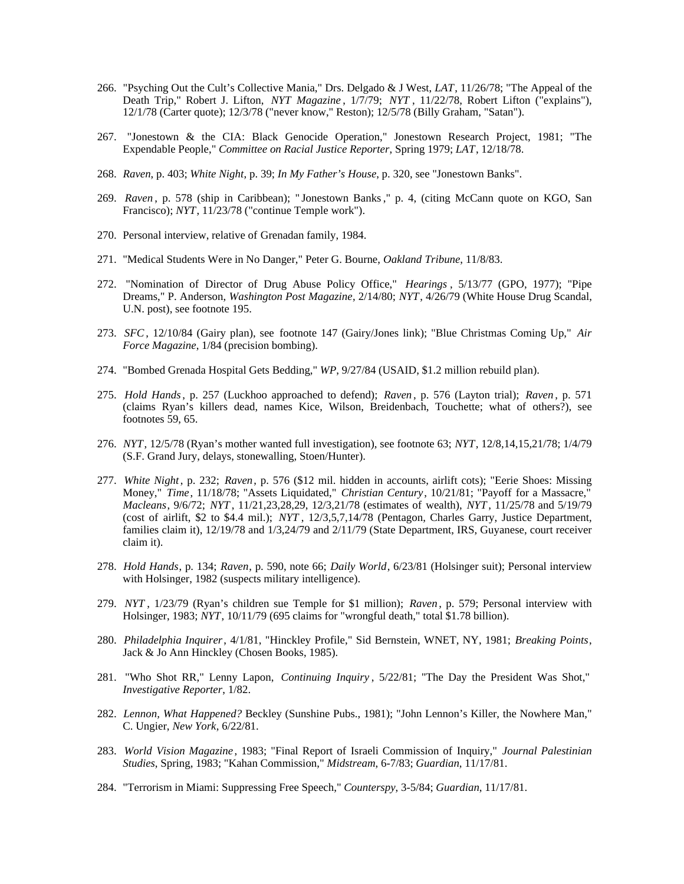266. "Psyching Out the Cult's Collective Mania," Drs. Delgado & J West, *LAT*, 11/26/78; "The Appeal of the Death Trip," Robert J. Lifton, *NYT Magazine*, 1/7/79; *NYT*, 11/22/78, Robert Lifton ("explains"), 12/1/78 (Carter quote); 12/3/78 ("never know," Reston); 12/5/78 (Billy Graham, "Satan").

267. "Jonestown & the CIA: Black Genocide Operation," Jonestown Research Project, 1981; "The Expendable People," *Committee on Racial Justice Reporter*, Spring 1979; *LAT*, 12/18/78.

268. *Raven*, p. 403; *White Night*, p. 39; *In My Father's House*, p. 320, see "Jonestown Banks".

269. *Raven*, p. 578 (ship in Caribbean); "Jonestown Banks," p. 4, (citing McCann quote on KGO, San Francisco); *NYT*, 11/23/78 ("continue Temple work").

270. Personal interview, relative of Grenadan family, 1984.

271. "Medical Students Were in No Danger," Peter G. Bourne, *Oakland Tribune*, 11/8/83.

272. "Nomination of Director of Drug Abuse Policy Office," *Hearings*, 5/13/77 (GPO, 1977); "Pipe Dreams," P. Anderson, *Washington Post Magazine*, 2/14/80; *NYT*, 4/26/79 (White House Drug Scandal, U.N. post), see footnote 195.

273. *SFC*, 12/10/84 (Gairy plan), see footnote 147 (Gairy/Jones link); "Blue Christmas Coming Up," *Air Force Magazine*, 1/84 (precision bombing).

274. "Bombed Grenada Hospital Gets Bedding," *WP*, 9/27/84 (USAID, $1.2 million rebuild plan).

275. *Hold Hands*, p. 257 (Luckhoo approached to defend); *Raven*, p. 576 (Layton trial); *Raven*, p. 571 (claims Ryan's killers dead, names Kice, Wilson, Breidenbach, Touchette; what of others?), see footnotes 59, 65.

276. *NYT*, 12/5/78 (Ryan's mother wanted full investigation), see footnote 63; *NYT*, 12/8,14,15,21/78; 1/4/79 (S.F. Grand Jury, delays, stonewalling, Stoen/Hunter).

277. *White Night*, p. 232; *Raven*, p. 576 ($12 mil. hidden in accounts, airlift cots); "Eerie Shoes: Missing Money," *Time*, 11/18/78; "Assets Liquidated," *Christian Century*, 10/21/81; "Payoff for a Massacre," *Macleans*, 9/6/72; *NYT*, 11/21,23,28,29, 12/3,21/78 (estimates of wealth), *NYT*, 11/25/78 and 5/19/79 (cost of airlift, $2 to $4.4 mil.); *NYT*, 12/3,5,7,14/78 (Pentagon, Charles Garry, Justice Department, families claim it), 12/19/78 and 1/3,24/79 and 2/11/79 (State Department, IRS, Guyanese, court receiver claim it).

278. *Hold Hands*, p. 134; *Raven*, p. 590, note 66; *Daily World*, 6/23/81 (Holsinger suit); Personal interview with Holsinger, 1982 (suspects military intelligence).

279. *NYT*, 1/23/79 (Ryan's children sue Temple for $1 million); *Raven*, p. 579; Personal interview with Holsinger, 1983; *NYT*, 10/11/79 (695 claims for "wrongful death," total $1.78 billion).

280. *Philadelphia Inquirer*, 4/1/81, "Hinckley Profile," Sid Bernstein, WNET, NY, 1981; *Breaking Points*, Jack & Jo Ann Hinckley (Chosen Books, 1985).

281. "Who Shot RR," Lenny Lapon, *Continuing Inquiry*, 5/22/81; "The Day the President Was Shot," *Investigative Reporter*, 1/82.

282. *Lennon, What Happened?* Beckley (Sunshine Pubs., 1981); "John Lennon's Killer, the Nowhere Man," C. Ungier, *New York*, 6/22/81.

283. *World Vision Magazine*, 1983; "Final Report of Israeli Commission of Inquiry," *Journal Palestinian Studies*, Spring, 1983; "Kahan Commission," *Midstream*, 6-7/83; *Guardian*, 11/17/81.

284. "Terrorism in Miami: Suppressing Free Speech," *Counterspy*, 3-5/84; *Guardian*, 11/17/81.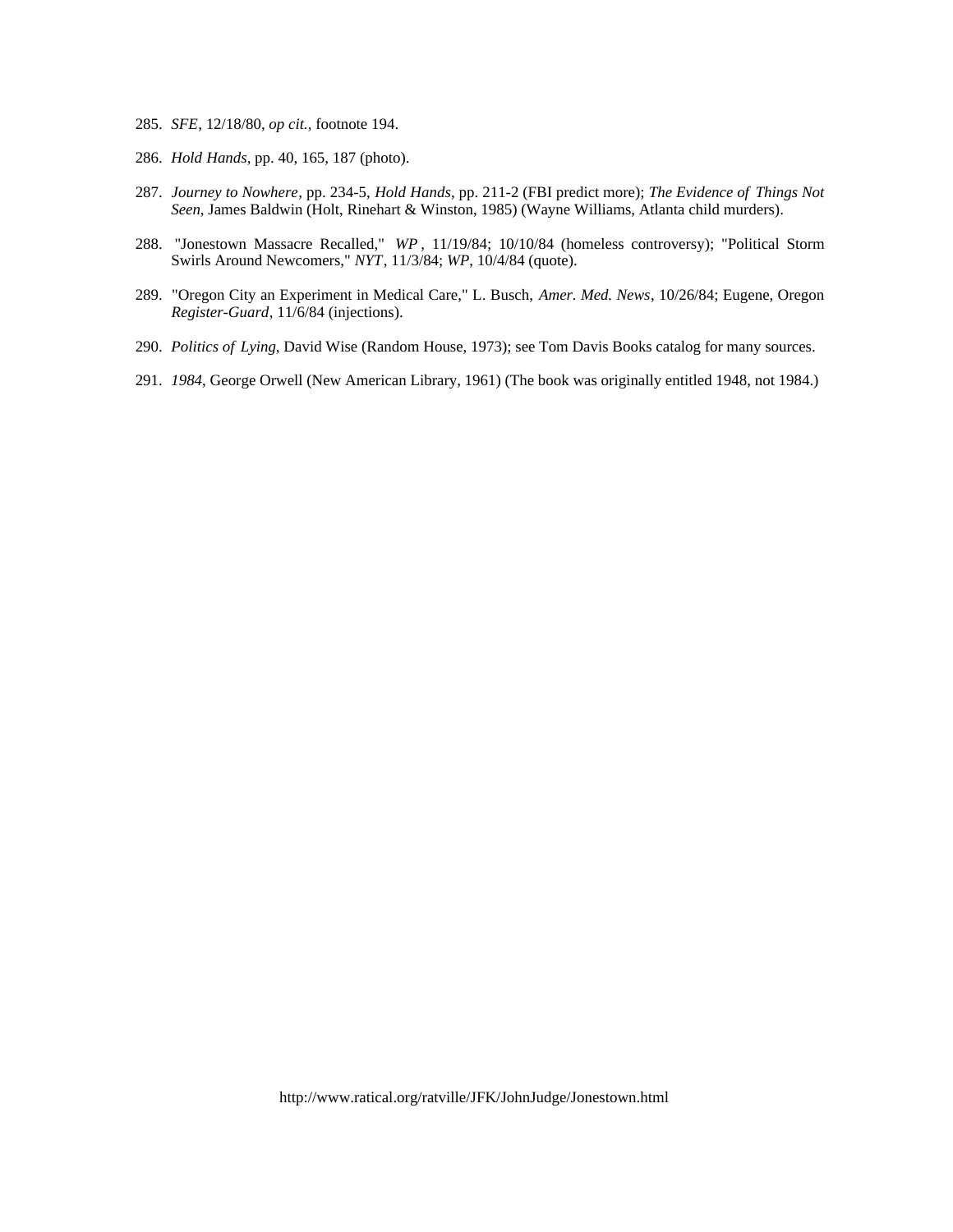285. *SFE*, 12/18/80, *op cit.*, footnote 194.

286. *Hold Hands*, pp. 40, 165, 187 (photo).

287. *Journey to Nowhere*, pp. 234-5, *Hold Hands*, pp. 211-2 (FBI predict more); *The Evidence of Things Not Seen*, James Baldwin (Holt, Rinehart & Winston, 1985) (Wayne Williams, Atlanta child murders).

288. "Jonestown Massacre Recalled," *WP*, 11/19/84; 10/10/84 (homeless controversy); "Political Storm Swirls Around Newcomers," *NYT*, 11/3/84; *WP*, 10/4/84 (quote).

289. "Oregon City an Experiment in Medical Care," L. Busch, *Amer. Med. News*, 10/26/84; Eugene, Oregon *Register-Guard*, 11/6/84 (injections).

290. *Politics of Lying*, David Wise (Random House, 1973); see Tom Davis Books catalog for many sources.

291. *1984*, George Orwell (New American Library, 1961) (The book was originally entitled 1948, not 1984.)

http://www.ratical.org/ratville/JFK/JohnJudge/Jonestown.html